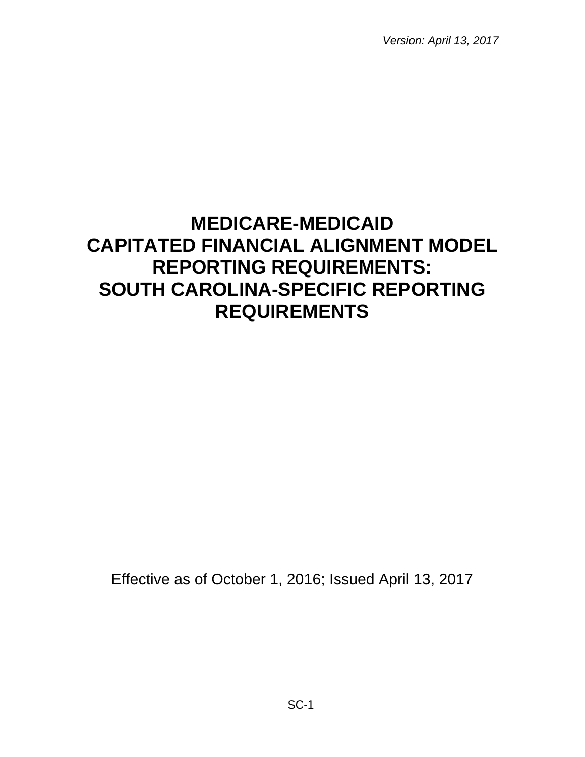*Version: April 13, 2017*

# MEDICARE-MEDICAID CAPITATED FINANCIAL ALIGNMENT MODEL REPORTING REQUIREMENTS: SOUTH CAROLINA-SPECIFIC REPORTING REQUIREMENTS

Effective as of October 1, 2016; Issued April 13, 2017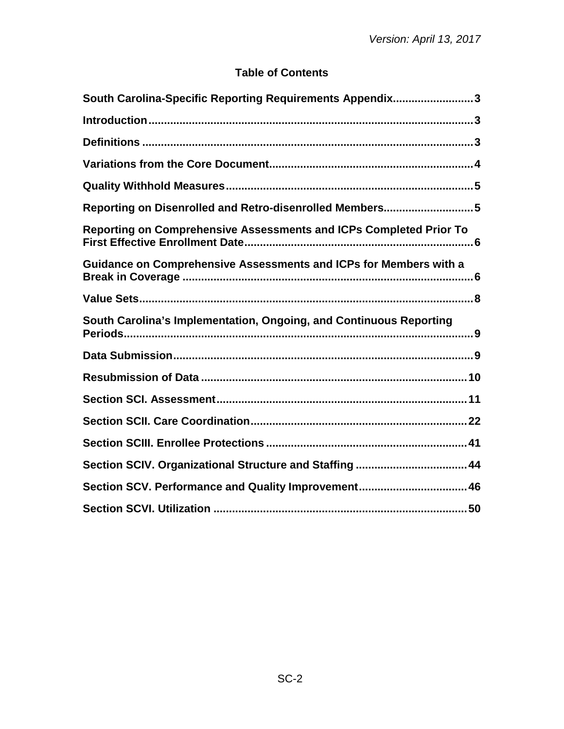Version: April 13, 2017

# Table of Contents

**South Carolina-Specific Reporting Requirements Appendix** .......................... 3

**Introduction** .......................................................................................... 3

**Definitions** ............................................................................................ 3

**Variations from the Core Document** ................................................................ 4

**Quality Withhold Measures** ............................................................................ 5

**Reporting on Disenrolled and Retro-disenrolled Members** ............................ 5

**Reporting on Comprehensive Assessments and ICPs Completed Prior To First Effective Enrollment Date** ......................................................................... 6

**Guidance on Comprehensive Assessments and ICPs for Members with a Break in Coverage** ............................................................................................. 6

**Value Sets** ............................................................................................... 8

**South Carolina's Implementation, Ongoing, and Continuous Reporting Periods** .................................................................................................. 9

**Data Submission** ...................................................................................... 9

**Resubmission of Data** .............................................................................. 10

**Section SCI. Assessment** ......................................................................... 11

**Section SCII. Care Coordination** ................................................................. 22

**Section SCIII. Enrollee Protections** ............................................................. 41

**Section SCIV. Organizational Structure and Staffing** .................................... 44

**Section SCV. Performance and Quality Improvement** ................................... 46

**Section SCVI. Utilization** .......................................................................... 50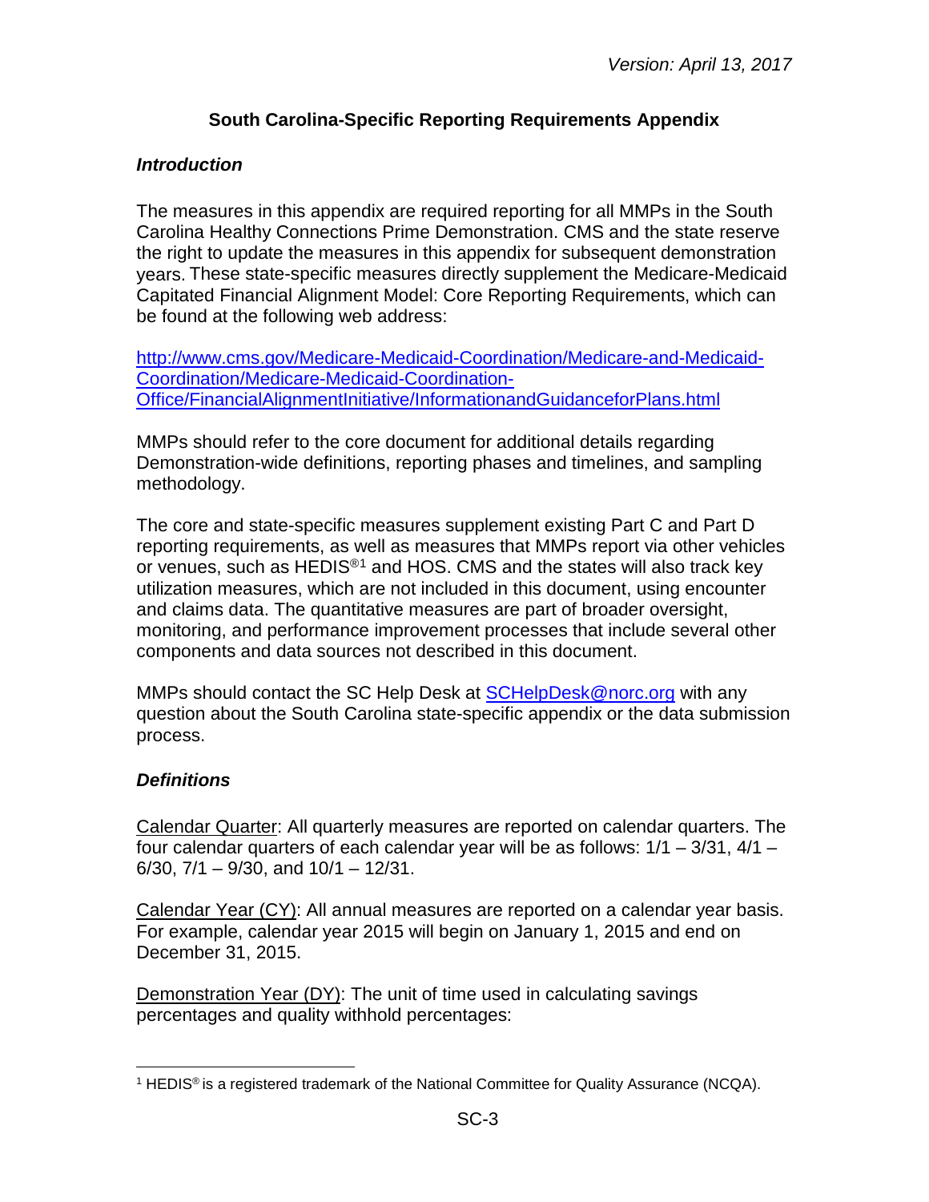## South Carolina-Specific Reporting Requirements Appendix

### *Introduction*

The measures in this appendix are required reporting for all MMPs in the South Carolina Healthy Connections Prime Demonstration. CMS and the state reserve the right to update the measures in this appendix for subsequent demonstration years. These state-specific measures directly supplement the Medicare-Medicaid Capitated Financial Alignment Model: Core Reporting Requirements, which can be found at the following web address:

[http://www.cms.gov/Medicare-Medicaid-Coordination/Medicare-and-Medicaid-Coordination/Medicare-Medicaid-Coordination-Office/FinancialAlignmentInitiative/InformationandGuidanceforPlans.html](http://www.cms.gov/Medicare-Medicaid-Coordination/Medicare-and-Medicaid-Coordination/Medicare-Medicaid-Coordination-Office/FinancialAlignmentInitiative/InformationandGuidanceforPlans.html)

MMPs should refer to the core document for additional details regarding Demonstration-wide definitions, reporting phases and timelines, and sampling methodology.

The core and state-specific measures supplement existing Part C and Part D reporting requirements, as well as measures that MMPs report via other vehicles or venues, such as HEDIS®[1] and HOS. CMS and the states will also track key utilization measures, which are not included in this document, using encounter and claims data. The quantitative measures are part of broader oversight, monitoring, and performance improvement processes that include several other components and data sources not described in this document.

MMPs should contact the SC Help Desk at [SCHelpDesk@norc.org](mailto:SCHelpDesk@norc.org) with any question about the South Carolina state-specific appendix or the data submission process.

### *Definitions*

Calendar Quarter: All quarterly measures are reported on calendar quarters. The four calendar quarters of each calendar year will be as follows: 1/1 – 3/31, 4/1 – 6/30, 7/1 – 9/30, and 10/1 – 12/31.

Calendar Year (CY): All annual measures are reported on a calendar year basis. For example, calendar year 2015 will begin on January 1, 2015 and end on December 31, 2015.

Demonstration Year (DY): The unit of time used in calculating savings percentages and quality withhold percentages:

[1] HEDIS® is a registered trademark of the National Committee for Quality Assurance (NCQA).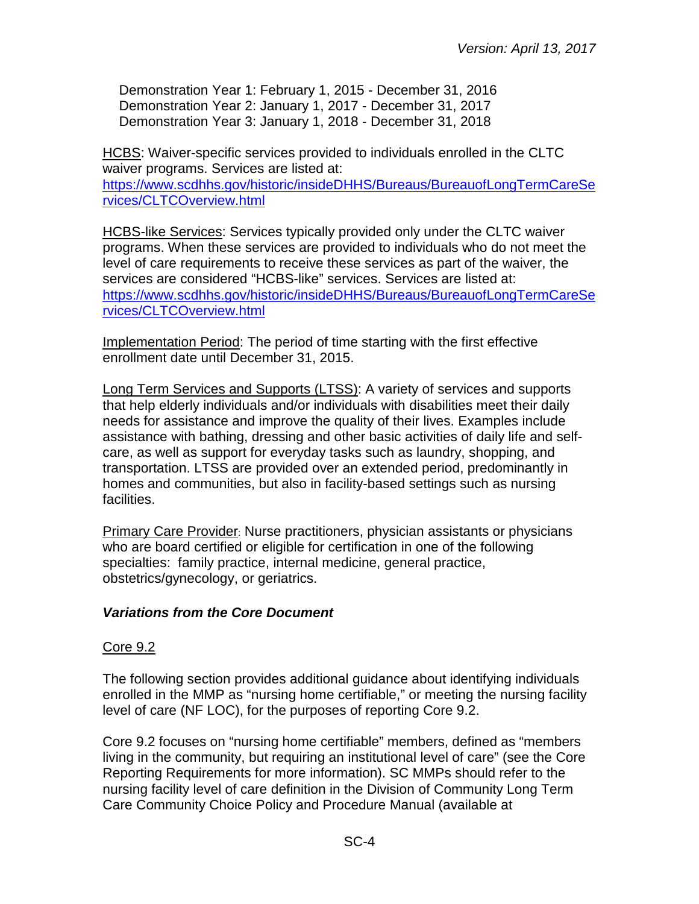Demonstration Year 1: February 1, 2015 - December 31, 2016
Demonstration Year 2: January 1, 2017 - December 31, 2017
Demonstration Year 3: January 1, 2018 - December 31, 2018

HCBS: Waiver-specific services provided to individuals enrolled in the CLTC waiver programs. Services are listed at: https://www.scdhhs.gov/historic/insideDHHS/Bureaus/BureauofLongTermCareServices/CLTCOverview.html

HCBS-like Services: Services typically provided only under the CLTC waiver programs. When these services are provided to individuals who do not meet the level of care requirements to receive these services as part of the waiver, the services are considered "HCBS-like" services. Services are listed at: https://www.scdhhs.gov/historic/insideDHHS/Bureaus/BureauofLongTermCareServices/CLTCOverview.html

Implementation Period: The period of time starting with the first effective enrollment date until December 31, 2015.

Long Term Services and Supports (LTSS): A variety of services and supports that help elderly individuals and/or individuals with disabilities meet their daily needs for assistance and improve the quality of their lives. Examples include assistance with bathing, dressing and other basic activities of daily life and self-care, as well as support for everyday tasks such as laundry, shopping, and transportation. LTSS are provided over an extended period, predominantly in homes and communities, but also in facility-based settings such as nursing facilities.

Primary Care Provider: Nurse practitioners, physician assistants or physicians who are board certified or eligible for certification in one of the following specialties: family practice, internal medicine, general practice, obstetrics/gynecology, or geriatrics.

### *Variations from the Core Document*

Core 9.2

The following section provides additional guidance about identifying individuals enrolled in the MMP as "nursing home certifiable," or meeting the nursing facility level of care (NF LOC), for the purposes of reporting Core 9.2.

Core 9.2 focuses on "nursing home certifiable" members, defined as "members living in the community, but requiring an institutional level of care" (see the Core Reporting Requirements for more information). SC MMPs should refer to the nursing facility level of care definition in the Division of Community Long Term Care Community Choice Policy and Procedure Manual (available at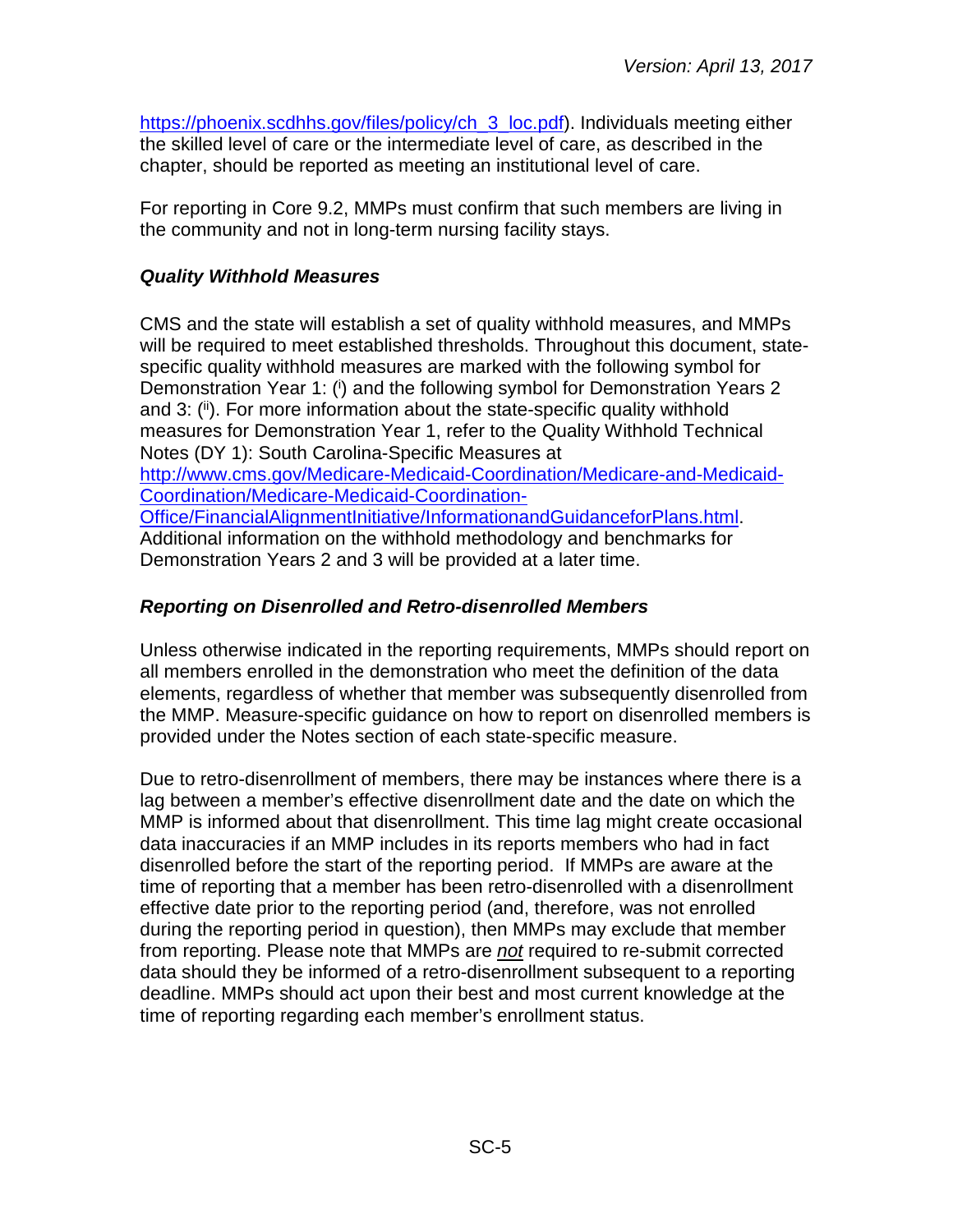https://phoenix.scdhhs.gov/files/policy/ch_3_loc.pdf). Individuals meeting either the skilled level of care or the intermediate level of care, as described in the chapter, should be reported as meeting an institutional level of care.

For reporting in Core 9.2, MMPs must confirm that such members are living in the community and not in long-term nursing facility stays.

### *Quality Withhold Measures*

CMS and the state will establish a set of quality withhold measures, and MMPs will be required to meet established thresholds. Throughout this document, state-specific quality withhold measures are marked with the following symbol for Demonstration Year 1: ([i]) and the following symbol for Demonstration Years 2 and 3: ([ii]). For more information about the state-specific quality withhold measures for Demonstration Year 1, refer to the Quality Withhold Technical Notes (DY 1): South Carolina-Specific Measures at http://www.cms.gov/Medicare-Medicaid-Coordination/Medicare-and-Medicaid-Coordination/Medicare-Medicaid-Coordination-Office/FinancialAlignmentInitiative/InformationandGuidanceforPlans.html. Additional information on the withhold methodology and benchmarks for Demonstration Years 2 and 3 will be provided at a later time.

### *Reporting on Disenrolled and Retro-disenrolled Members*

Unless otherwise indicated in the reporting requirements, MMPs should report on all members enrolled in the demonstration who meet the definition of the data elements, regardless of whether that member was subsequently disenrolled from the MMP. Measure-specific guidance on how to report on disenrolled members is provided under the Notes section of each state-specific measure.

Due to retro-disenrollment of members, there may be instances where there is a lag between a member's effective disenrollment date and the date on which the MMP is informed about that disenrollment. This time lag might create occasional data inaccuracies if an MMP includes in its reports members who had in fact disenrolled before the start of the reporting period. If MMPs are aware at the time of reporting that a member has been retro-disenrolled with a disenrollment effective date prior to the reporting period (and, therefore, was not enrolled during the reporting period in question), then MMPs may exclude that member from reporting. Please note that MMPs are ***not*** required to re-submit corrected data should they be informed of a retro-disenrollment subsequent to a reporting deadline. MMPs should act upon their best and most current knowledge at the time of reporting regarding each member's enrollment status.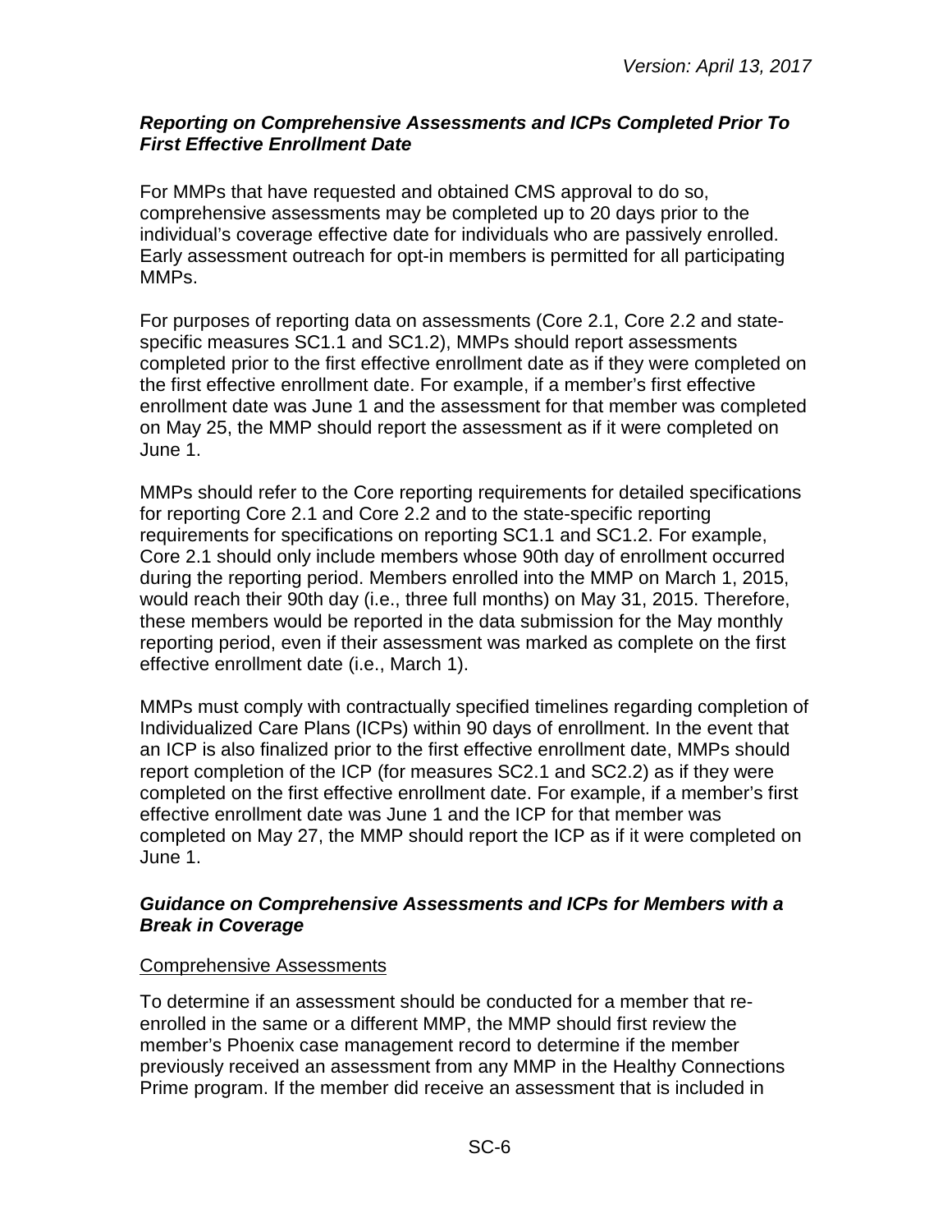### *Reporting on Comprehensive Assessments and ICPs Completed Prior To First Effective Enrollment Date*

For MMPs that have requested and obtained CMS approval to do so, comprehensive assessments may be completed up to 20 days prior to the individual's coverage effective date for individuals who are passively enrolled. Early assessment outreach for opt-in members is permitted for all participating MMPs.

For purposes of reporting data on assessments (Core 2.1, Core 2.2 and state-specific measures SC1.1 and SC1.2), MMPs should report assessments completed prior to the first effective enrollment date as if they were completed on the first effective enrollment date. For example, if a member's first effective enrollment date was June 1 and the assessment for that member was completed on May 25, the MMP should report the assessment as if it were completed on June 1.

MMPs should refer to the Core reporting requirements for detailed specifications for reporting Core 2.1 and Core 2.2 and to the state-specific reporting requirements for specifications on reporting SC1.1 and SC1.2. For example, Core 2.1 should only include members whose 90th day of enrollment occurred during the reporting period. Members enrolled into the MMP on March 1, 2015, would reach their 90th day (i.e., three full months) on May 31, 2015. Therefore, these members would be reported in the data submission for the May monthly reporting period, even if their assessment was marked as complete on the first effective enrollment date (i.e., March 1).

MMPs must comply with contractually specified timelines regarding completion of Individualized Care Plans (ICPs) within 90 days of enrollment. In the event that an ICP is also finalized prior to the first effective enrollment date, MMPs should report completion of the ICP (for measures SC2.1 and SC2.2) as if they were completed on the first effective enrollment date. For example, if a member's first effective enrollment date was June 1 and the ICP for that member was completed on May 27, the MMP should report the ICP as if it were completed on June 1.

### *Guidance on Comprehensive Assessments and ICPs for Members with a Break in Coverage*

Comprehensive Assessments

To determine if an assessment should be conducted for a member that re-enrolled in the same or a different MMP, the MMP should first review the member's Phoenix case management record to determine if the member previously received an assessment from any MMP in the Healthy Connections Prime program. If the member did receive an assessment that is included in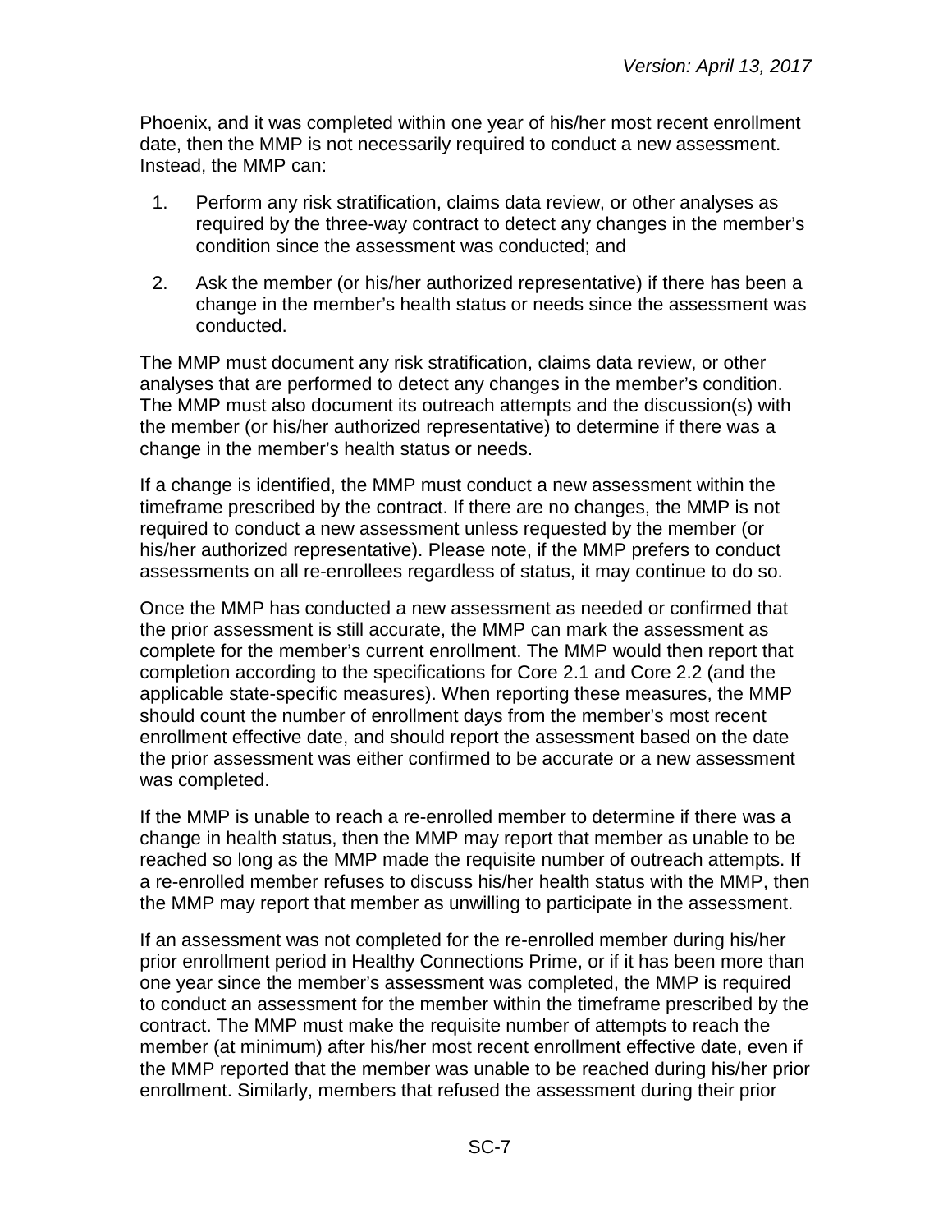Phoenix, and it was completed within one year of his/her most recent enrollment date, then the MMP is not necessarily required to conduct a new assessment. Instead, the MMP can:

1. Perform any risk stratification, claims data review, or other analyses as required by the three-way contract to detect any changes in the member's condition since the assessment was conducted; and
2. Ask the member (or his/her authorized representative) if there has been a change in the member's health status or needs since the assessment was conducted.

The MMP must document any risk stratification, claims data review, or other analyses that are performed to detect any changes in the member's condition. The MMP must also document its outreach attempts and the discussion(s) with the member (or his/her authorized representative) to determine if there was a change in the member's health status or needs.

If a change is identified, the MMP must conduct a new assessment within the timeframe prescribed by the contract. If there are no changes, the MMP is not required to conduct a new assessment unless requested by the member (or his/her authorized representative). Please note, if the MMP prefers to conduct assessments on all re-enrollees regardless of status, it may continue to do so.

Once the MMP has conducted a new assessment as needed or confirmed that the prior assessment is still accurate, the MMP can mark the assessment as complete for the member's current enrollment. The MMP would then report that completion according to the specifications for Core 2.1 and Core 2.2 (and the applicable state-specific measures). When reporting these measures, the MMP should count the number of enrollment days from the member's most recent enrollment effective date, and should report the assessment based on the date the prior assessment was either confirmed to be accurate or a new assessment was completed.

If the MMP is unable to reach a re-enrolled member to determine if there was a change in health status, then the MMP may report that member as unable to be reached so long as the MMP made the requisite number of outreach attempts. If a re-enrolled member refuses to discuss his/her health status with the MMP, then the MMP may report that member as unwilling to participate in the assessment.

If an assessment was not completed for the re-enrolled member during his/her prior enrollment period in Healthy Connections Prime, or if it has been more than one year since the member's assessment was completed, the MMP is required to conduct an assessment for the member within the timeframe prescribed by the contract. The MMP must make the requisite number of attempts to reach the member (at minimum) after his/her most recent enrollment effective date, even if the MMP reported that the member was unable to be reached during his/her prior enrollment. Similarly, members that refused the assessment during their prior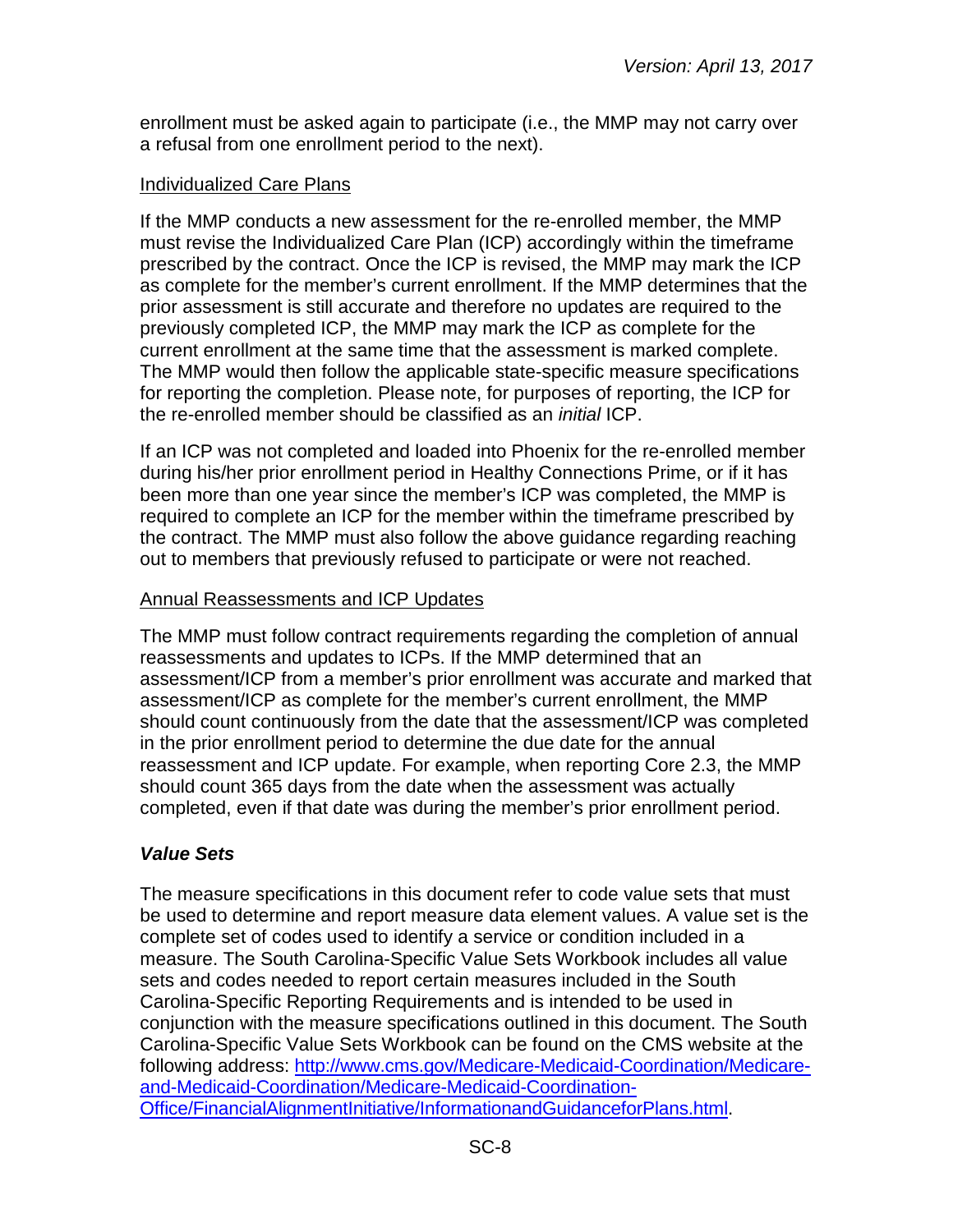enrollment must be asked again to participate (i.e., the MMP may not carry over a refusal from one enrollment period to the next).

Individualized Care Plans

If the MMP conducts a new assessment for the re-enrolled member, the MMP must revise the Individualized Care Plan (ICP) accordingly within the timeframe prescribed by the contract. Once the ICP is revised, the MMP may mark the ICP as complete for the member's current enrollment. If the MMP determines that the prior assessment is still accurate and therefore no updates are required to the previously completed ICP, the MMP may mark the ICP as complete for the current enrollment at the same time that the assessment is marked complete. The MMP would then follow the applicable state-specific measure specifications for reporting the completion. Please note, for purposes of reporting, the ICP for the re-enrolled member should be classified as an *initial* ICP.

If an ICP was not completed and loaded into Phoenix for the re-enrolled member during his/her prior enrollment period in Healthy Connections Prime, or if it has been more than one year since the member's ICP was completed, the MMP is required to complete an ICP for the member within the timeframe prescribed by the contract. The MMP must also follow the above guidance regarding reaching out to members that previously refused to participate or were not reached.

Annual Reassessments and ICP Updates

The MMP must follow contract requirements regarding the completion of annual reassessments and updates to ICPs. If the MMP determined that an assessment/ICP from a member's prior enrollment was accurate and marked that assessment/ICP as complete for the member's current enrollment, the MMP should count continuously from the date that the assessment/ICP was completed in the prior enrollment period to determine the due date for the annual reassessment and ICP update. For example, when reporting Core 2.3, the MMP should count 365 days from the date when the assessment was actually completed, even if that date was during the member's prior enrollment period.

### *Value Sets*

The measure specifications in this document refer to code value sets that must be used to determine and report measure data element values. A value set is the complete set of codes used to identify a service or condition included in a measure. The South Carolina-Specific Value Sets Workbook includes all value sets and codes needed to report certain measures included in the South Carolina-Specific Reporting Requirements and is intended to be used in conjunction with the measure specifications outlined in this document. The South Carolina-Specific Value Sets Workbook can be found on the CMS website at the following address: http://www.cms.gov/Medicare-Medicaid-Coordination/Medicare-and-Medicaid-Coordination/Medicare-Medicaid-Coordination-Office/FinancialAlignmentInitiative/InformationandGuidanceforPlans.html.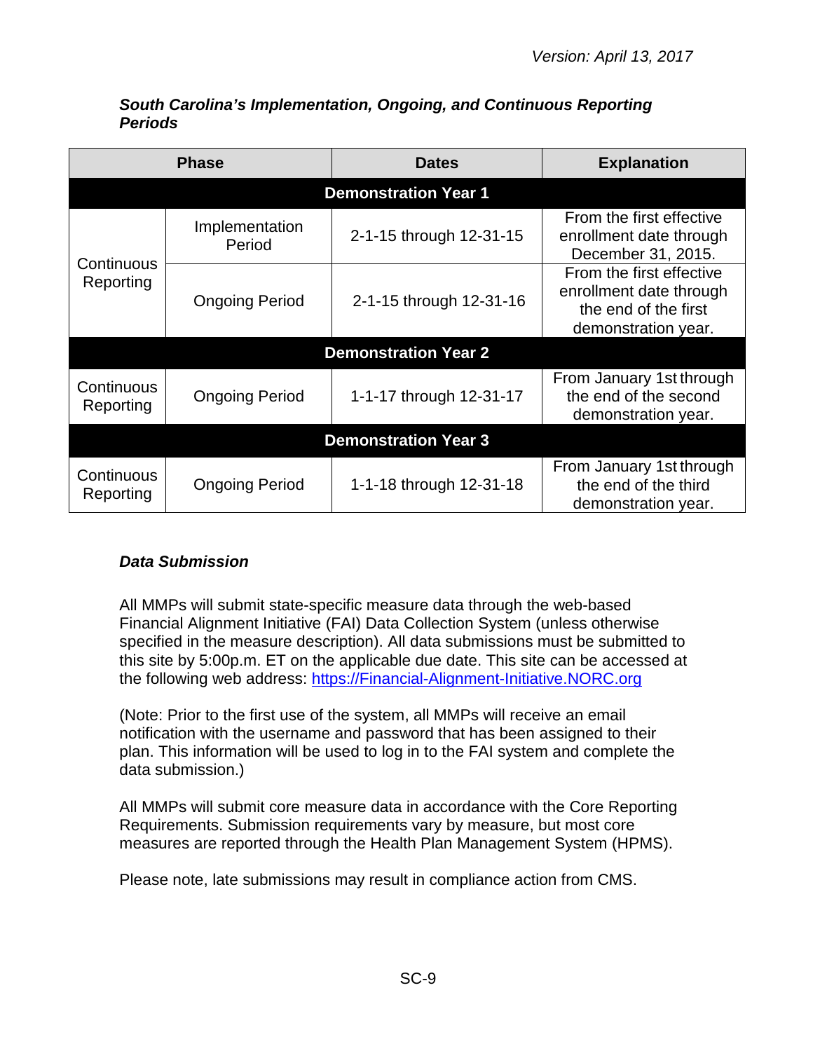***South Carolina's Implementation, Ongoing, and Continuous Reporting Periods***

| Phase | | Dates | Explanation |
|---|---|---|---|
| **Demonstration Year 1** | | | |
| Continuous Reporting | Implementation Period | 2-1-15 through 12-31-15 | From the first effective enrollment date through December 31, 2015. |
| | Ongoing Period | 2-1-15 through 12-31-16 | From the first effective enrollment date through the end of the first demonstration year. |
| **Demonstration Year 2** | | | |
| Continuous Reporting | Ongoing Period | 1-1-17 through 12-31-17 | From January 1st through the end of the second demonstration year. |
| **Demonstration Year 3** | | | |
| Continuous Reporting | Ongoing Period | 1-1-18 through 12-31-18 | From January 1st through the end of the third demonstration year. |

***Data Submission***

All MMPs will submit state-specific measure data through the web-based Financial Alignment Initiative (FAI) Data Collection System (unless otherwise specified in the measure description). All data submissions must be submitted to this site by 5:00p.m. ET on the applicable due date. This site can be accessed at the following web address: https://Financial-Alignment-Initiative.NORC.org

(Note: Prior to the first use of the system, all MMPs will receive an email notification with the username and password that has been assigned to their plan. This information will be used to log in to the FAI system and complete the data submission.)

All MMPs will submit core measure data in accordance with the Core Reporting Requirements. Submission requirements vary by measure, but most core measures are reported through the Health Plan Management System (HPMS).

Please note, late submissions may result in compliance action from CMS.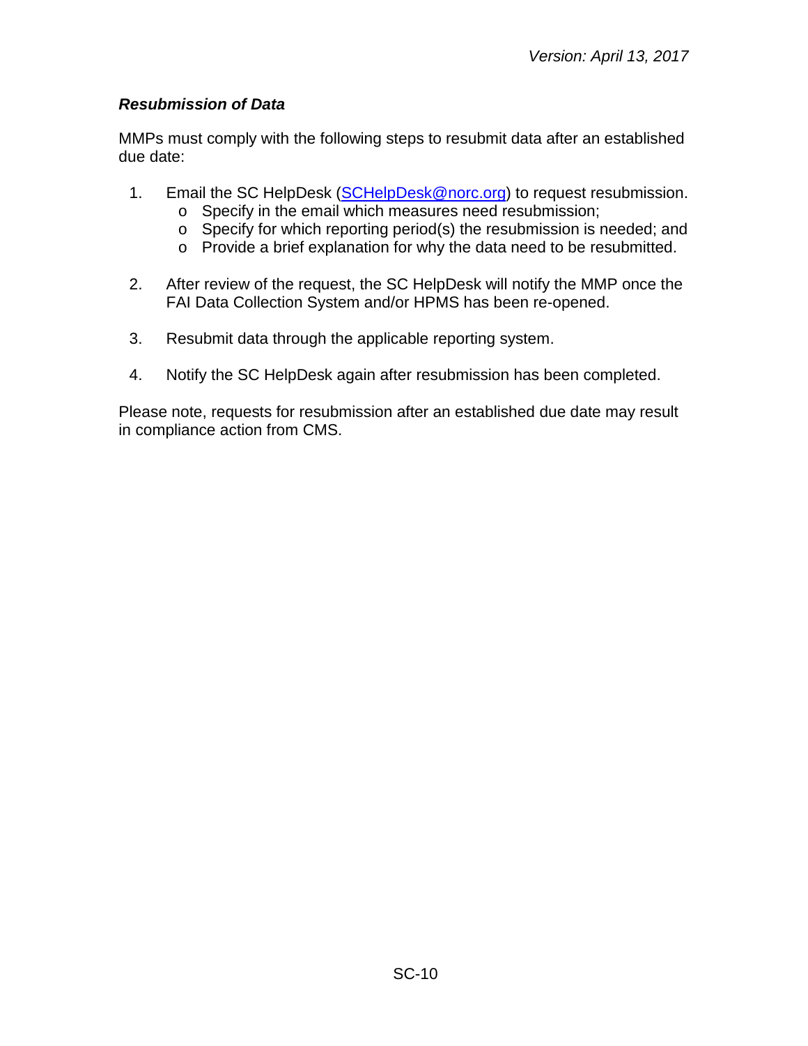### ***Resubmission of Data***

MMPs must comply with the following steps to resubmit data after an established due date:

1. Email the SC HelpDesk (SCHelpDesk@norc.org) to request resubmission.
   - Specify in the email which measures need resubmission;
   - Specify for which reporting period(s) the resubmission is needed; and
   - Provide a brief explanation for why the data need to be resubmitted.

2. After review of the request, the SC HelpDesk will notify the MMP once the FAI Data Collection System and/or HPMS has been re-opened.

3. Resubmit data through the applicable reporting system.

4. Notify the SC HelpDesk again after resubmission has been completed.

Please note, requests for resubmission after an established due date may result in compliance action from CMS.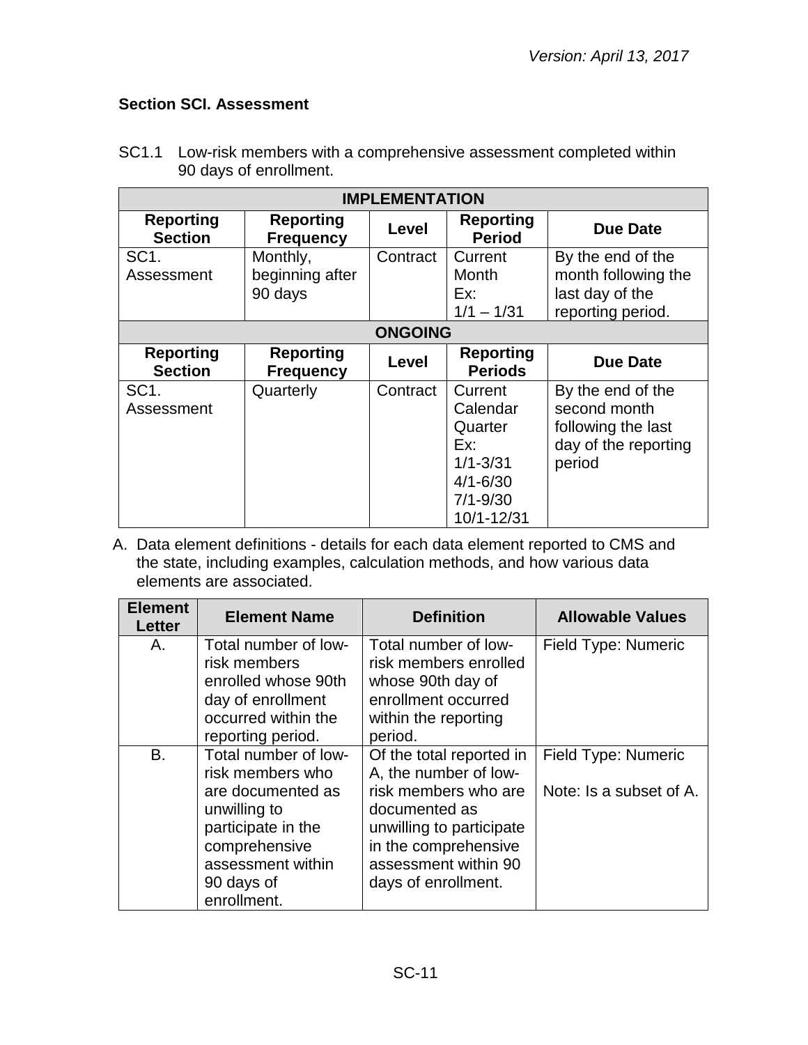### Section SCI. Assessment

SC1.1 Low-risk members with a comprehensive assessment completed within 90 days of enrollment.

| IMPLEMENTATION | | | | |
|---|---|---|---|---|
| **Reporting Section** | **Reporting Frequency** | **Level** | **Reporting Period** | **Due Date** |
| SC1. Assessment | Monthly, beginning after 90 days | Contract | Current Month Ex: 1/1 – 1/31 | By the end of the month following the last day of the reporting period. |
| **ONGOING** | | | | |
| **Reporting Section** | **Reporting Frequency** | **Level** | **Reporting Periods** | **Due Date** |
| SC1. Assessment | Quarterly | Contract | Current Calendar Quarter Ex: 1/1-3/31 4/1-6/30 7/1-9/30 10/1-12/31 | By the end of the second month following the last day of the reporting period |

A. Data element definitions - details for each data element reported to CMS and the state, including examples, calculation methods, and how various data elements are associated.

| Element Letter | Element Name | Definition | Allowable Values |
|---|---|---|---|
| A. | Total number of low-risk members enrolled whose 90th day of enrollment occurred within the reporting period. | Total number of low-risk members enrolled whose 90th day of enrollment occurred within the reporting period. | Field Type: Numeric |
| B. | Total number of low-risk members who are documented as unwilling to participate in the comprehensive assessment within 90 days of enrollment. | Of the total reported in A, the number of low-risk members who are documented as unwilling to participate in the comprehensive assessment within 90 days of enrollment. | Field Type: Numeric<br><br>Note: Is a subset of A. |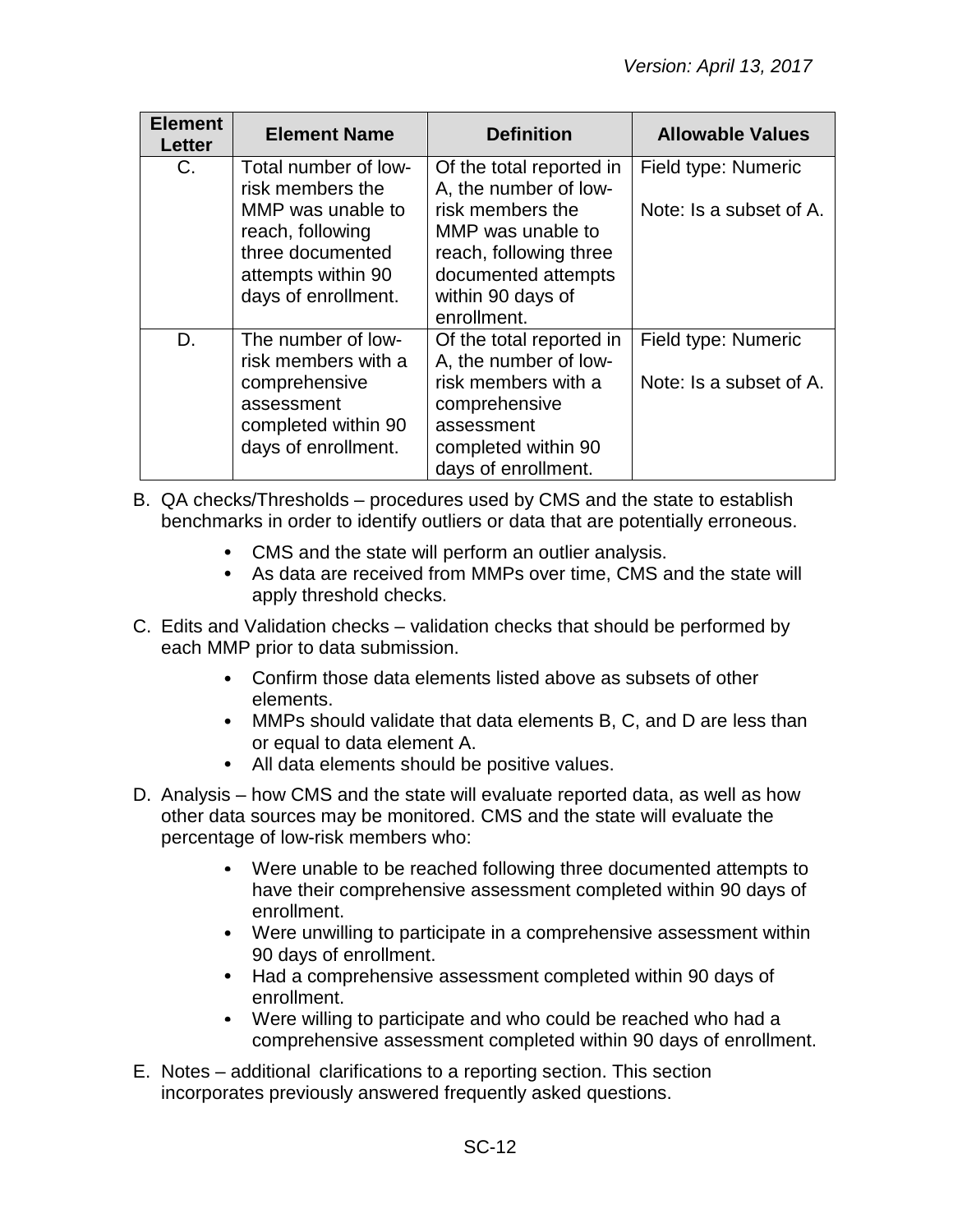| Element Letter | Element Name | Definition | Allowable Values |
|---|---|---|---|
| C. | Total number of low-risk members the MMP was unable to reach, following three documented attempts within 90 days of enrollment. | Of the total reported in A, the number of low-risk members the MMP was unable to reach, following three documented attempts within 90 days of enrollment. | Field type: Numeric<br><br>Note: Is a subset of A. |
| D. | The number of low-risk members with a comprehensive assessment completed within 90 days of enrollment. | Of the total reported in A, the number of low-risk members with a comprehensive assessment completed within 90 days of enrollment. | Field type: Numeric<br><br>Note: Is a subset of A. |

B. QA checks/Thresholds – procedures used by CMS and the state to establish benchmarks in order to identify outliers or data that are potentially erroneous.

- CMS and the state will perform an outlier analysis.
- As data are received from MMPs over time, CMS and the state will apply threshold checks.

C. Edits and Validation checks – validation checks that should be performed by each MMP prior to data submission.

- Confirm those data elements listed above as subsets of other elements.
- MMPs should validate that data elements B, C, and D are less than or equal to data element A.
- All data elements should be positive values.

D. Analysis – how CMS and the state will evaluate reported data, as well as how other data sources may be monitored. CMS and the state will evaluate the percentage of low-risk members who:

- Were unable to be reached following three documented attempts to have their comprehensive assessment completed within 90 days of enrollment.
- Were unwilling to participate in a comprehensive assessment within 90 days of enrollment.
- Had a comprehensive assessment completed within 90 days of enrollment.
- Were willing to participate and who could be reached who had a comprehensive assessment completed within 90 days of enrollment.

E. Notes – additional clarifications to a reporting section. This section incorporates previously answered frequently asked questions.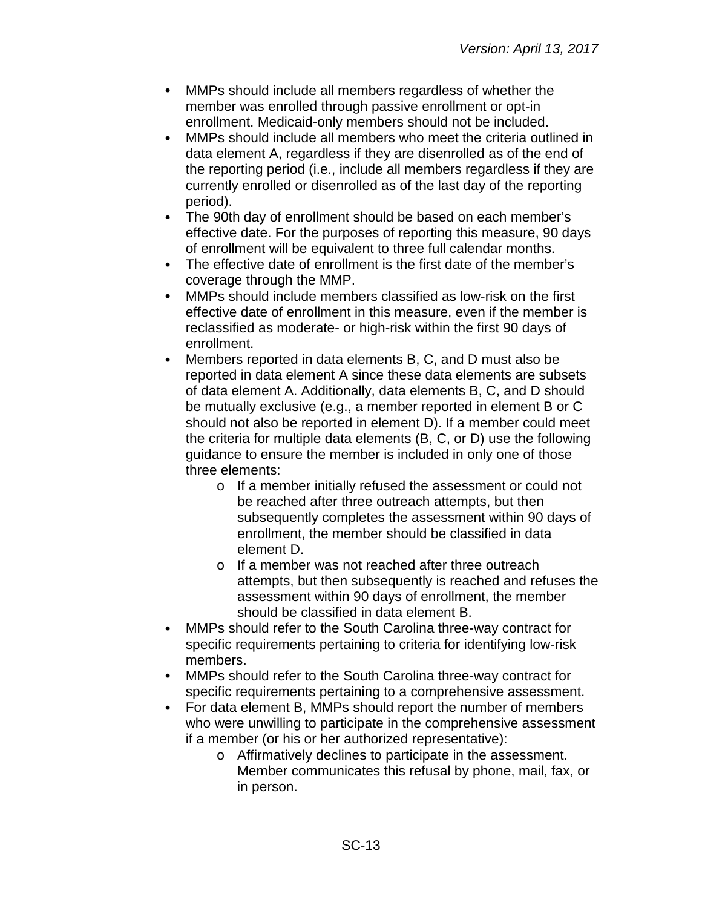- MMPs should include all members regardless of whether the member was enrolled through passive enrollment or opt-in enrollment. Medicaid-only members should not be included.
- MMPs should include all members who meet the criteria outlined in data element A, regardless if they are disenrolled as of the end of the reporting period (i.e., include all members regardless if they are currently enrolled or disenrolled as of the last day of the reporting period).
- The 90th day of enrollment should be based on each member's effective date. For the purposes of reporting this measure, 90 days of enrollment will be equivalent to three full calendar months.
- The effective date of enrollment is the first date of the member's coverage through the MMP.
- MMPs should include members classified as low-risk on the first effective date of enrollment in this measure, even if the member is reclassified as moderate- or high-risk within the first 90 days of enrollment.
- Members reported in data elements B, C, and D must also be reported in data element A since these data elements are subsets of data element A. Additionally, data elements B, C, and D should be mutually exclusive (e.g., a member reported in element B or C should not also be reported in element D). If a member could meet the criteria for multiple data elements (B, C, or D) use the following guidance to ensure the member is included in only one of those three elements:
    - If a member initially refused the assessment or could not be reached after three outreach attempts, but then subsequently completes the assessment within 90 days of enrollment, the member should be classified in data element D.
    - If a member was not reached after three outreach attempts, but then subsequently is reached and refuses the assessment within 90 days of enrollment, the member should be classified in data element B.
- MMPs should refer to the South Carolina three-way contract for specific requirements pertaining to criteria for identifying low-risk members.
- MMPs should refer to the South Carolina three-way contract for specific requirements pertaining to a comprehensive assessment.
- For data element B, MMPs should report the number of members who were unwilling to participate in the comprehensive assessment if a member (or his or her authorized representative):
    - Affirmatively declines to participate in the assessment. Member communicates this refusal by phone, mail, fax, or in person.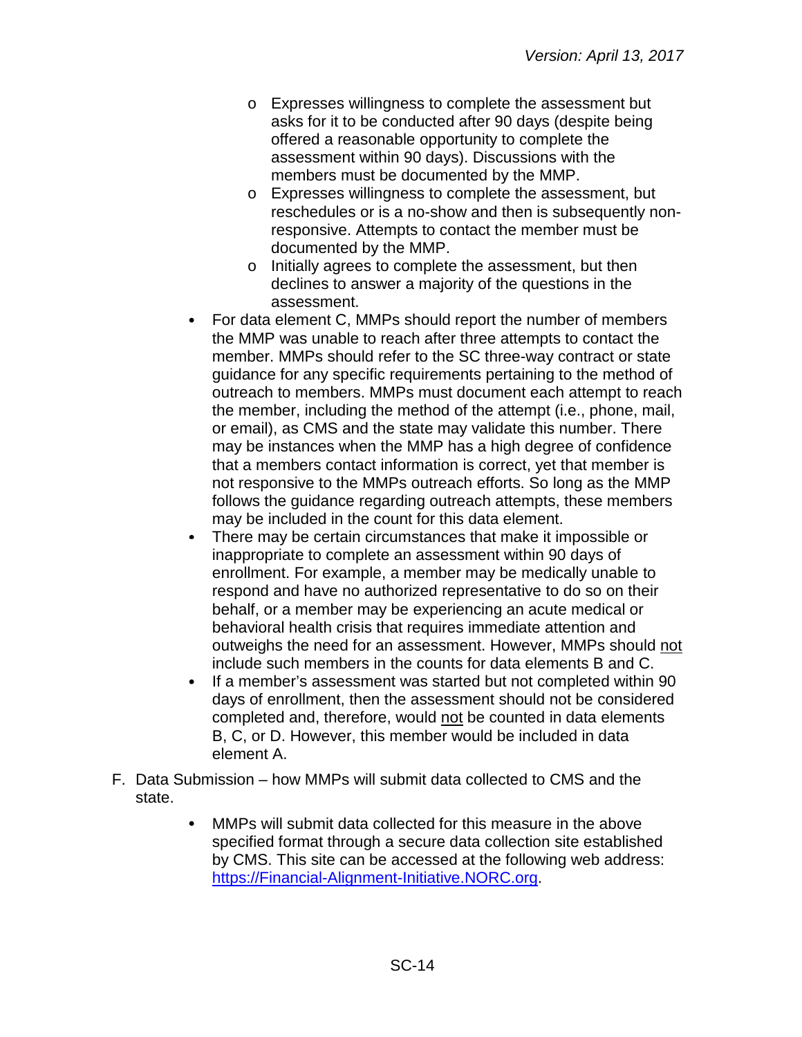- Expresses willingness to complete the assessment but asks for it to be conducted after 90 days (despite being offered a reasonable opportunity to complete the assessment within 90 days). Discussions with the members must be documented by the MMP.
  - Expresses willingness to complete the assessment, but reschedules or is a no-show and then is subsequently non-responsive. Attempts to contact the member must be documented by the MMP.
  - Initially agrees to complete the assessment, but then declines to answer a majority of the questions in the assessment.
- For data element C, MMPs should report the number of members the MMP was unable to reach after three attempts to contact the member. MMPs should refer to the SC three-way contract or state guidance for any specific requirements pertaining to the method of outreach to members. MMPs must document each attempt to reach the member, including the method of the attempt (i.e., phone, mail, or email), as CMS and the state may validate this number. There may be instances when the MMP has a high degree of confidence that a members contact information is correct, yet that member is not responsive to the MMPs outreach efforts. So long as the MMP follows the guidance regarding outreach attempts, these members may be included in the count for this data element.
- There may be certain circumstances that make it impossible or inappropriate to complete an assessment within 90 days of enrollment. For example, a member may be medically unable to respond and have no authorized representative to do so on their behalf, or a member may be experiencing an acute medical or behavioral health crisis that requires immediate attention and outweighs the need for an assessment. However, MMPs should not include such members in the counts for data elements B and C.
- If a member's assessment was started but not completed within 90 days of enrollment, then the assessment should not be considered completed and, therefore, would not be counted in data elements B, C, or D. However, this member would be included in data element A.

F. Data Submission – how MMPs will submit data collected to CMS and the state.

- MMPs will submit data collected for this measure in the above specified format through a secure data collection site established by CMS. This site can be accessed at the following web address: https://Financial-Alignment-Initiative.NORC.org.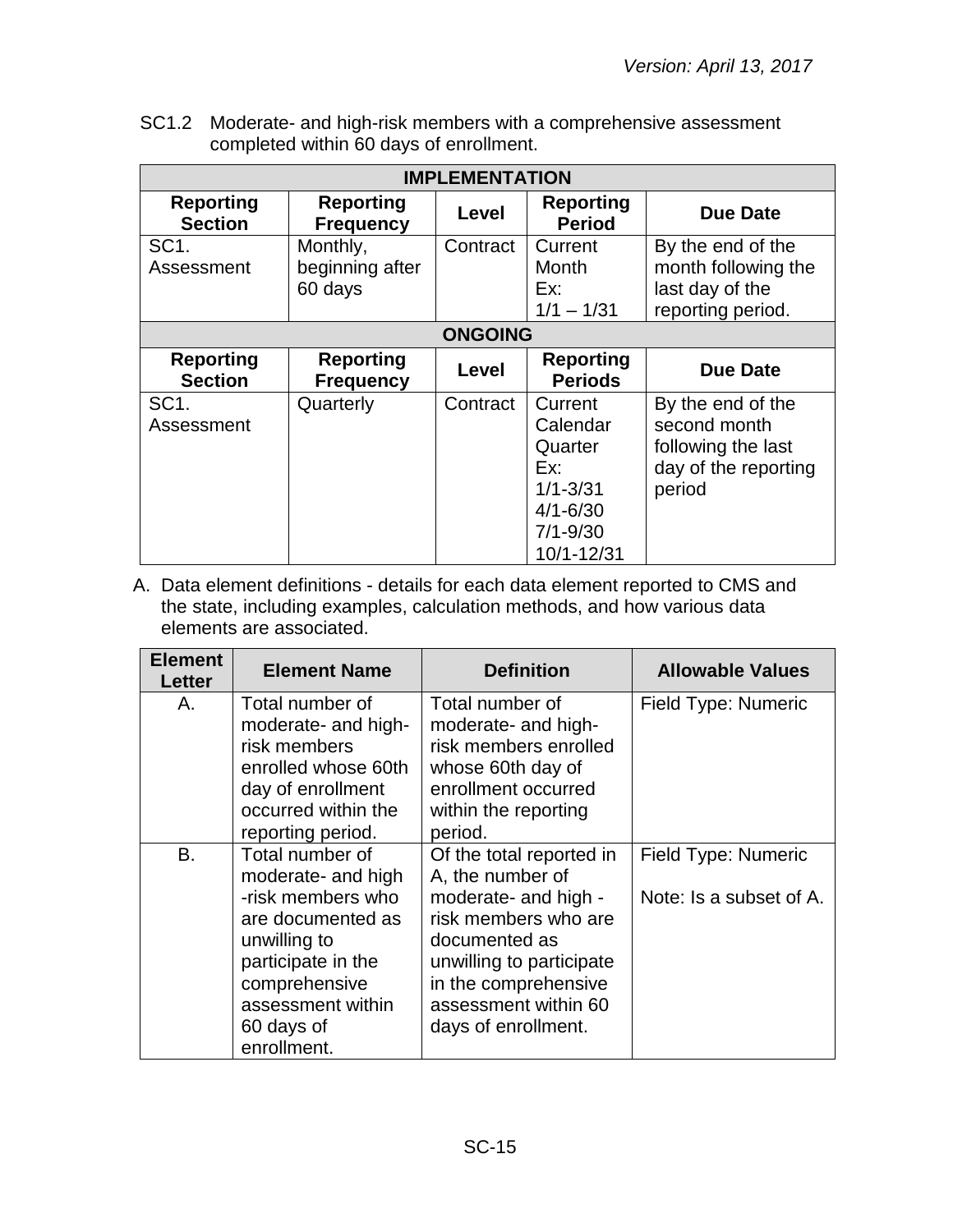SC1.2 Moderate- and high-risk members with a comprehensive assessment completed within 60 days of enrollment.

| IMPLEMENTATION | | | | |
|---|---|---|---|---|
| **Reporting Section** | **Reporting Frequency** | **Level** | **Reporting Period** | **Due Date** |
| SC1. Assessment | Monthly, beginning after 60 days | Contract | Current Month Ex: 1/1 – 1/31 | By the end of the month following the last day of the reporting period. |
| **ONGOING** | | | | |
| **Reporting Section** | **Reporting Frequency** | **Level** | **Reporting Periods** | **Due Date** |
| SC1. Assessment | Quarterly | Contract | Current Calendar Quarter Ex: 1/1-3/31 4/1-6/30 7/1-9/30 10/1-12/31 | By the end of the second month following the last day of the reporting period |

A. Data element definitions - details for each data element reported to CMS and the state, including examples, calculation methods, and how various data elements are associated.

| Element Letter | Element Name | Definition | Allowable Values |
|---|---|---|---|
| A. | Total number of moderate- and high-risk members enrolled whose 60th day of enrollment occurred within the reporting period. | Total number of moderate- and high-risk members enrolled whose 60th day of enrollment occurred within the reporting period. | Field Type: Numeric |
| B. | Total number of moderate- and high -risk members who are documented as unwilling to participate in the comprehensive assessment within 60 days of enrollment. | Of the total reported in A, the number of moderate- and high -risk members who are documented as unwilling to participate in the comprehensive assessment within 60 days of enrollment. | Field Type: Numeric<br><br>Note: Is a subset of A. |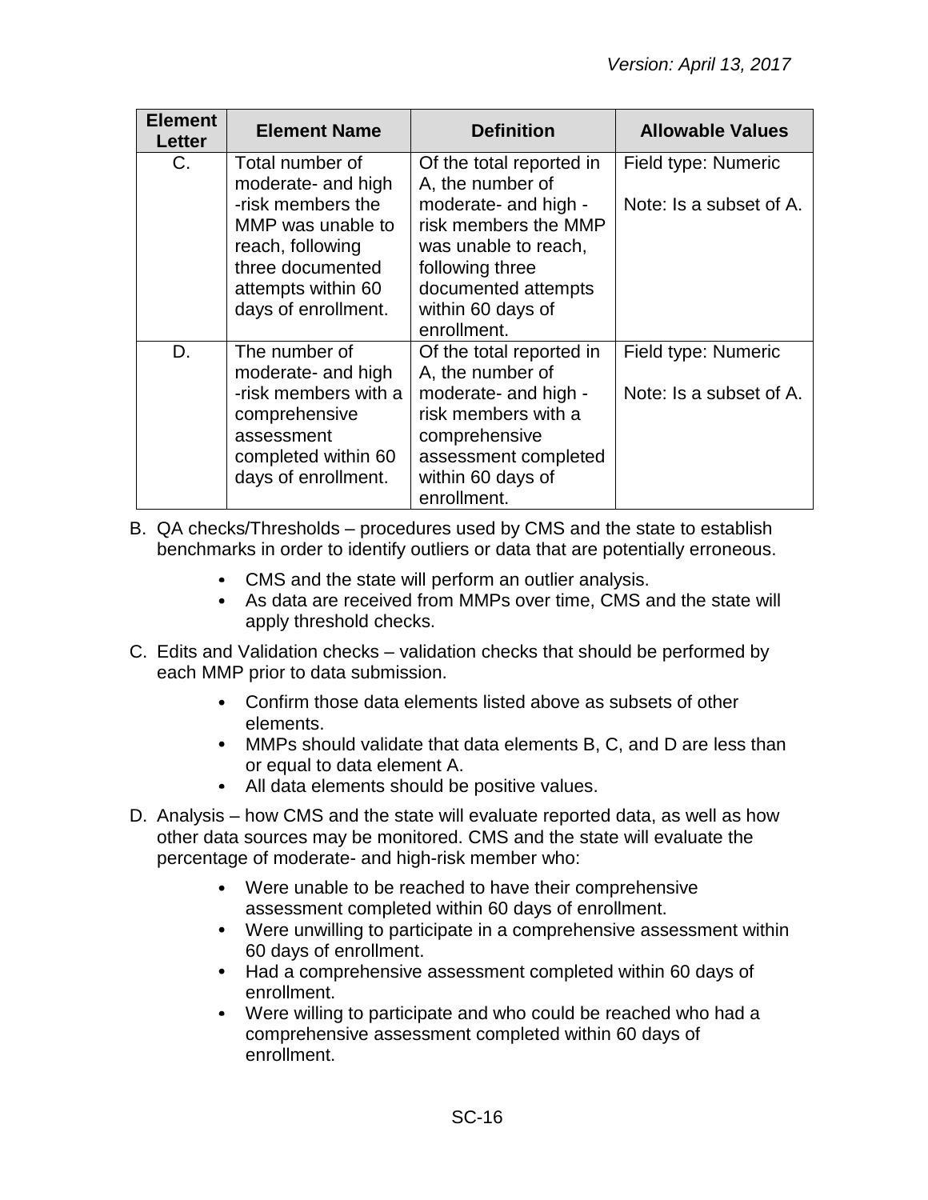| Element Letter | Element Name | Definition | Allowable Values |
|---|---|---|---|
| C. | Total number of moderate- and high -risk members the MMP was unable to reach, following three documented attempts within 60 days of enrollment. | Of the total reported in A, the number of moderate- and high - risk members the MMP was unable to reach, following three documented attempts within 60 days of enrollment. | Field type: Numeric<br><br>Note: Is a subset of A. |
| D. | The number of moderate- and high -risk members with a comprehensive assessment completed within 60 days of enrollment. | Of the total reported in A, the number of moderate- and high - risk members with a comprehensive assessment completed within 60 days of enrollment. | Field type: Numeric<br><br>Note: Is a subset of A. |

B. QA checks/Thresholds – procedures used by CMS and the state to establish benchmarks in order to identify outliers or data that are potentially erroneous.

- CMS and the state will perform an outlier analysis.
- As data are received from MMPs over time, CMS and the state will apply threshold checks.

C. Edits and Validation checks – validation checks that should be performed by each MMP prior to data submission.

- Confirm those data elements listed above as subsets of other elements.
- MMPs should validate that data elements B, C, and D are less than or equal to data element A.
- All data elements should be positive values.

D. Analysis – how CMS and the state will evaluate reported data, as well as how other data sources may be monitored. CMS and the state will evaluate the percentage of moderate- and high-risk member who:

- Were unable to be reached to have their comprehensive assessment completed within 60 days of enrollment.
- Were unwilling to participate in a comprehensive assessment within 60 days of enrollment.
- Had a comprehensive assessment completed within 60 days of enrollment.
- Were willing to participate and who could be reached who had a comprehensive assessment completed within 60 days of enrollment.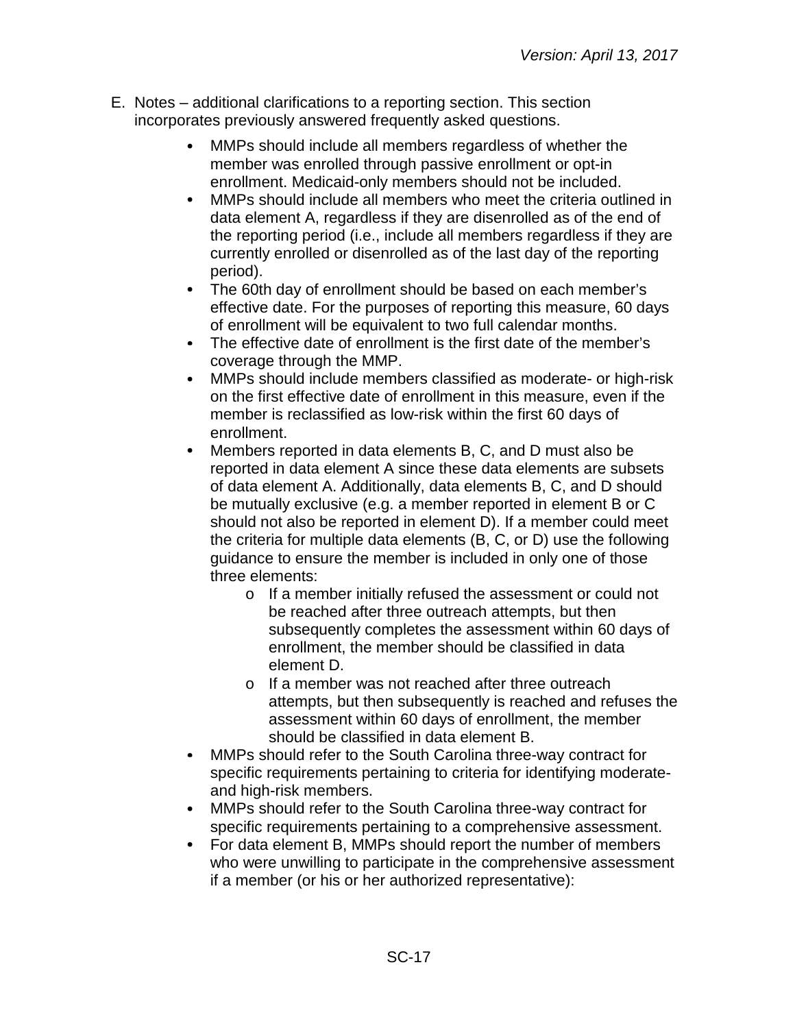E. Notes – additional clarifications to a reporting section. This section incorporates previously answered frequently asked questions.

- MMPs should include all members regardless of whether the member was enrolled through passive enrollment or opt-in enrollment. Medicaid-only members should not be included.
- MMPs should include all members who meet the criteria outlined in data element A, regardless if they are disenrolled as of the end of the reporting period (i.e., include all members regardless if they are currently enrolled or disenrolled as of the last day of the reporting period).
- The 60th day of enrollment should be based on each member's effective date. For the purposes of reporting this measure, 60 days of enrollment will be equivalent to two full calendar months.
- The effective date of enrollment is the first date of the member's coverage through the MMP.
- MMPs should include members classified as moderate- or high-risk on the first effective date of enrollment in this measure, even if the member is reclassified as low-risk within the first 60 days of enrollment.
- Members reported in data elements B, C, and D must also be reported in data element A since these data elements are subsets of data element A. Additionally, data elements B, C, and D should be mutually exclusive (e.g. a member reported in element B or C should not also be reported in element D). If a member could meet the criteria for multiple data elements (B, C, or D) use the following guidance to ensure the member is included in only one of those three elements:
  - If a member initially refused the assessment or could not be reached after three outreach attempts, but then subsequently completes the assessment within 60 days of enrollment, the member should be classified in data element D.
  - If a member was not reached after three outreach attempts, but then subsequently is reached and refuses the assessment within 60 days of enrollment, the member should be classified in data element B.
- MMPs should refer to the South Carolina three-way contract for specific requirements pertaining to criteria for identifying moderate- and high-risk members.
- MMPs should refer to the South Carolina three-way contract for specific requirements pertaining to a comprehensive assessment.
- For data element B, MMPs should report the number of members who were unwilling to participate in the comprehensive assessment if a member (or his or her authorized representative):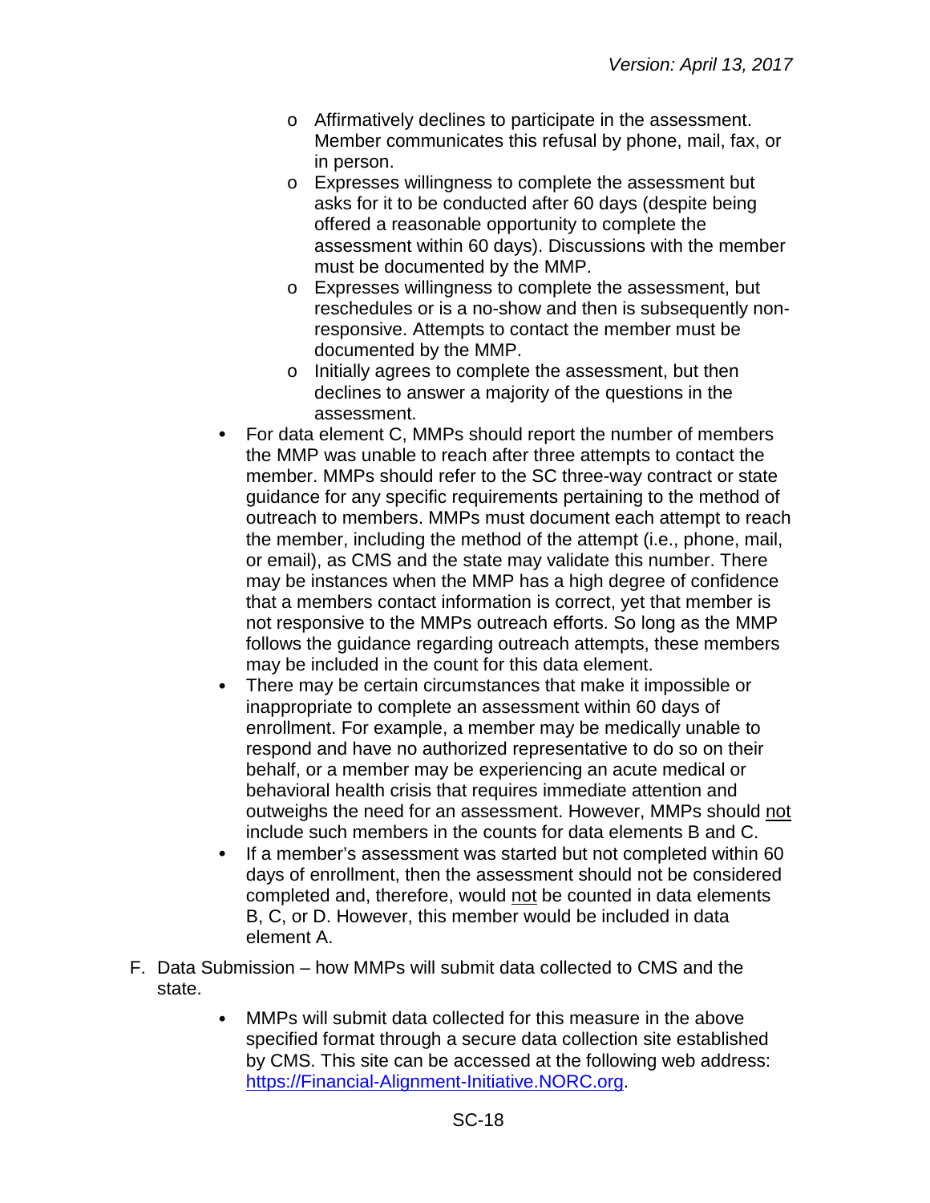- Affirmatively declines to participate in the assessment. Member communicates this refusal by phone, mail, fax, or in person.
  - Expresses willingness to complete the assessment but asks for it to be conducted after 60 days (despite being offered a reasonable opportunity to complete the assessment within 60 days). Discussions with the member must be documented by the MMP.
  - Expresses willingness to complete the assessment, but reschedules or is a no-show and then is subsequently non-responsive. Attempts to contact the member must be documented by the MMP.
  - Initially agrees to complete the assessment, but then declines to answer a majority of the questions in the assessment.
- For data element C, MMPs should report the number of members the MMP was unable to reach after three attempts to contact the member. MMPs should refer to the SC three-way contract or state guidance for any specific requirements pertaining to the method of outreach to members. MMPs must document each attempt to reach the member, including the method of the attempt (i.e., phone, mail, or email), as CMS and the state may validate this number. There may be instances when the MMP has a high degree of confidence that a members contact information is correct, yet that member is not responsive to the MMPs outreach efforts. So long as the MMP follows the guidance regarding outreach attempts, these members may be included in the count for this data element.
- There may be certain circumstances that make it impossible or inappropriate to complete an assessment within 60 days of enrollment. For example, a member may be medically unable to respond and have no authorized representative to do so on their behalf, or a member may be experiencing an acute medical or behavioral health crisis that requires immediate attention and outweighs the need for an assessment. However, MMPs should <u>not</u> include such members in the counts for data elements B and C.
- If a member's assessment was started but not completed within 60 days of enrollment, then the assessment should not be considered completed and, therefore, would <u>not</u> be counted in data elements B, C, or D. However, this member would be included in data element A.

F. Data Submission – how MMPs will submit data collected to CMS and the state.

- MMPs will submit data collected for this measure in the above specified format through a secure data collection site established by CMS. This site can be accessed at the following web address: [https://Financial-Alignment-Initiative.NORC.org](https://Financial-Alignment-Initiative.NORC.org).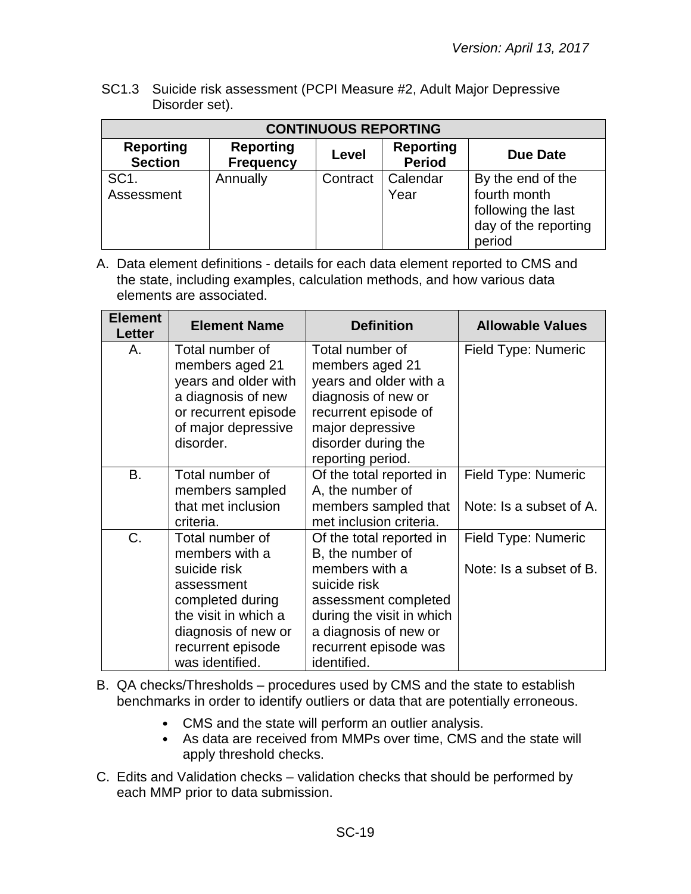SC1.3 Suicide risk assessment (PCPI Measure #2, Adult Major Depressive Disorder set).

| CONTINUOUS REPORTING | | | | |
|---|---|---|---|---|
| **Reporting Section** | **Reporting Frequency** | **Level** | **Reporting Period** | **Due Date** |
| SC1. Assessment | Annually | Contract | Calendar Year | By the end of the fourth month following the last day of the reporting period |

A. Data element definitions - details for each data element reported to CMS and the state, including examples, calculation methods, and how various data elements are associated.

| Element Letter | Element Name | Definition | Allowable Values |
|---|---|---|---|
| A. | Total number of members aged 21 years and older with a diagnosis of new or recurrent episode of major depressive disorder. | Total number of members aged 21 years and older with a diagnosis of new or recurrent episode of major depressive disorder during the reporting period. | Field Type: Numeric |
| B. | Total number of members sampled that met inclusion criteria. | Of the total reported in A, the number of members sampled that met inclusion criteria. | Field Type: Numeric<br><br>Note: Is a subset of A. |
| C. | Total number of members with a suicide risk assessment completed during the visit in which a diagnosis of new or recurrent episode was identified. | Of the total reported in B, the number of members with a suicide risk assessment completed during the visit in which a diagnosis of new or recurrent episode was identified. | Field Type: Numeric<br><br>Note: Is a subset of B. |

B. QA checks/Thresholds – procedures used by CMS and the state to establish benchmarks in order to identify outliers or data that are potentially erroneous.

- CMS and the state will perform an outlier analysis.
- As data are received from MMPs over time, CMS and the state will apply threshold checks.

C. Edits and Validation checks – validation checks that should be performed by each MMP prior to data submission.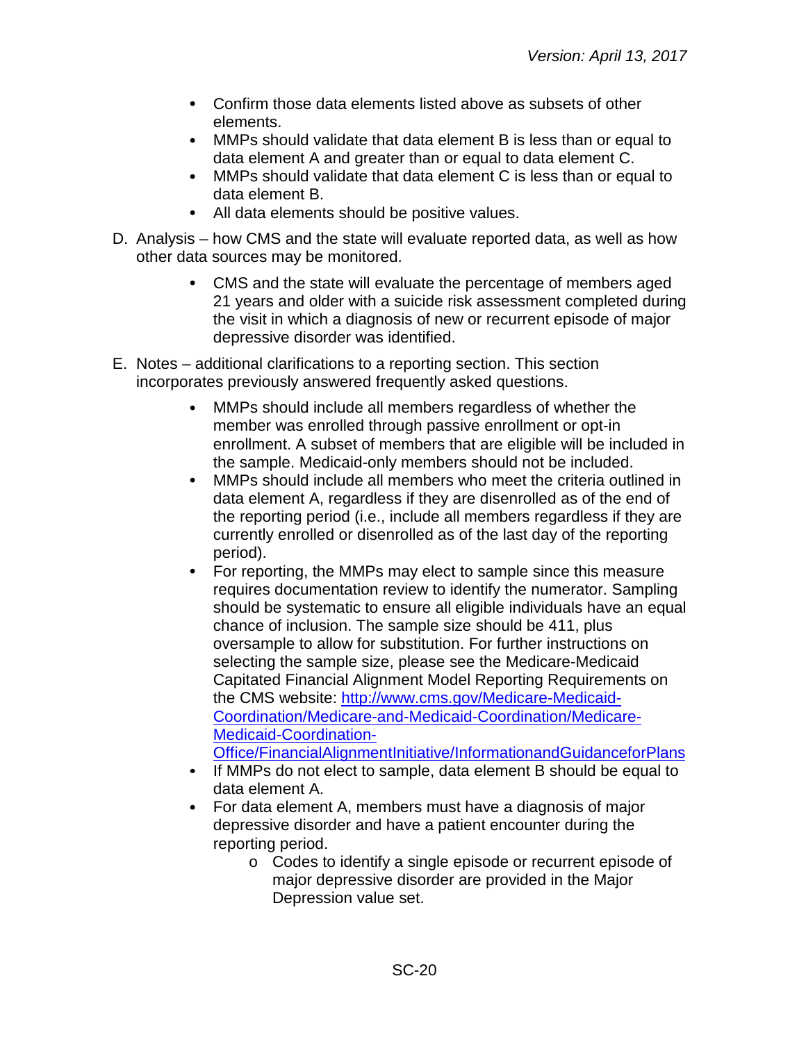- Confirm those data elements listed above as subsets of other elements.
- MMPs should validate that data element B is less than or equal to data element A and greater than or equal to data element C.
- MMPs should validate that data element C is less than or equal to data element B.
- All data elements should be positive values.

D. Analysis – how CMS and the state will evaluate reported data, as well as how other data sources may be monitored.

- CMS and the state will evaluate the percentage of members aged 21 years and older with a suicide risk assessment completed during the visit in which a diagnosis of new or recurrent episode of major depressive disorder was identified.

E. Notes – additional clarifications to a reporting section. This section incorporates previously answered frequently asked questions.

- MMPs should include all members regardless of whether the member was enrolled through passive enrollment or opt-in enrollment. A subset of members that are eligible will be included in the sample. Medicaid-only members should not be included.
- MMPs should include all members who meet the criteria outlined in data element A, regardless if they are disenrolled as of the end of the reporting period (i.e., include all members regardless if they are currently enrolled or disenrolled as of the last day of the reporting period).
- For reporting, the MMPs may elect to sample since this measure requires documentation review to identify the numerator. Sampling should be systematic to ensure all eligible individuals have an equal chance of inclusion. The sample size should be 411, plus oversample to allow for substitution. For further instructions on selecting the sample size, please see the Medicare-Medicaid Capitated Financial Alignment Model Reporting Requirements on the CMS website: [http://www.cms.gov/Medicare-Medicaid-Coordination/Medicare-and-Medicaid-Coordination/Medicare-Medicaid-Coordination-Office/FinancialAlignmentInitiative/InformationandGuidanceforPlans](http://www.cms.gov/Medicare-Medicaid-Coordination/Medicare-and-Medicaid-Coordination/Medicare-Medicaid-Coordination-Office/FinancialAlignmentInitiative/InformationandGuidanceforPlans)
- If MMPs do not elect to sample, data element B should be equal to data element A.
- For data element A, members must have a diagnosis of major depressive disorder and have a patient encounter during the reporting period.
  - Codes to identify a single episode or recurrent episode of major depressive disorder are provided in the Major Depression value set.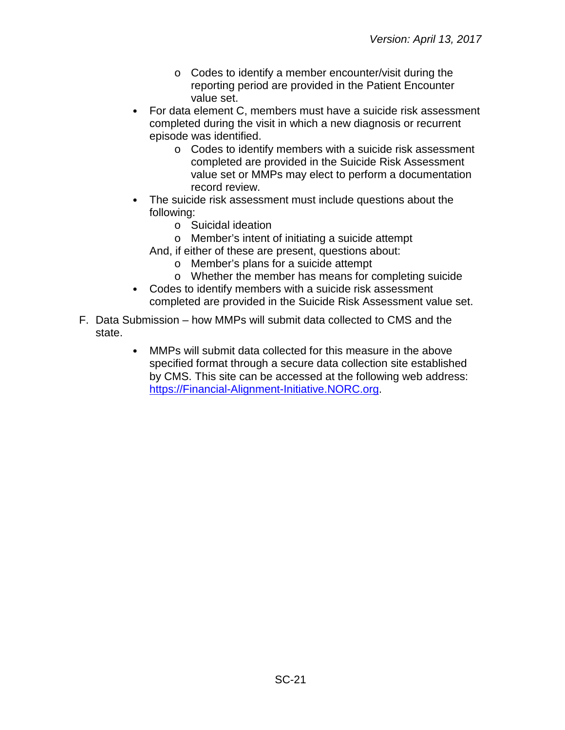- Codes to identify a member encounter/visit during the reporting period are provided in the Patient Encounter value set.
- For data element C, members must have a suicide risk assessment completed during the visit in which a new diagnosis or recurrent episode was identified.
  - Codes to identify members with a suicide risk assessment completed are provided in the Suicide Risk Assessment value set or MMPs may elect to perform a documentation record review.
- The suicide risk assessment must include questions about the following:
  - Suicidal ideation
  - Member's intent of initiating a suicide attempt

  And, if either of these are present, questions about:
  - Member's plans for a suicide attempt
  - Whether the member has means for completing suicide
- Codes to identify members with a suicide risk assessment completed are provided in the Suicide Risk Assessment value set.

F. Data Submission – how MMPs will submit data collected to CMS and the state.

- MMPs will submit data collected for this measure in the above specified format through a secure data collection site established by CMS. This site can be accessed at the following web address: https://Financial-Alignment-Initiative.NORC.org.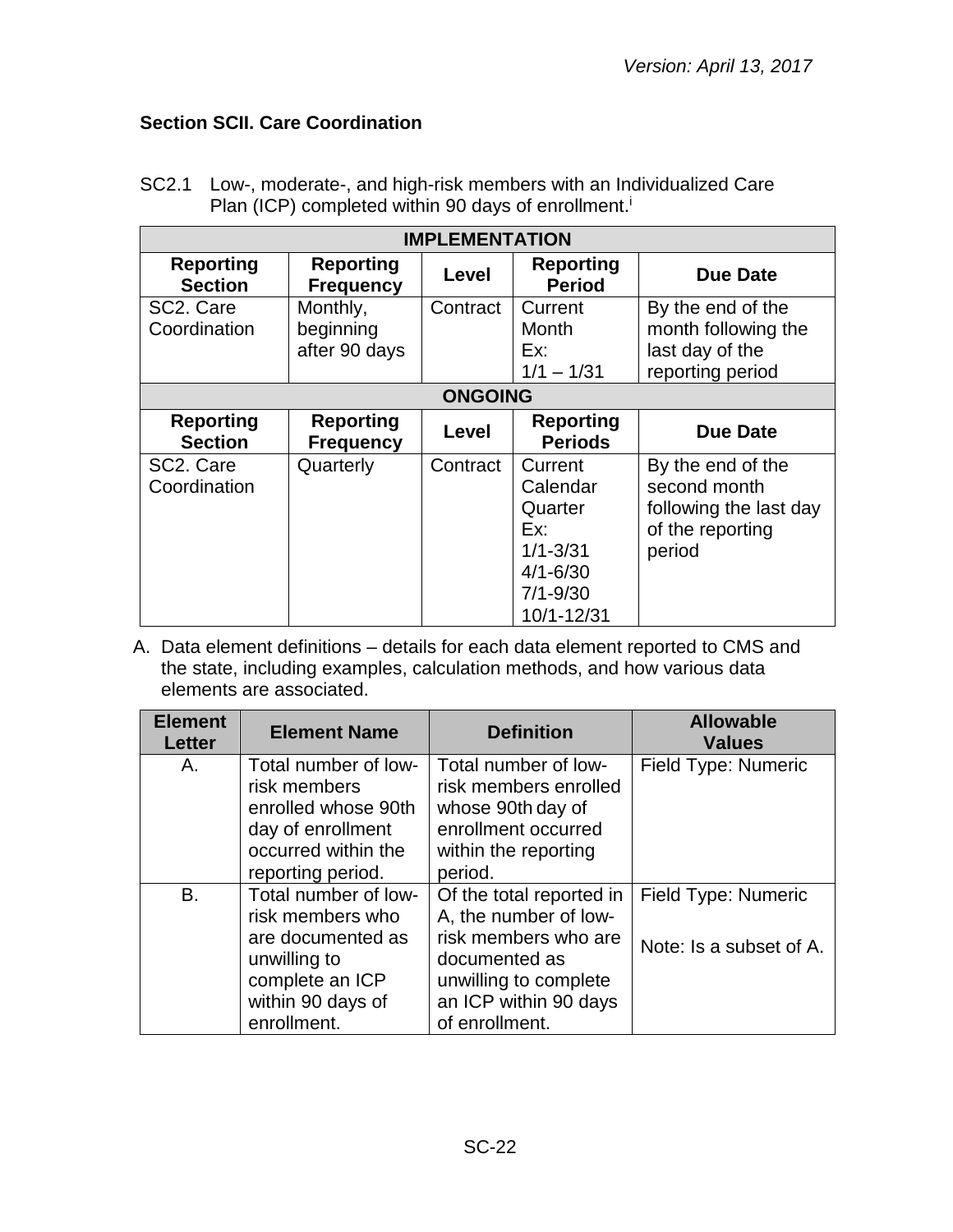### Section SCII. Care Coordination

SC2.1 Low-, moderate-, and high-risk members with an Individualized Care Plan (ICP) completed within 90 days of enrollment.[i]

| IMPLEMENTATION | | | | |
|---|---|---|---|---|
| **Reporting Section** | **Reporting Frequency** | **Level** | **Reporting Period** | **Due Date** |
| SC2. Care Coordination | Monthly, beginning after 90 days | Contract | Current Month Ex: 1/1 – 1/31 | By the end of the month following the last day of the reporting period |
| **ONGOING** | | | | |
| **Reporting Section** | **Reporting Frequency** | **Level** | **Reporting Periods** | **Due Date** |
| SC2. Care Coordination | Quarterly | Contract | Current Calendar Quarter Ex: 1/1-3/31 4/1-6/30 7/1-9/30 10/1-12/31 | By the end of the second month following the last day of the reporting period |

A. Data element definitions – details for each data element reported to CMS and the state, including examples, calculation methods, and how various data elements are associated.

| Element Letter | Element Name | Definition | Allowable Values |
|---|---|---|---|
| A. | Total number of low-risk members enrolled whose 90th day of enrollment occurred within the reporting period. | Total number of low-risk members enrolled whose 90th day of enrollment occurred within the reporting period. | Field Type: Numeric |
| B. | Total number of low-risk members who are documented as unwilling to complete an ICP within 90 days of enrollment. | Of the total reported in A, the number of low-risk members who are documented as unwilling to complete an ICP within 90 days of enrollment. | Field Type: Numeric<br><br>Note: Is a subset of A. |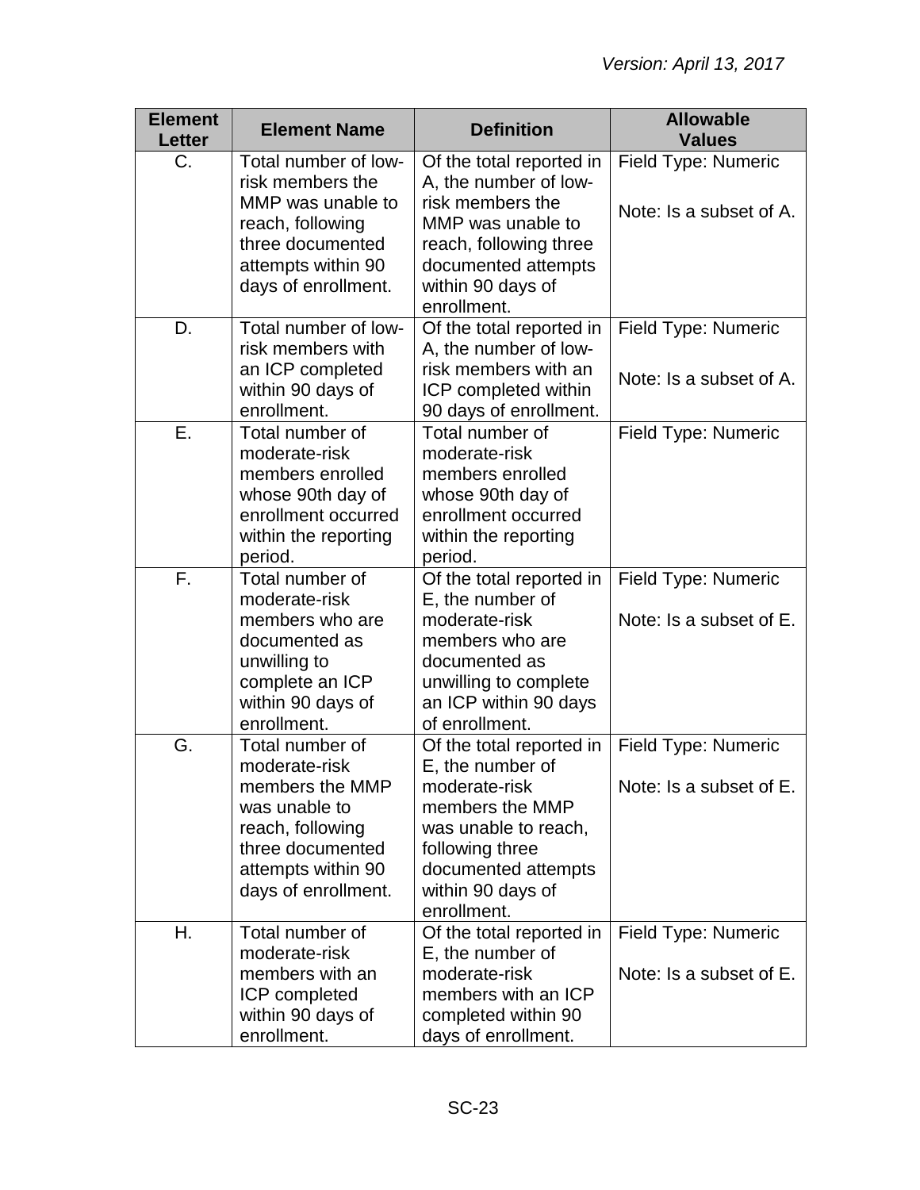| Element Letter | Element Name | Definition | Allowable Values |
|---|---|---|---|
| C. | Total number of low-risk members the MMP was unable to reach, following three documented attempts within 90 days of enrollment. | Of the total reported in A, the number of low-risk members the MMP was unable to reach, following three documented attempts within 90 days of enrollment. | Field Type: Numeric<br><br>Note: Is a subset of A. |
| D. | Total number of low-risk members with an ICP completed within 90 days of enrollment. | Of the total reported in A, the number of low-risk members with an ICP completed within 90 days of enrollment. | Field Type: Numeric<br><br>Note: Is a subset of A. |
| E. | Total number of moderate-risk members enrolled whose 90th day of enrollment occurred within the reporting period. | Total number of moderate-risk members enrolled whose 90th day of enrollment occurred within the reporting period. | Field Type: Numeric |
| F. | Total number of moderate-risk members who are documented as unwilling to complete an ICP within 90 days of enrollment. | Of the total reported in E, the number of moderate-risk members who are documented as unwilling to complete an ICP within 90 days of enrollment. | Field Type: Numeric<br><br>Note: Is a subset of E. |
| G. | Total number of moderate-risk members the MMP was unable to reach, following three documented attempts within 90 days of enrollment. | Of the total reported in E, the number of moderate-risk members the MMP was unable to reach, following three documented attempts within 90 days of enrollment. | Field Type: Numeric<br><br>Note: Is a subset of E. |
| H. | Total number of moderate-risk members with an ICP completed within 90 days of enrollment. | Of the total reported in E, the number of moderate-risk members with an ICP completed within 90 days of enrollment. | Field Type: Numeric<br><br>Note: Is a subset of E. |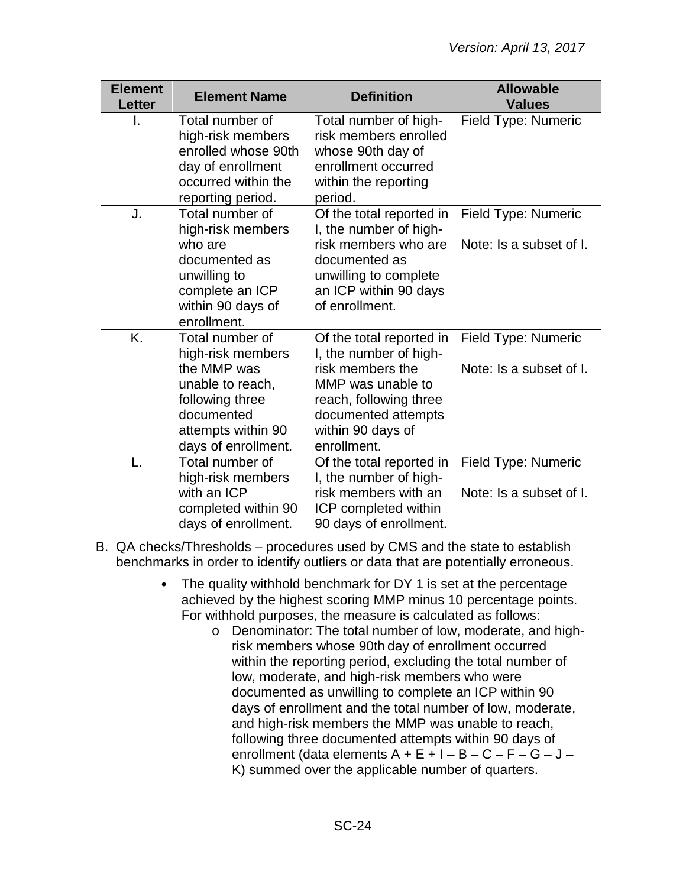| Element Letter | Element Name | Definition | Allowable Values |
|---|---|---|---|
| I. | Total number of high-risk members enrolled whose 90th day of enrollment occurred within the reporting period. | Total number of high-risk members enrolled whose 90th day of enrollment occurred within the reporting period. | Field Type: Numeric |
| J. | Total number of high-risk members who are documented as unwilling to complete an ICP within 90 days of enrollment. | Of the total reported in I, the number of high-risk members who are documented as unwilling to complete an ICP within 90 days of enrollment. | Field Type: Numeric<br><br>Note: Is a subset of I. |
| K. | Total number of high-risk members the MMP was unable to reach, following three documented attempts within 90 days of enrollment. | Of the total reported in I, the number of high-risk members the MMP was unable to reach, following three documented attempts within 90 days of enrollment. | Field Type: Numeric<br><br>Note: Is a subset of I. |
| L. | Total number of high-risk members with an ICP completed within 90 days of enrollment. | Of the total reported in I, the number of high-risk members with an ICP completed within 90 days of enrollment. | Field Type: Numeric<br><br>Note: Is a subset of I. |

B. QA checks/Thresholds – procedures used by CMS and the state to establish benchmarks in order to identify outliers or data that are potentially erroneous.

- The quality withhold benchmark for DY 1 is set at the percentage achieved by the highest scoring MMP minus 10 percentage points. For withhold purposes, the measure is calculated as follows:
  - Denominator: The total number of low, moderate, and high-risk members whose 90th day of enrollment occurred within the reporting period, excluding the total number of low, moderate, and high-risk members who were documented as unwilling to complete an ICP within 90 days of enrollment and the total number of low, moderate, and high-risk members the MMP was unable to reach, following three documented attempts within 90 days of enrollment (data elements A + E + I – B – C – F – G – J – K) summed over the applicable number of quarters.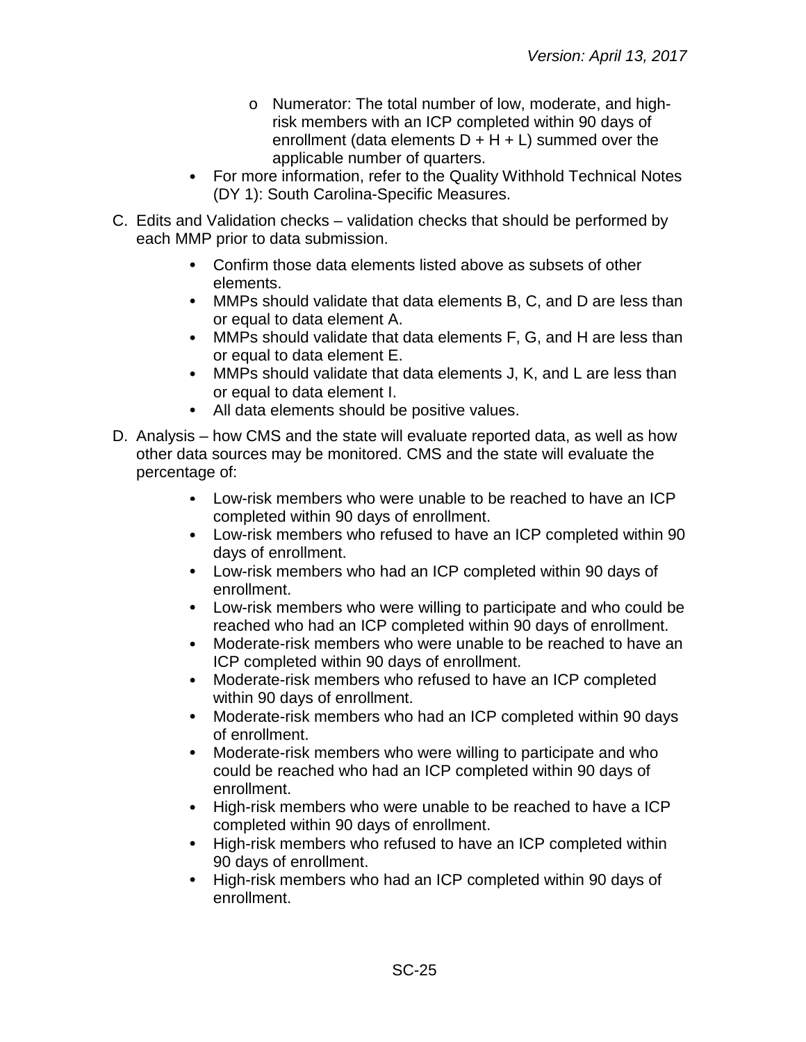- Numerator: The total number of low, moderate, and high-risk members with an ICP completed within 90 days of enrollment (data elements D + H + L) summed over the applicable number of quarters.
- For more information, refer to the Quality Withhold Technical Notes (DY 1): South Carolina-Specific Measures.

C. Edits and Validation checks – validation checks that should be performed by each MMP prior to data submission.

- Confirm those data elements listed above as subsets of other elements.
- MMPs should validate that data elements B, C, and D are less than or equal to data element A.
- MMPs should validate that data elements F, G, and H are less than or equal to data element E.
- MMPs should validate that data elements J, K, and L are less than or equal to data element I.
- All data elements should be positive values.

D. Analysis – how CMS and the state will evaluate reported data, as well as how other data sources may be monitored. CMS and the state will evaluate the percentage of:

- Low-risk members who were unable to be reached to have an ICP completed within 90 days of enrollment.
- Low-risk members who refused to have an ICP completed within 90 days of enrollment.
- Low-risk members who had an ICP completed within 90 days of enrollment.
- Low-risk members who were willing to participate and who could be reached who had an ICP completed within 90 days of enrollment.
- Moderate-risk members who were unable to be reached to have an ICP completed within 90 days of enrollment.
- Moderate-risk members who refused to have an ICP completed within 90 days of enrollment.
- Moderate-risk members who had an ICP completed within 90 days of enrollment.
- Moderate-risk members who were willing to participate and who could be reached who had an ICP completed within 90 days of enrollment.
- High-risk members who were unable to be reached to have a ICP completed within 90 days of enrollment.
- High-risk members who refused to have an ICP completed within 90 days of enrollment.
- High-risk members who had an ICP completed within 90 days of enrollment.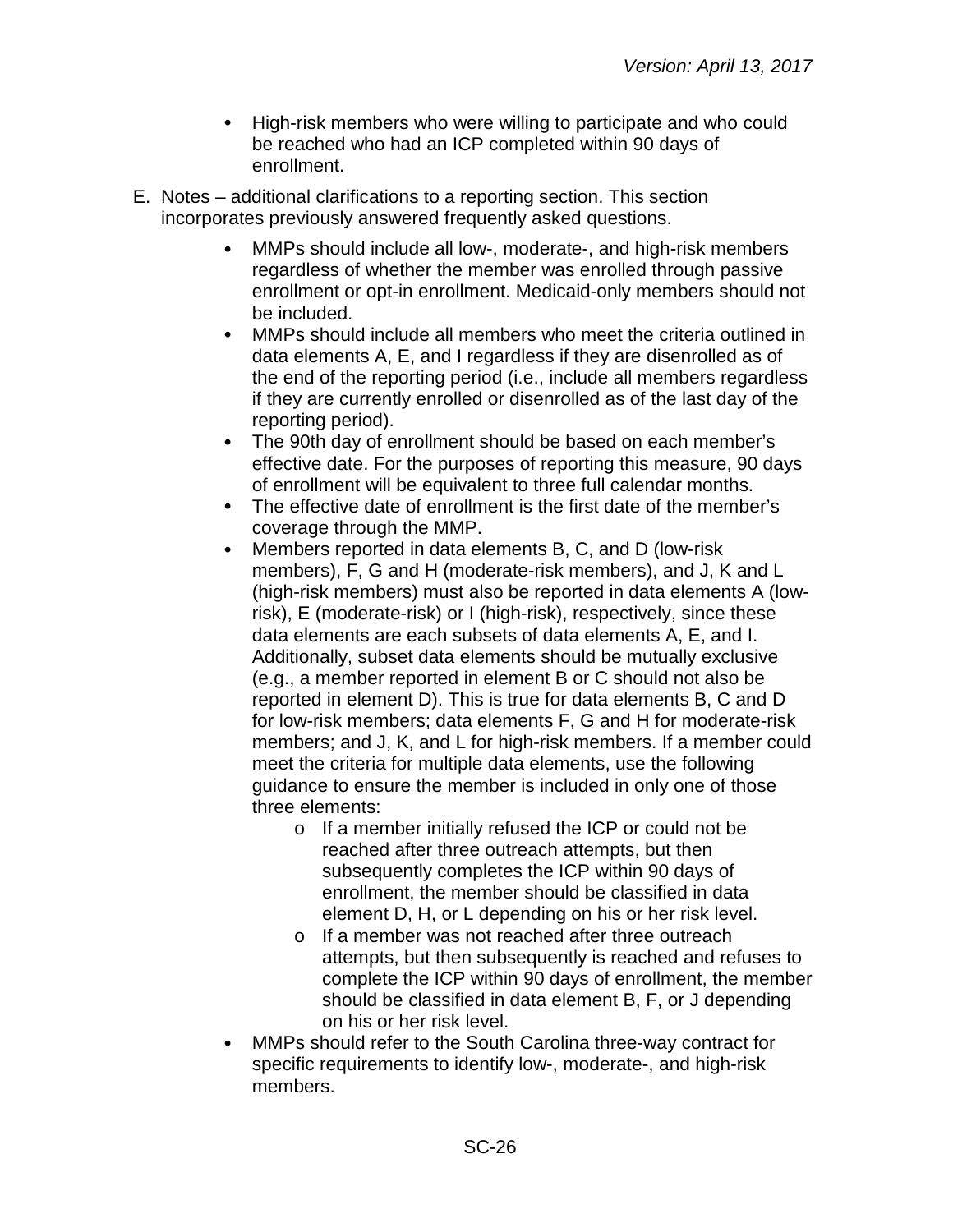- High-risk members who were willing to participate and who could be reached who had an ICP completed within 90 days of enrollment.

E. Notes – additional clarifications to a reporting section. This section incorporates previously answered frequently asked questions.

   - MMPs should include all low-, moderate-, and high-risk members regardless of whether the member was enrolled through passive enrollment or opt-in enrollment. Medicaid-only members should not be included.
   - MMPs should include all members who meet the criteria outlined in data elements A, E, and I regardless if they are disenrolled as of the end of the reporting period (i.e., include all members regardless if they are currently enrolled or disenrolled as of the last day of the reporting period).
   - The 90th day of enrollment should be based on each member's effective date. For the purposes of reporting this measure, 90 days of enrollment will be equivalent to three full calendar months.
   - The effective date of enrollment is the first date of the member's coverage through the MMP.
   - Members reported in data elements B, C, and D (low-risk members), F, G and H (moderate-risk members), and J, K and L (high-risk members) must also be reported in data elements A (low-risk), E (moderate-risk) or I (high-risk), respectively, since these data elements are each subsets of data elements A, E, and I. Additionally, subset data elements should be mutually exclusive (e.g., a member reported in element B or C should not also be reported in element D). This is true for data elements B, C and D for low-risk members; data elements F, G and H for moderate-risk members; and J, K, and L for high-risk members. If a member could meet the criteria for multiple data elements, use the following guidance to ensure the member is included in only one of those three elements:
     - If a member initially refused the ICP or could not be reached after three outreach attempts, but then subsequently completes the ICP within 90 days of enrollment, the member should be classified in data element D, H, or L depending on his or her risk level.
     - If a member was not reached after three outreach attempts, but then subsequently is reached and refuses to complete the ICP within 90 days of enrollment, the member should be classified in data element B, F, or J depending on his or her risk level.
   - MMPs should refer to the South Carolina three-way contract for specific requirements to identify low-, moderate-, and high-risk members.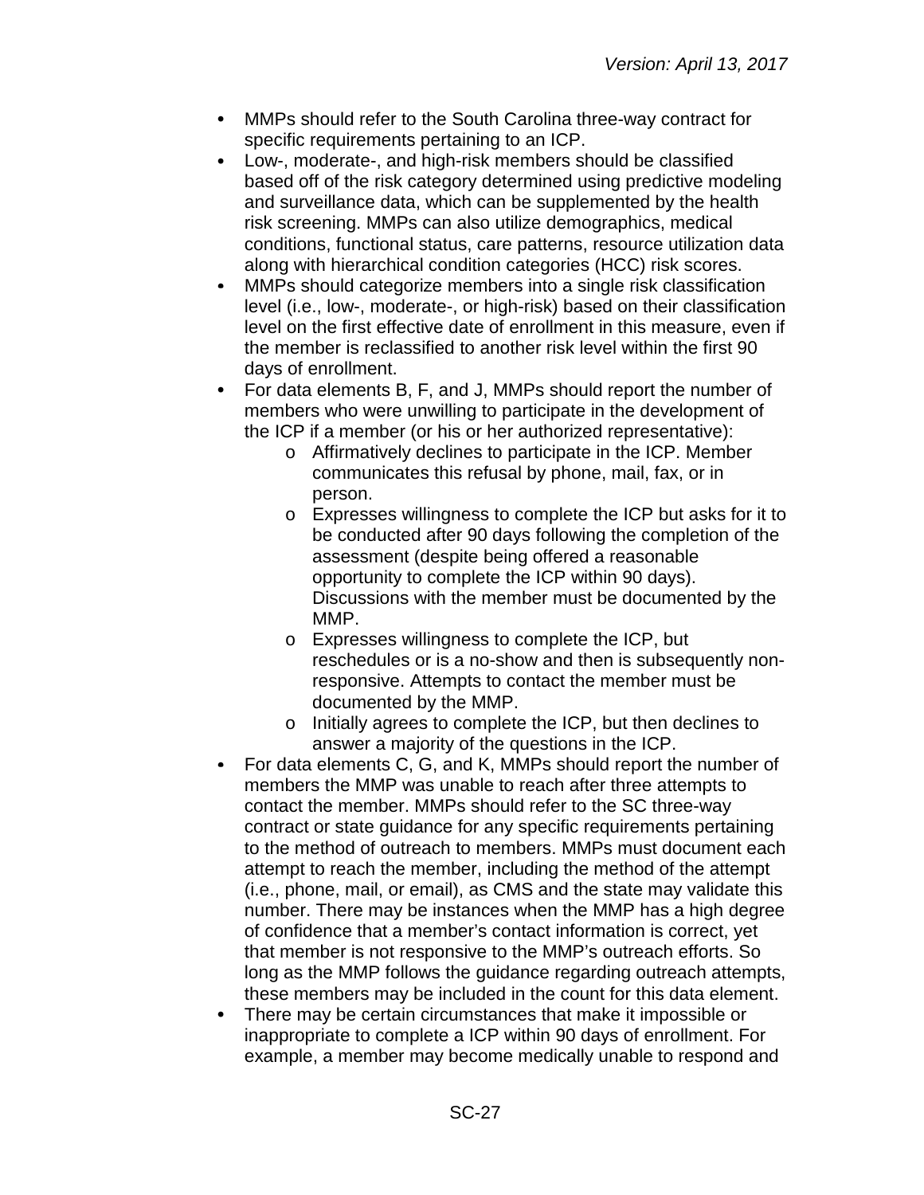- MMPs should refer to the South Carolina three-way contract for specific requirements pertaining to an ICP.
- Low-, moderate-, and high-risk members should be classified based off of the risk category determined using predictive modeling and surveillance data, which can be supplemented by the health risk screening. MMPs can also utilize demographics, medical conditions, functional status, care patterns, resource utilization data along with hierarchical condition categories (HCC) risk scores.
- MMPs should categorize members into a single risk classification level (i.e., low-, moderate-, or high-risk) based on their classification level on the first effective date of enrollment in this measure, even if the member is reclassified to another risk level within the first 90 days of enrollment.
- For data elements B, F, and J, MMPs should report the number of members who were unwilling to participate in the development of the ICP if a member (or his or her authorized representative):
    - Affirmatively declines to participate in the ICP. Member communicates this refusal by phone, mail, fax, or in person.
    - Expresses willingness to complete the ICP but asks for it to be conducted after 90 days following the completion of the assessment (despite being offered a reasonable opportunity to complete the ICP within 90 days). Discussions with the member must be documented by the MMP.
    - Expresses willingness to complete the ICP, but reschedules or is a no-show and then is subsequently non-responsive. Attempts to contact the member must be documented by the MMP.
    - Initially agrees to complete the ICP, but then declines to answer a majority of the questions in the ICP.
- For data elements C, G, and K, MMPs should report the number of members the MMP was unable to reach after three attempts to contact the member. MMPs should refer to the SC three-way contract or state guidance for any specific requirements pertaining to the method of outreach to members. MMPs must document each attempt to reach the member, including the method of the attempt (i.e., phone, mail, or email), as CMS and the state may validate this number. There may be instances when the MMP has a high degree of confidence that a member's contact information is correct, yet that member is not responsive to the MMP's outreach efforts. So long as the MMP follows the guidance regarding outreach attempts, these members may be included in the count for this data element.
- There may be certain circumstances that make it impossible or inappropriate to complete a ICP within 90 days of enrollment. For example, a member may become medically unable to respond and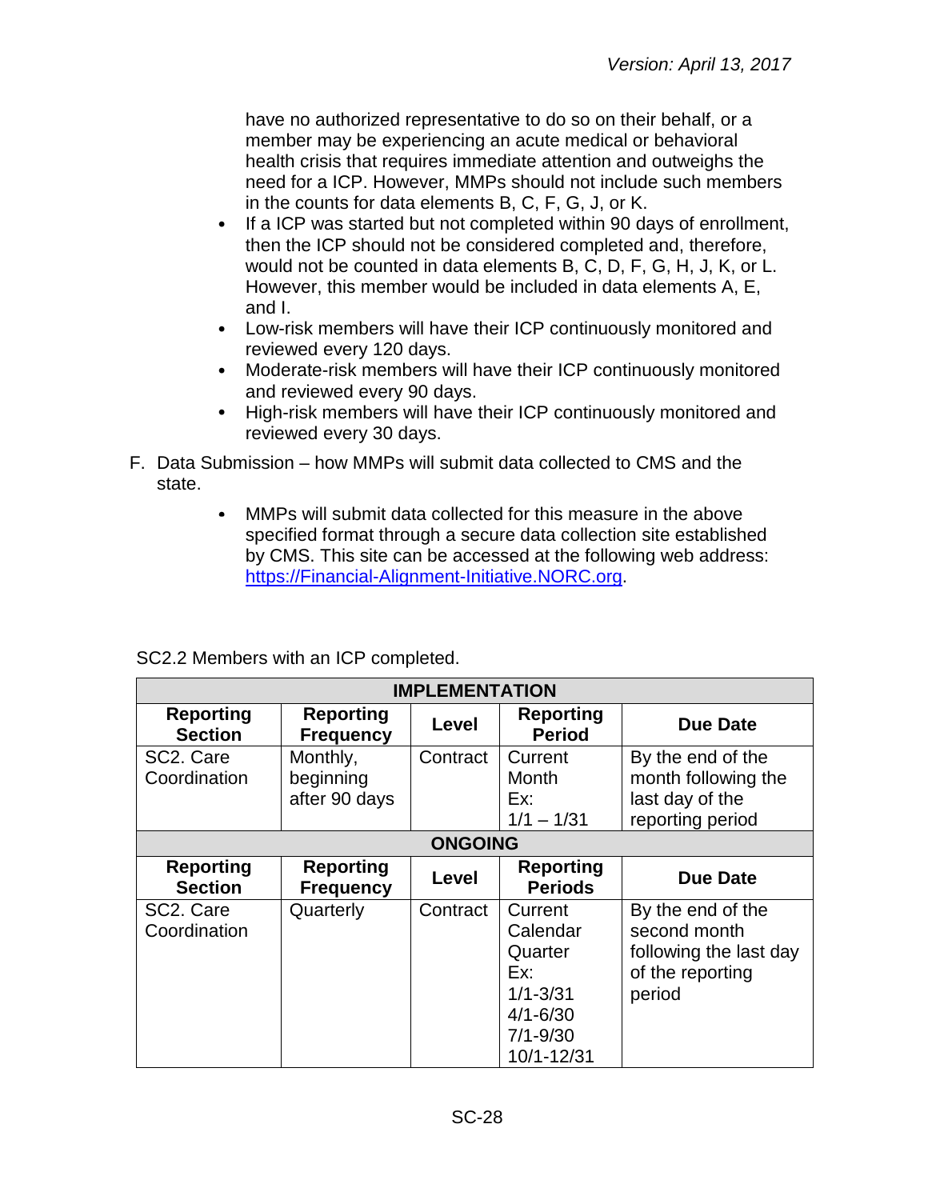have no authorized representative to do so on their behalf, or a member may be experiencing an acute medical or behavioral health crisis that requires immediate attention and outweighs the need for a ICP. However, MMPs should not include such members in the counts for data elements B, C, F, G, J, or K.

- If a ICP was started but not completed within 90 days of enrollment, then the ICP should not be considered completed and, therefore, would not be counted in data elements B, C, D, F, G, H, J, K, or L. However, this member would be included in data elements A, E, and I.
- Low-risk members will have their ICP continuously monitored and reviewed every 120 days.
- Moderate-risk members will have their ICP continuously monitored and reviewed every 90 days.
- High-risk members will have their ICP continuously monitored and reviewed every 30 days.

F. Data Submission – how MMPs will submit data collected to CMS and the state.

- MMPs will submit data collected for this measure in the above specified format through a secure data collection site established by CMS. This site can be accessed at the following web address: https://Financial-Alignment-Initiative.NORC.org.

SC2.2 Members with an ICP completed.

| IMPLEMENTATION | | | | |
|---|---|---|---|---|
| **Reporting Section** | **Reporting Frequency** | **Level** | **Reporting Period** | **Due Date** |
| SC2. Care Coordination | Monthly, beginning after 90 days | Contract | Current Month<br>Ex:<br>1/1 – 1/31 | By the end of the month following the last day of the reporting period |
| **ONGOING** | | | | |
| **Reporting Section** | **Reporting Frequency** | **Level** | **Reporting Periods** | **Due Date** |
| SC2. Care Coordination | Quarterly | Contract | Current Calendar Quarter<br>Ex:<br>1/1-3/31<br>4/1-6/30<br>7/1-9/30<br>10/1-12/31 | By the end of the second month following the last day of the reporting period |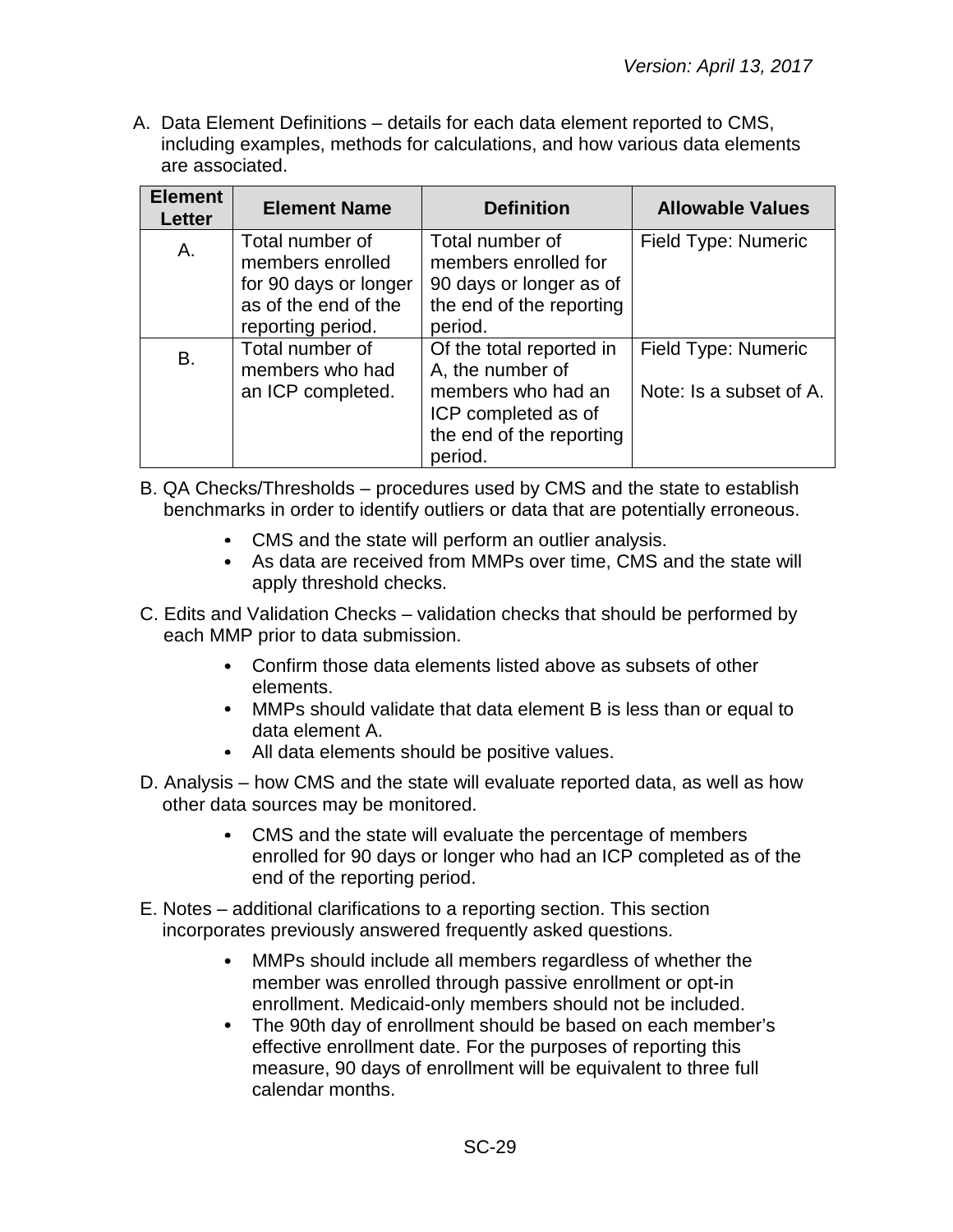A. Data Element Definitions – details for each data element reported to CMS, including examples, methods for calculations, and how various data elements are associated.

| Element Letter | Element Name | Definition | Allowable Values |
|---|---|---|---|
| A. | Total number of members enrolled for 90 days or longer as of the end of the reporting period. | Total number of members enrolled for 90 days or longer as of the end of the reporting period. | Field Type: Numeric |
| B. | Total number of members who had an ICP completed. | Of the total reported in A, the number of members who had an ICP completed as of the end of the reporting period. | Field Type: Numeric<br><br>Note: Is a subset of A. |

B. QA Checks/Thresholds – procedures used by CMS and the state to establish benchmarks in order to identify outliers or data that are potentially erroneous.

- CMS and the state will perform an outlier analysis.
- As data are received from MMPs over time, CMS and the state will apply threshold checks.

C. Edits and Validation Checks – validation checks that should be performed by each MMP prior to data submission.

- Confirm those data elements listed above as subsets of other elements.
- MMPs should validate that data element B is less than or equal to data element A.
- All data elements should be positive values.

D. Analysis – how CMS and the state will evaluate reported data, as well as how other data sources may be monitored.

- CMS and the state will evaluate the percentage of members enrolled for 90 days or longer who had an ICP completed as of the end of the reporting period.

E. Notes – additional clarifications to a reporting section. This section incorporates previously answered frequently asked questions.

- MMPs should include all members regardless of whether the member was enrolled through passive enrollment or opt-in enrollment. Medicaid-only members should not be included.
- The 90th day of enrollment should be based on each member's effective enrollment date. For the purposes of reporting this measure, 90 days of enrollment will be equivalent to three full calendar months.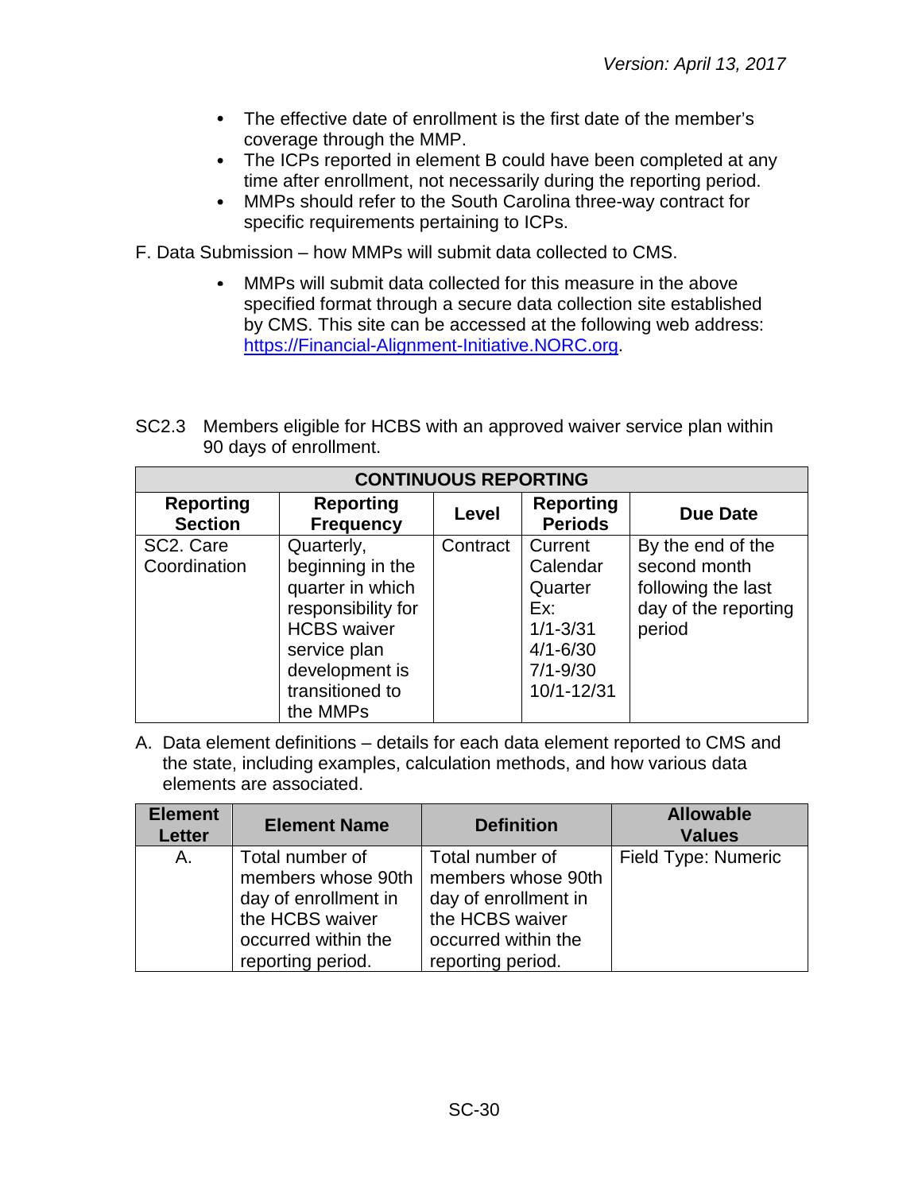- The effective date of enrollment is the first date of the member's coverage through the MMP.
- The ICPs reported in element B could have been completed at any time after enrollment, not necessarily during the reporting period.
- MMPs should refer to the South Carolina three-way contract for specific requirements pertaining to ICPs.

F. Data Submission – how MMPs will submit data collected to CMS.

- MMPs will submit data collected for this measure in the above specified format through a secure data collection site established by CMS. This site can be accessed at the following web address: https://Financial-Alignment-Initiative.NORC.org.

SC2.3 Members eligible for HCBS with an approved waiver service plan within 90 days of enrollment.

| CONTINUOUS REPORTING | | | | |
|---|---|---|---|---|
| **Reporting Section** | **Reporting Frequency** | **Level** | **Reporting Periods** | **Due Date** |
| SC2. Care Coordination | Quarterly, beginning in the quarter in which responsibility for HCBS waiver service plan development is transitioned to the MMPs | Contract | Current Calendar Quarter Ex: 1/1-3/31 4/1-6/30 7/1-9/30 10/1-12/31 | By the end of the second month following the last day of the reporting period |

A. Data element definitions – details for each data element reported to CMS and the state, including examples, calculation methods, and how various data elements are associated.

| Element Letter | Element Name | Definition | Allowable Values |
|---|---|---|---|
| A. | Total number of members whose 90th day of enrollment in the HCBS waiver occurred within the reporting period. | Total number of members whose 90th day of enrollment in the HCBS waiver occurred within the reporting period. | Field Type: Numeric |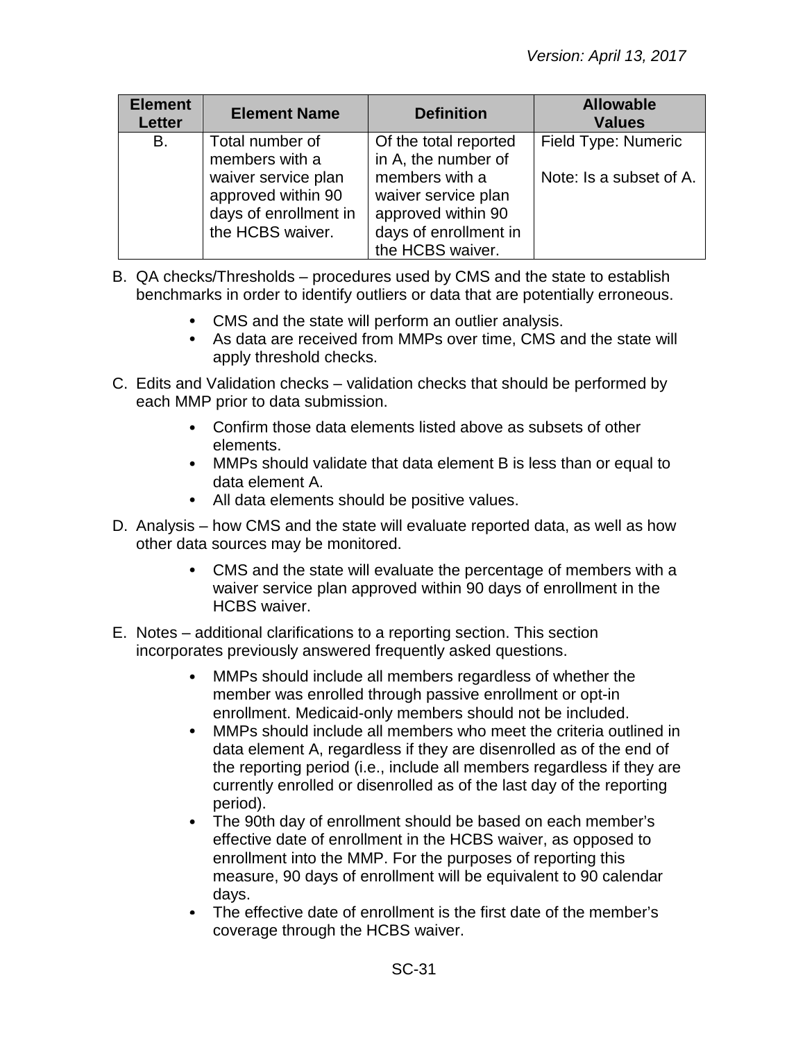| Element Letter | Element Name | Definition | Allowable Values |
|---|---|---|---|
| B. | Total number of members with a waiver service plan approved within 90 days of enrollment in the HCBS waiver. | Of the total reported in A, the number of members with a waiver service plan approved within 90 days of enrollment in the HCBS waiver. | Field Type: Numeric<br><br>Note: Is a subset of A. |

B. QA checks/Thresholds – procedures used by CMS and the state to establish benchmarks in order to identify outliers or data that are potentially erroneous.

- CMS and the state will perform an outlier analysis.
- As data are received from MMPs over time, CMS and the state will apply threshold checks.

C. Edits and Validation checks – validation checks that should be performed by each MMP prior to data submission.

- Confirm those data elements listed above as subsets of other elements.
- MMPs should validate that data element B is less than or equal to data element A.
- All data elements should be positive values.

D. Analysis – how CMS and the state will evaluate reported data, as well as how other data sources may be monitored.

- CMS and the state will evaluate the percentage of members with a waiver service plan approved within 90 days of enrollment in the HCBS waiver.

E. Notes – additional clarifications to a reporting section. This section incorporates previously answered frequently asked questions.

- MMPs should include all members regardless of whether the member was enrolled through passive enrollment or opt-in enrollment. Medicaid-only members should not be included.
- MMPs should include all members who meet the criteria outlined in data element A, regardless if they are disenrolled as of the end of the reporting period (i.e., include all members regardless if they are currently enrolled or disenrolled as of the last day of the reporting period).
- The 90th day of enrollment should be based on each member's effective date of enrollment in the HCBS waiver, as opposed to enrollment into the MMP. For the purposes of reporting this measure, 90 days of enrollment will be equivalent to 90 calendar days.
- The effective date of enrollment is the first date of the member's coverage through the HCBS waiver.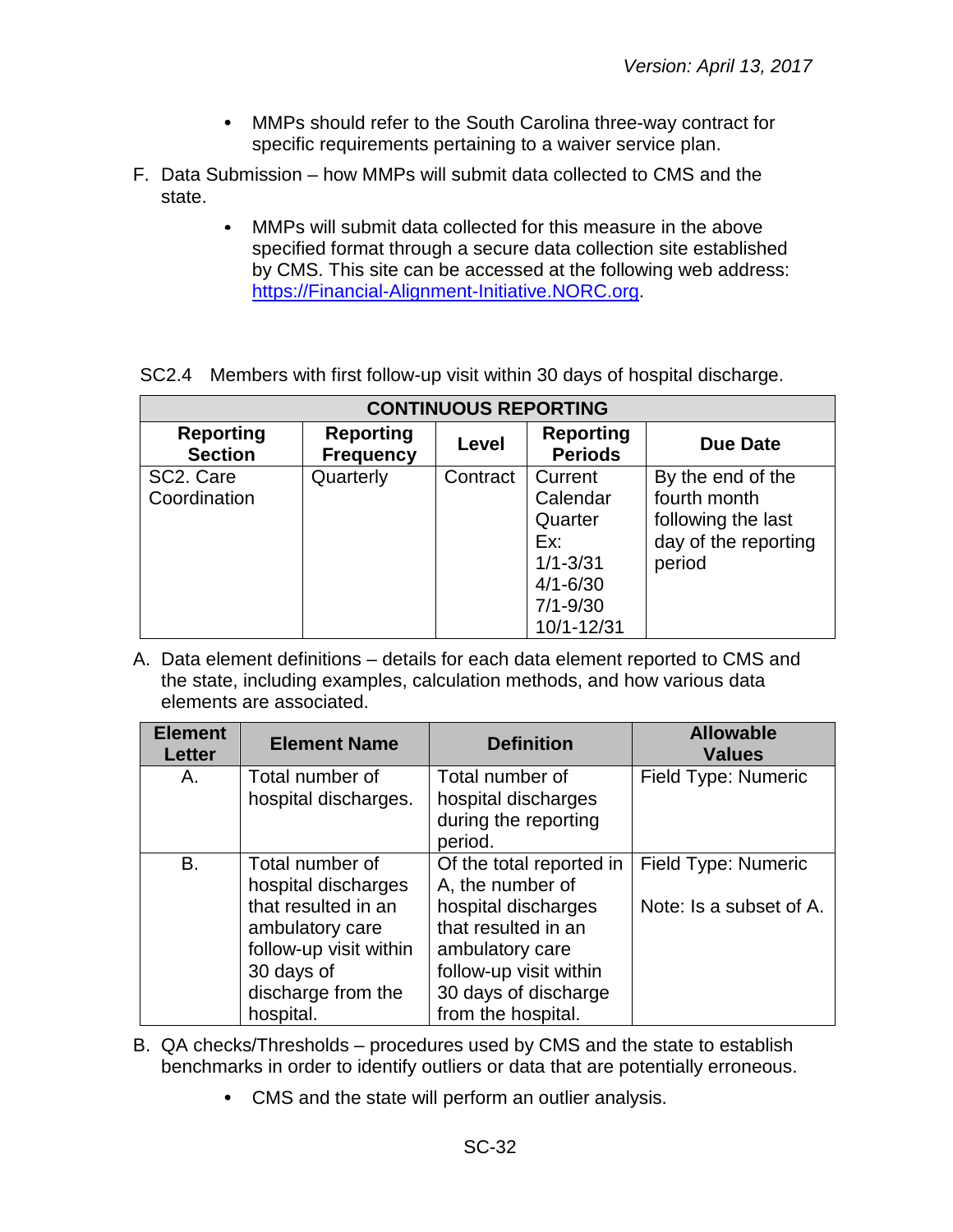- MMPs should refer to the South Carolina three-way contract for specific requirements pertaining to a waiver service plan.

F. Data Submission – how MMPs will submit data collected to CMS and the state.

- MMPs will submit data collected for this measure in the above specified format through a secure data collection site established by CMS. This site can be accessed at the following web address: https://Financial-Alignment-Initiative.NORC.org.

SC2.4 Members with first follow-up visit within 30 days of hospital discharge.

| CONTINUOUS REPORTING | | | | |
|---|---|---|---|---|
| **Reporting Section** | **Reporting Frequency** | **Level** | **Reporting Periods** | **Due Date** |
| SC2. Care Coordination | Quarterly | Contract | Current Calendar Quarter<br>Ex:<br>1/1-3/31<br>4/1-6/30<br>7/1-9/30<br>10/1-12/31 | By the end of the fourth month following the last day of the reporting period |

A. Data element definitions – details for each data element reported to CMS and the state, including examples, calculation methods, and how various data elements are associated.

| Element Letter | Element Name | Definition | Allowable Values |
|---|---|---|---|
| A. | Total number of hospital discharges. | Total number of hospital discharges during the reporting period. | Field Type: Numeric |
| B. | Total number of hospital discharges that resulted in an ambulatory care follow-up visit within 30 days of discharge from the hospital. | Of the total reported in A, the number of hospital discharges that resulted in an ambulatory care follow-up visit within 30 days of discharge from the hospital. | Field Type: Numeric<br><br>Note: Is a subset of A. |

B. QA checks/Thresholds – procedures used by CMS and the state to establish benchmarks in order to identify outliers or data that are potentially erroneous.

- CMS and the state will perform an outlier analysis.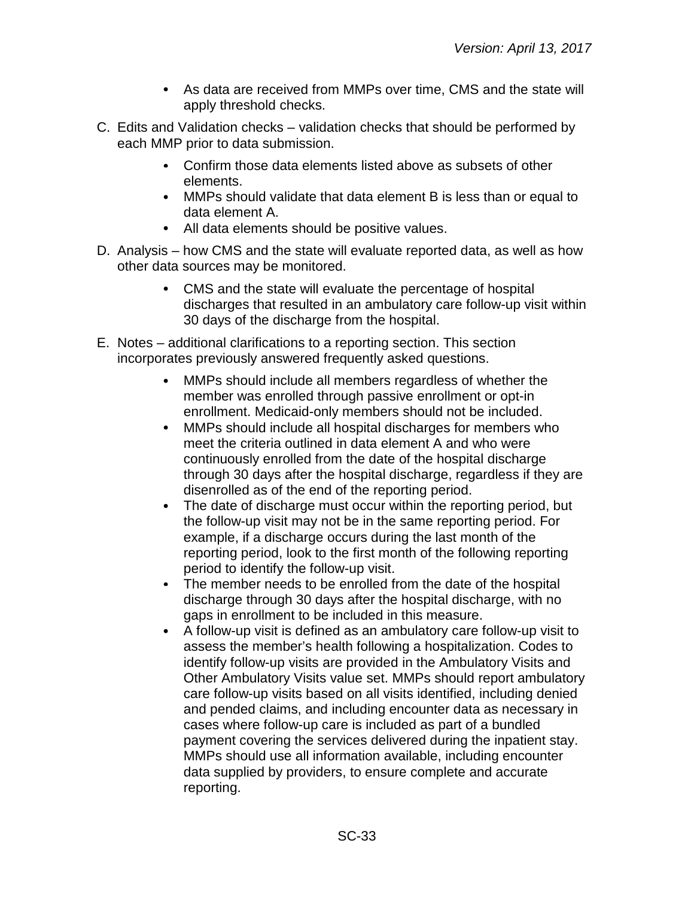- As data are received from MMPs over time, CMS and the state will apply threshold checks.

C. Edits and Validation checks – validation checks that should be performed by each MMP prior to data submission.

- Confirm those data elements listed above as subsets of other elements.
- MMPs should validate that data element B is less than or equal to data element A.
- All data elements should be positive values.

D. Analysis – how CMS and the state will evaluate reported data, as well as how other data sources may be monitored.

- CMS and the state will evaluate the percentage of hospital discharges that resulted in an ambulatory care follow-up visit within 30 days of the discharge from the hospital.

E. Notes – additional clarifications to a reporting section. This section incorporates previously answered frequently asked questions.

- MMPs should include all members regardless of whether the member was enrolled through passive enrollment or opt-in enrollment. Medicaid-only members should not be included.
- MMPs should include all hospital discharges for members who meet the criteria outlined in data element A and who were continuously enrolled from the date of the hospital discharge through 30 days after the hospital discharge, regardless if they are disenrolled as of the end of the reporting period.
- The date of discharge must occur within the reporting period, but the follow-up visit may not be in the same reporting period. For example, if a discharge occurs during the last month of the reporting period, look to the first month of the following reporting period to identify the follow-up visit.
- The member needs to be enrolled from the date of the hospital discharge through 30 days after the hospital discharge, with no gaps in enrollment to be included in this measure.
- A follow-up visit is defined as an ambulatory care follow-up visit to assess the member's health following a hospitalization. Codes to identify follow-up visits are provided in the Ambulatory Visits and Other Ambulatory Visits value set. MMPs should report ambulatory care follow-up visits based on all visits identified, including denied and pended claims, and including encounter data as necessary in cases where follow-up care is included as part of a bundled payment covering the services delivered during the inpatient stay. MMPs should use all information available, including encounter data supplied by providers, to ensure complete and accurate reporting.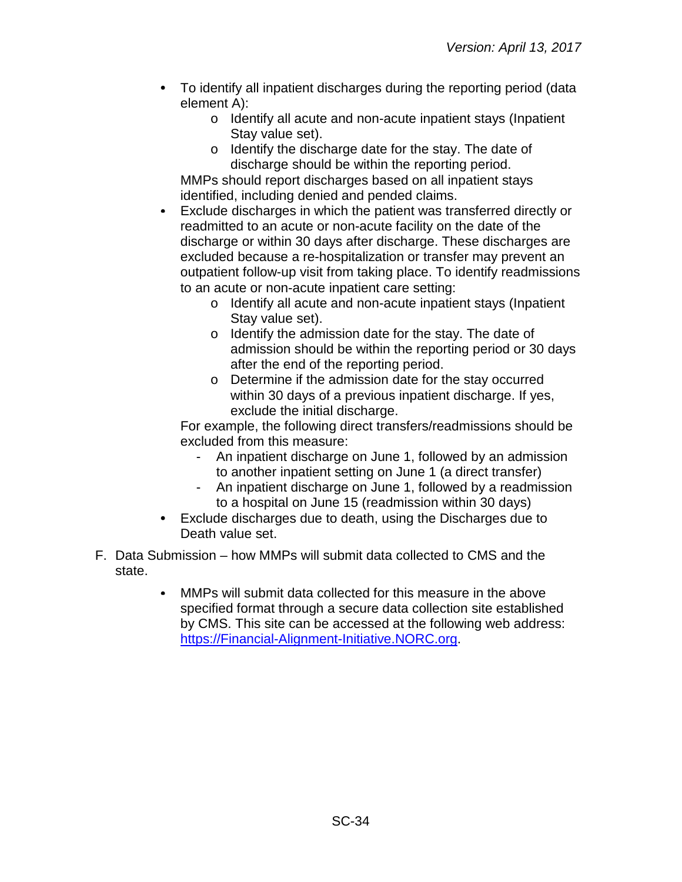- To identify all inpatient discharges during the reporting period (data element A):
  - o Identify all acute and non-acute inpatient stays (Inpatient Stay value set).
  - o Identify the discharge date for the stay. The date of discharge should be within the reporting period.

  MMPs should report discharges based on all inpatient stays identified, including denied and pended claims.
- Exclude discharges in which the patient was transferred directly or readmitted to an acute or non-acute facility on the date of the discharge or within 30 days after discharge. These discharges are excluded because a re-hospitalization or transfer may prevent an outpatient follow-up visit from taking place. To identify readmissions to an acute or non-acute inpatient care setting:
  - o Identify all acute and non-acute inpatient stays (Inpatient Stay value set).
  - o Identify the admission date for the stay. The date of admission should be within the reporting period or 30 days after the end of the reporting period.
  - o Determine if the admission date for the stay occurred within 30 days of a previous inpatient discharge. If yes, exclude the initial discharge.

  For example, the following direct transfers/readmissions should be excluded from this measure:
  - An inpatient discharge on June 1, followed by an admission to another inpatient setting on June 1 (a direct transfer)
  - An inpatient discharge on June 1, followed by a readmission to a hospital on June 15 (readmission within 30 days)
- Exclude discharges due to death, using the Discharges due to Death value set.

F. Data Submission – how MMPs will submit data collected to CMS and the state.

- MMPs will submit data collected for this measure in the above specified format through a secure data collection site established by CMS. This site can be accessed at the following web address: [https://Financial-Alignment-Initiative.NORC.org](https://Financial-Alignment-Initiative.NORC.org).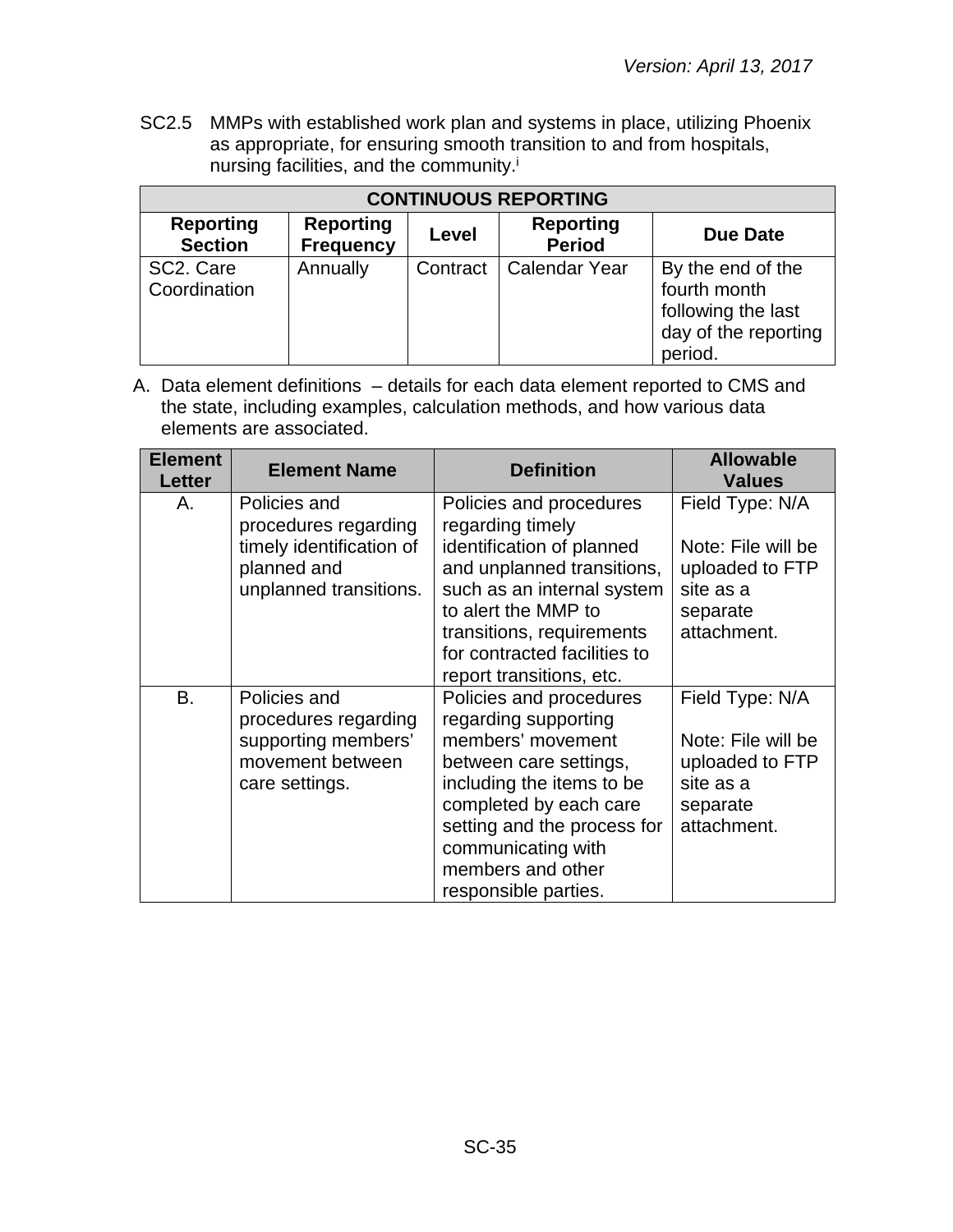SC2.5 MMPs with established work plan and systems in place, utilizing Phoenix as appropriate, for ensuring smooth transition to and from hospitals, nursing facilities, and the community.[i]

| CONTINUOUS REPORTING | | | | |
|---|---|---|---|---|
| **Reporting Section** | **Reporting Frequency** | **Level** | **Reporting Period** | **Due Date** |
| SC2. Care Coordination | Annually | Contract | Calendar Year | By the end of the fourth month following the last day of the reporting period. |

A. Data element definitions – details for each data element reported to CMS and the state, including examples, calculation methods, and how various data elements are associated.

| Element Letter | Element Name | Definition | Allowable Values |
|---|---|---|---|
| A. | Policies and procedures regarding timely identification of planned and unplanned transitions. | Policies and procedures regarding timely identification of planned and unplanned transitions, such as an internal system to alert the MMP to transitions, requirements for contracted facilities to report transitions, etc. | Field Type: N/A<br><br>Note: File will be uploaded to FTP site as a separate attachment. |
| B. | Policies and procedures regarding supporting members' movement between care settings. | Policies and procedures regarding supporting members' movement between care settings, including the items to be completed by each care setting and the process for communicating with members and other responsible parties. | Field Type: N/A<br><br>Note: File will be uploaded to FTP site as a separate attachment. |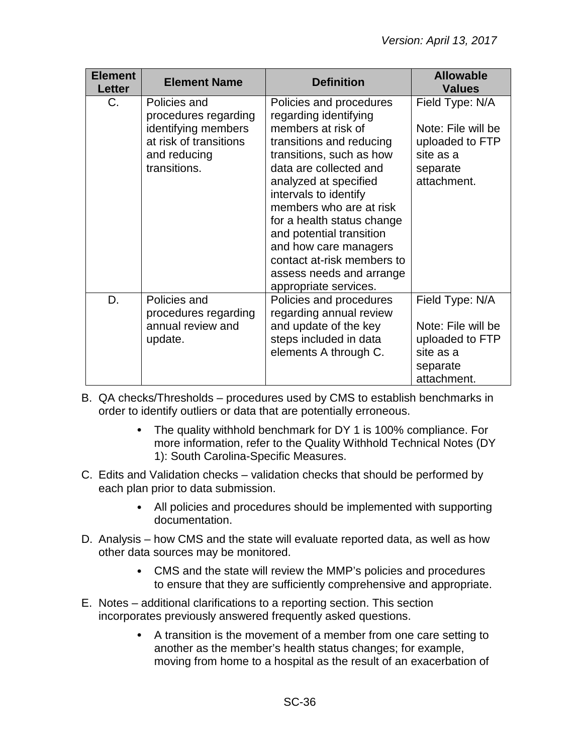| Element Letter | Element Name | Definition | Allowable Values |
|---|---|---|---|
| C. | Policies and procedures regarding identifying members at risk of transitions and reducing transitions. | Policies and procedures regarding identifying members at risk of transitions and reducing transitions, such as how data are collected and analyzed at specified intervals to identify members who are at risk for a health status change and potential transition and how care managers contact at-risk members to assess needs and arrange appropriate services. | Field Type: N/A<br><br>Note: File will be uploaded to FTP site as a separate attachment. |
| D. | Policies and procedures regarding annual review and update. | Policies and procedures regarding annual review and update of the key steps included in data elements A through C. | Field Type: N/A<br><br>Note: File will be uploaded to FTP site as a separate attachment. |

B. QA checks/Thresholds – procedures used by CMS to establish benchmarks in order to identify outliers or data that are potentially erroneous.

- The quality withhold benchmark for DY 1 is 100% compliance. For more information, refer to the Quality Withhold Technical Notes (DY 1): South Carolina-Specific Measures.

C. Edits and Validation checks – validation checks that should be performed by each plan prior to data submission.

- All policies and procedures should be implemented with supporting documentation.

D. Analysis – how CMS and the state will evaluate reported data, as well as how other data sources may be monitored.

- CMS and the state will review the MMP's policies and procedures to ensure that they are sufficiently comprehensive and appropriate.

E. Notes – additional clarifications to a reporting section. This section incorporates previously answered frequently asked questions.

- A transition is the movement of a member from one care setting to another as the member's health status changes; for example, moving from home to a hospital as the result of an exacerbation of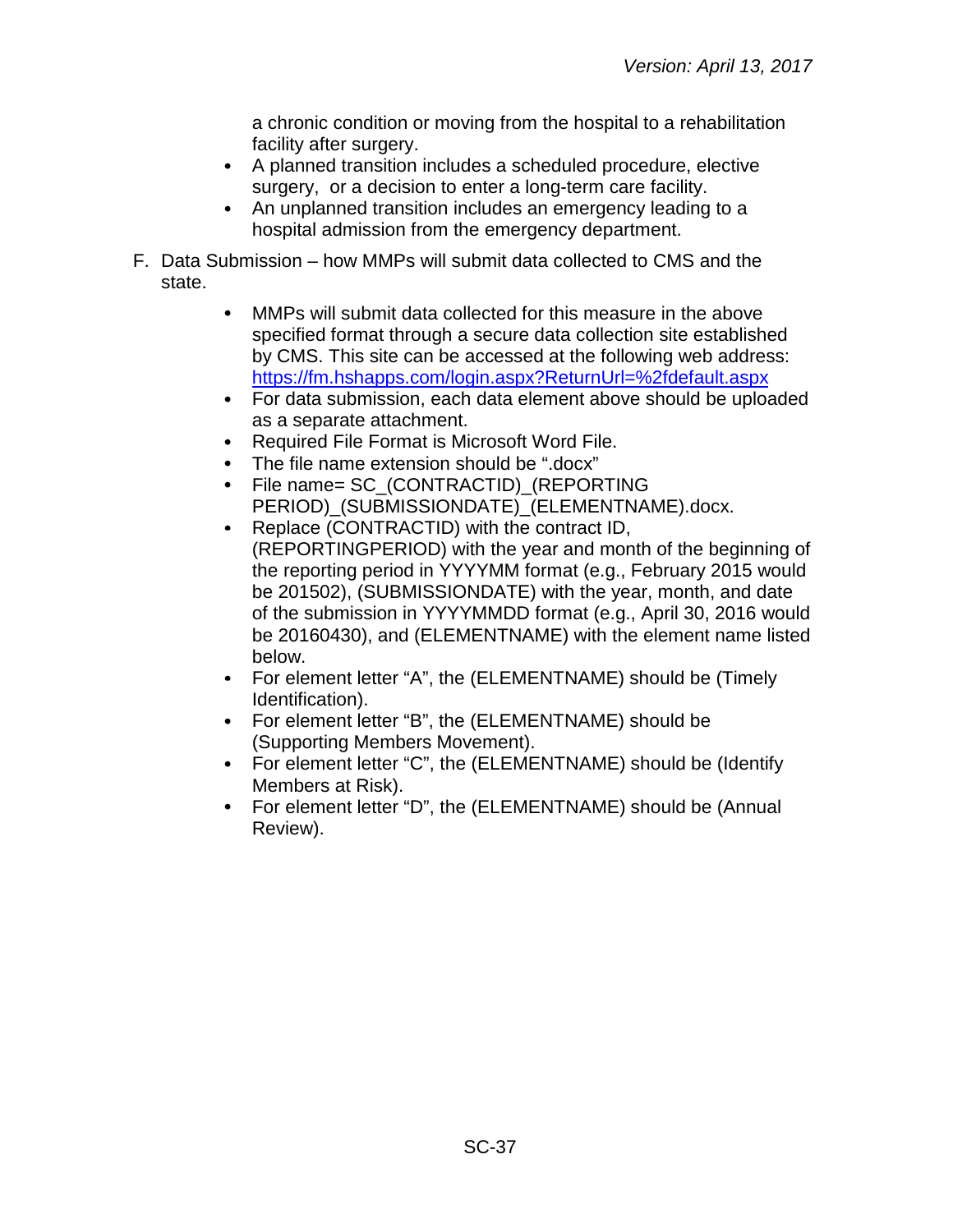a chronic condition or moving from the hospital to a rehabilitation facility after surgery.

- A planned transition includes a scheduled procedure, elective surgery, or a decision to enter a long-term care facility.
- An unplanned transition includes an emergency leading to a hospital admission from the emergency department.

F. Data Submission – how MMPs will submit data collected to CMS and the state.

- MMPs will submit data collected for this measure in the above specified format through a secure data collection site established by CMS. This site can be accessed at the following web address: https://fm.hshapps.com/login.aspx?ReturnUrl=%2fdefault.aspx
- For data submission, each data element above should be uploaded as a separate attachment.
- Required File Format is Microsoft Word File.
- The file name extension should be ".docx"
- File name= SC_(CONTRACTID)_(REPORTING PERIOD)_(SUBMISSIONDATE)_(ELEMENTNAME).docx.
- Replace (CONTRACTID) with the contract ID, (REPORTINGPERIOD) with the year and month of the beginning of the reporting period in YYYYMM format (e.g., February 2015 would be 201502), (SUBMISSIONDATE) with the year, month, and date of the submission in YYYYMMDD format (e.g., April 30, 2016 would be 20160430), and (ELEMENTNAME) with the element name listed below.
- For element letter "A", the (ELEMENTNAME) should be (Timely Identification).
- For element letter "B", the (ELEMENTNAME) should be (Supporting Members Movement).
- For element letter "C", the (ELEMENTNAME) should be (Identify Members at Risk).
- For element letter "D", the (ELEMENTNAME) should be (Annual Review).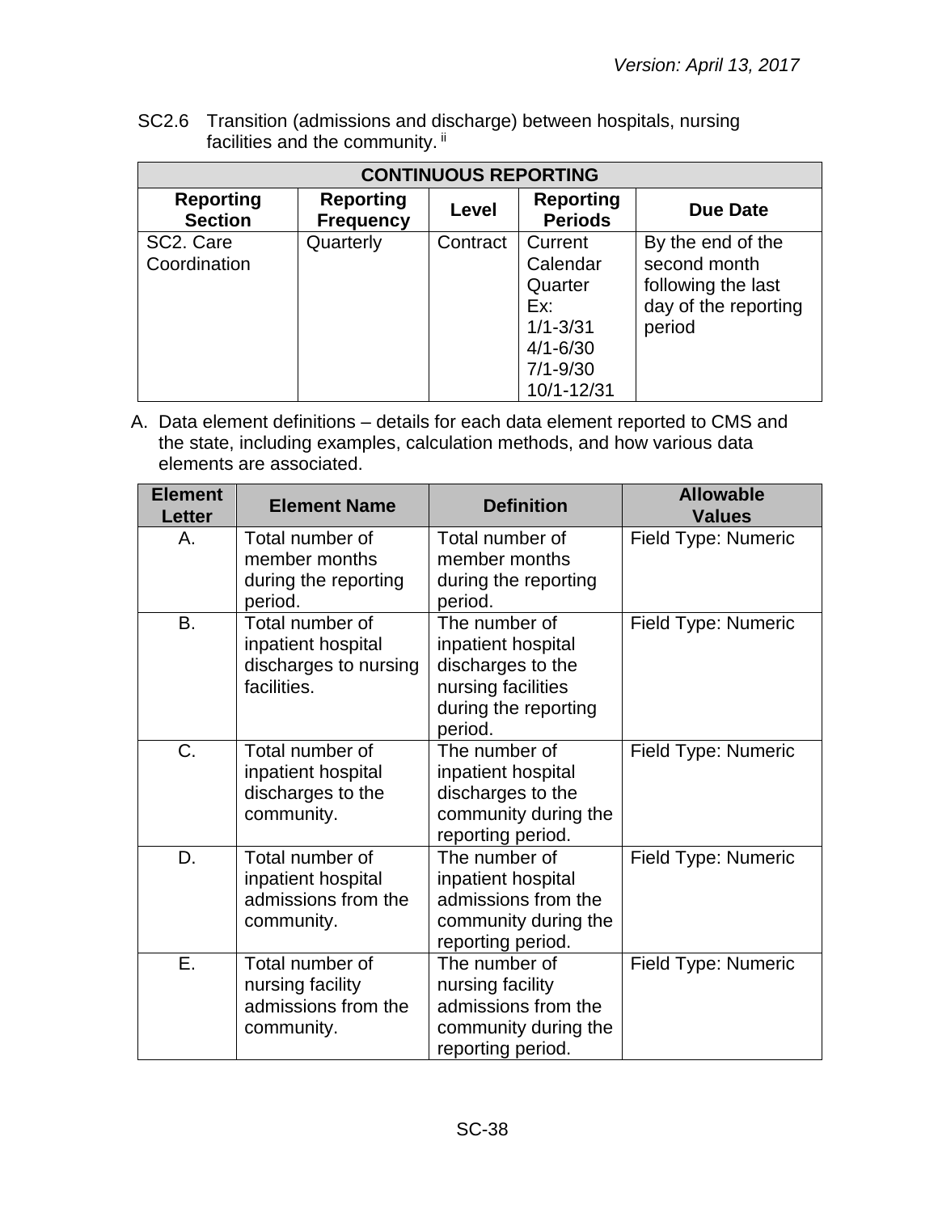SC2.6 Transition (admissions and discharge) between hospitals, nursing facilities and the community. [ii]

| CONTINUOUS REPORTING | | | | |
|---|---|---|---|---|
| **Reporting Section** | **Reporting Frequency** | **Level** | **Reporting Periods** | **Due Date** |
| SC2. Care Coordination | Quarterly | Contract | Current Calendar Quarter Ex: 1/1-3/31 4/1-6/30 7/1-9/30 10/1-12/31 | By the end of the second month following the last day of the reporting period |

A. Data element definitions – details for each data element reported to CMS and the state, including examples, calculation methods, and how various data elements are associated.

| Element Letter | Element Name | Definition | Allowable Values |
|---|---|---|---|
| A. | Total number of member months during the reporting period. | Total number of member months during the reporting period. | Field Type: Numeric |
| B. | Total number of inpatient hospital discharges to nursing facilities. | The number of inpatient hospital discharges to the nursing facilities during the reporting period. | Field Type: Numeric |
| C. | Total number of inpatient hospital discharges to the community. | The number of inpatient hospital discharges to the community during the reporting period. | Field Type: Numeric |
| D. | Total number of inpatient hospital admissions from the community. | The number of inpatient hospital admissions from the community during the reporting period. | Field Type: Numeric |
| E. | Total number of nursing facility admissions from the community. | The number of nursing facility admissions from the community during the reporting period. | Field Type: Numeric |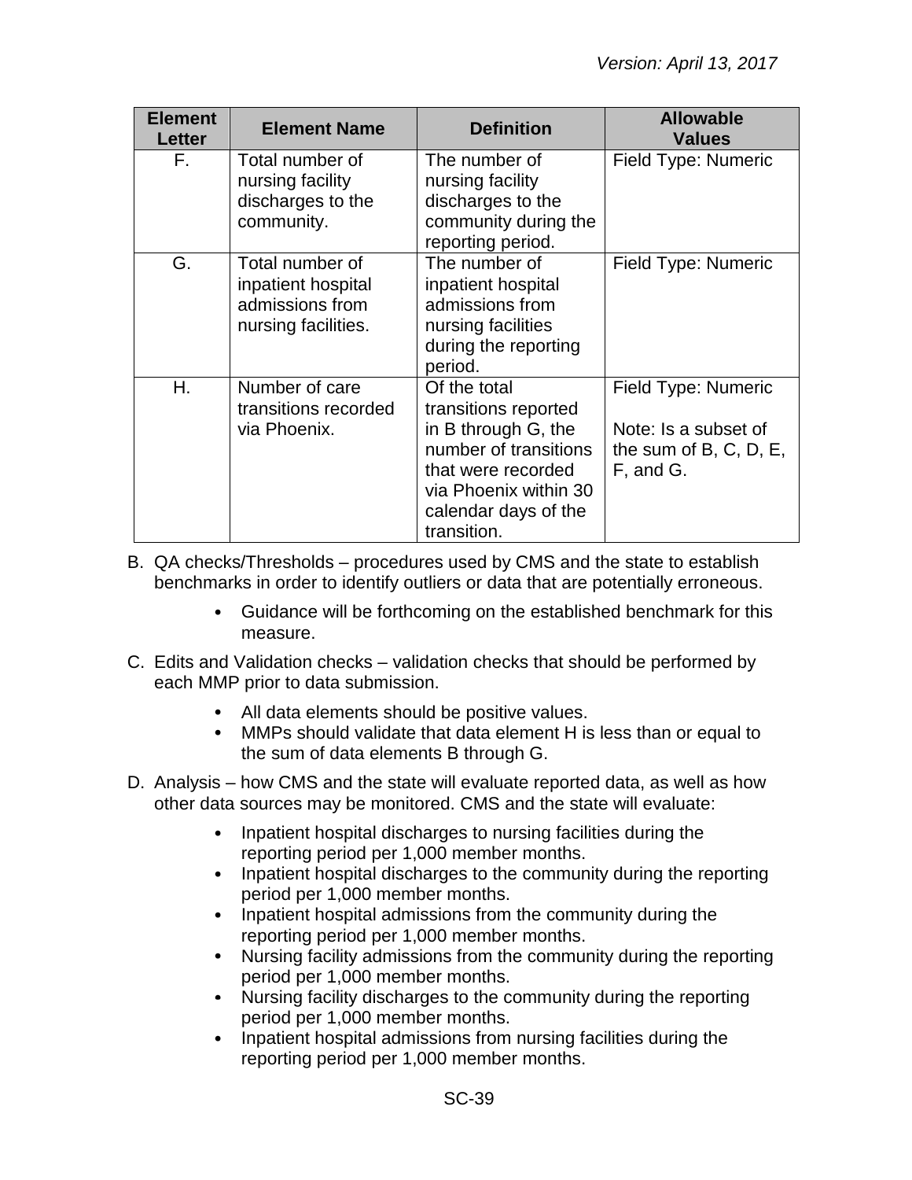| Element Letter | Element Name | Definition | Allowable Values |
| --- | --- | --- | --- |
| F. | Total number of nursing facility discharges to the community. | The number of nursing facility discharges to the community during the reporting period. | Field Type: Numeric |
| G. | Total number of inpatient hospital admissions from nursing facilities. | The number of inpatient hospital admissions from nursing facilities during the reporting period. | Field Type: Numeric |
| H. | Number of care transitions recorded via Phoenix. | Of the total transitions reported in B through G, the number of transitions that were recorded via Phoenix within 30 calendar days of the transition. | Field Type: Numeric<br><br>Note: Is a subset of the sum of B, C, D, E, F, and G. |

B. QA checks/Thresholds – procedures used by CMS and the state to establish benchmarks in order to identify outliers or data that are potentially erroneous.

- Guidance will be forthcoming on the established benchmark for this measure.

C. Edits and Validation checks – validation checks that should be performed by each MMP prior to data submission.

- All data elements should be positive values.
- MMPs should validate that data element H is less than or equal to the sum of data elements B through G.

D. Analysis – how CMS and the state will evaluate reported data, as well as how other data sources may be monitored. CMS and the state will evaluate:

- Inpatient hospital discharges to nursing facilities during the reporting period per 1,000 member months.
- Inpatient hospital discharges to the community during the reporting period per 1,000 member months.
- Inpatient hospital admissions from the community during the reporting period per 1,000 member months.
- Nursing facility admissions from the community during the reporting period per 1,000 member months.
- Nursing facility discharges to the community during the reporting period per 1,000 member months.
- Inpatient hospital admissions from nursing facilities during the reporting period per 1,000 member months.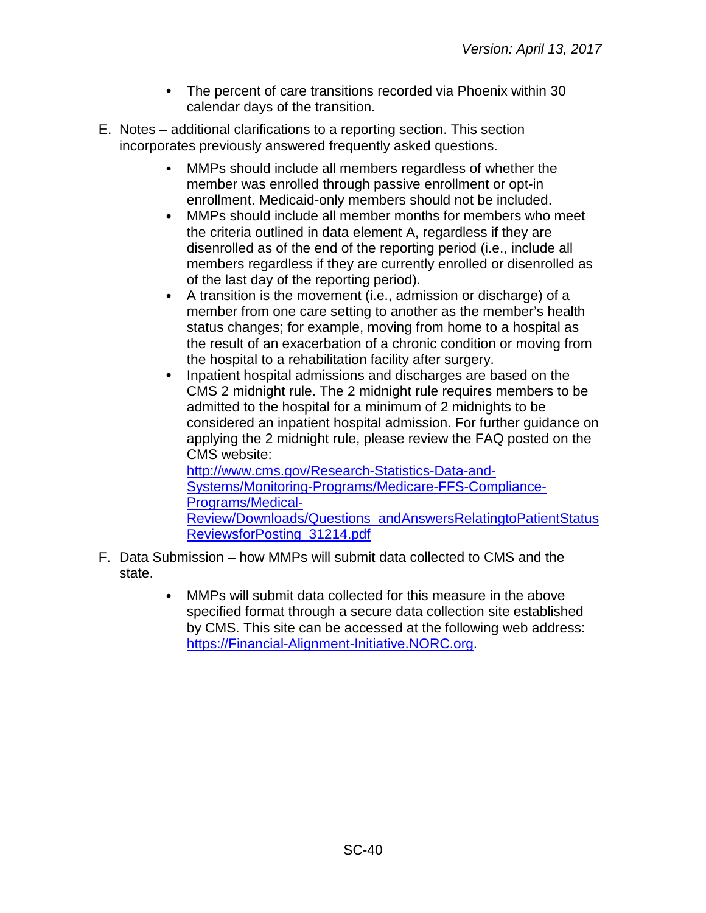- The percent of care transitions recorded via Phoenix within 30 calendar days of the transition.

E. Notes – additional clarifications to a reporting section. This section incorporates previously answered frequently asked questions.

  - MMPs should include all members regardless of whether the member was enrolled through passive enrollment or opt-in enrollment. Medicaid-only members should not be included.
  - MMPs should include all member months for members who meet the criteria outlined in data element A, regardless if they are disenrolled as of the end of the reporting period (i.e., include all members regardless if they are currently enrolled or disenrolled as of the last day of the reporting period).
  - A transition is the movement (i.e., admission or discharge) of a member from one care setting to another as the member's health status changes; for example, moving from home to a hospital as the result of an exacerbation of a chronic condition or moving from the hospital to a rehabilitation facility after surgery.
  - Inpatient hospital admissions and discharges are based on the CMS 2 midnight rule. The 2 midnight rule requires members to be admitted to the hospital for a minimum of 2 midnights to be considered an inpatient hospital admission. For further guidance on applying the 2 midnight rule, please review the FAQ posted on the CMS website: [http://www.cms.gov/Research-Statistics-Data-and-Systems/Monitoring-Programs/Medicare-FFS-Compliance-Programs/Medical-Review/Downloads/Questions_andAnswersRelatingtoPatientStatusReviewsforPosting_31214.pdf](http://www.cms.gov/Research-Statistics-Data-and-Systems/Monitoring-Programs/Medicare-FFS-Compliance-Programs/Medical-Review/Downloads/Questions_andAnswersRelatingtoPatientStatusReviewsforPosting_31214.pdf)

F. Data Submission – how MMPs will submit data collected to CMS and the state.

  - MMPs will submit data collected for this measure in the above specified format through a secure data collection site established by CMS. This site can be accessed at the following web address: [https://Financial-Alignment-Initiative.NORC.org](https://Financial-Alignment-Initiative.NORC.org).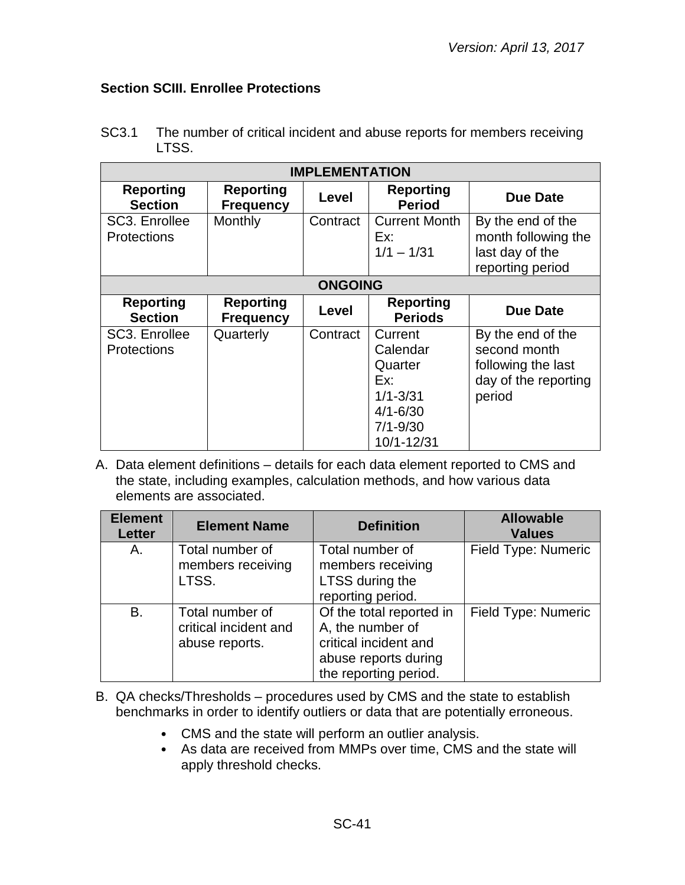### Section SCIII. Enrollee Protections

SC3.1 The number of critical incident and abuse reports for members receiving LTSS.

| IMPLEMENTATION | | | | |
|---|---|---|---|---|
| **Reporting Section** | **Reporting Frequency** | **Level** | **Reporting Period** | **Due Date** |
| SC3. Enrollee Protections | Monthly | Contract | Current Month Ex: 1/1 – 1/31 | By the end of the month following the last day of the reporting period |
| **ONGOING** | | | | |
| **Reporting Section** | **Reporting Frequency** | **Level** | **Reporting Periods** | **Due Date** |
| SC3. Enrollee Protections | Quarterly | Contract | Current Calendar Quarter Ex: 1/1-3/31 4/1-6/30 7/1-9/30 10/1-12/31 | By the end of the second month following the last day of the reporting period |

A. Data element definitions – details for each data element reported to CMS and the state, including examples, calculation methods, and how various data elements are associated.

| Element Letter | Element Name | Definition | Allowable Values |
|---|---|---|---|
| A. | Total number of members receiving LTSS. | Total number of members receiving LTSS during the reporting period. | Field Type: Numeric |
| B. | Total number of critical incident and abuse reports. | Of the total reported in A, the number of critical incident and abuse reports during the reporting period. | Field Type: Numeric |

B. QA checks/Thresholds – procedures used by CMS and the state to establish benchmarks in order to identify outliers or data that are potentially erroneous.

- CMS and the state will perform an outlier analysis.
- As data are received from MMPs over time, CMS and the state will apply threshold checks.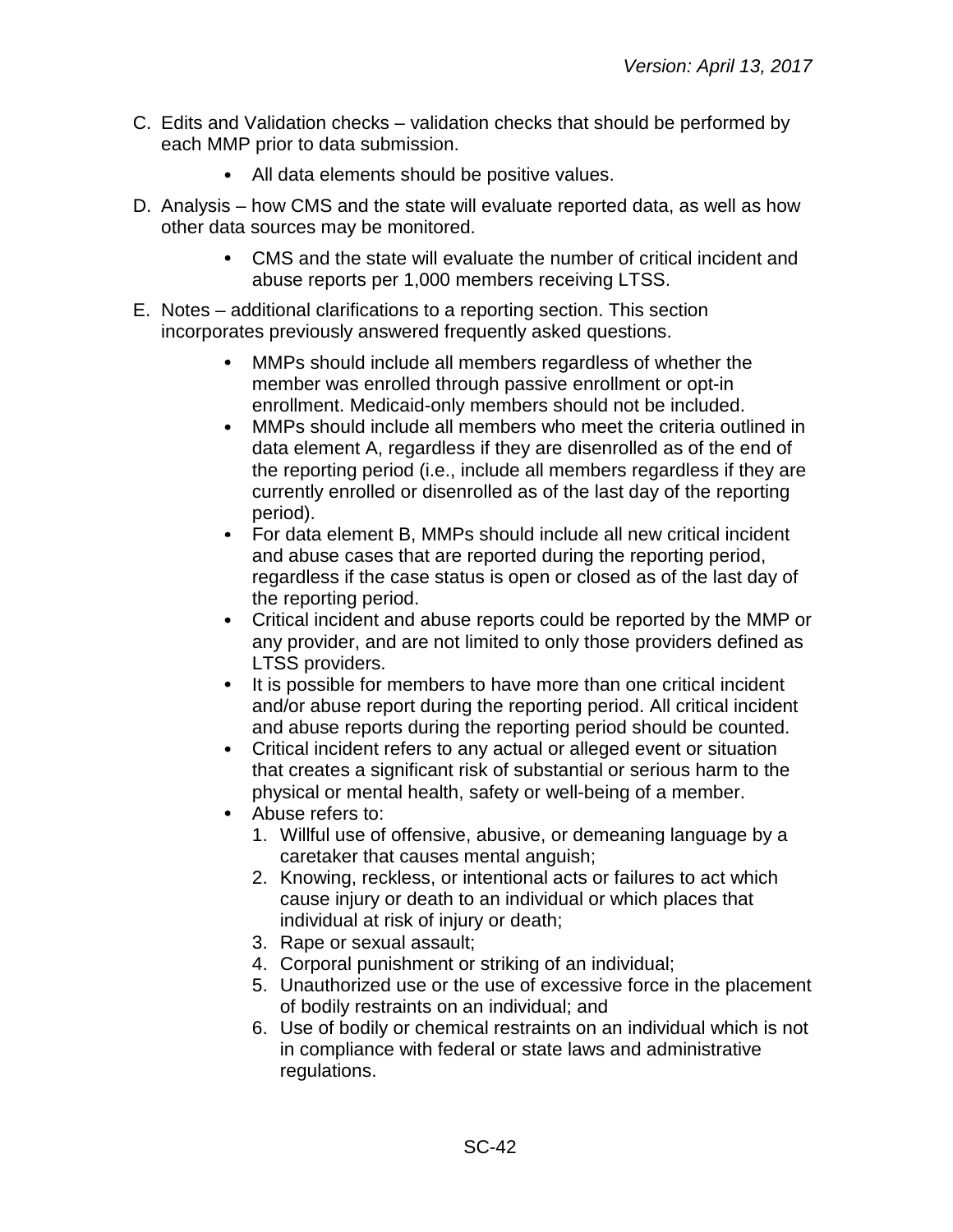C. Edits and Validation checks – validation checks that should be performed by each MMP prior to data submission.

   - All data elements should be positive values.

D. Analysis – how CMS and the state will evaluate reported data, as well as how other data sources may be monitored.

   - CMS and the state will evaluate the number of critical incident and abuse reports per 1,000 members receiving LTSS.

E. Notes – additional clarifications to a reporting section. This section incorporates previously answered frequently asked questions.

   - MMPs should include all members regardless of whether the member was enrolled through passive enrollment or opt-in enrollment. Medicaid-only members should not be included.
   - MMPs should include all members who meet the criteria outlined in data element A, regardless if they are disenrolled as of the end of the reporting period (i.e., include all members regardless if they are currently enrolled or disenrolled as of the last day of the reporting period).
   - For data element B, MMPs should include all new critical incident and abuse cases that are reported during the reporting period, regardless if the case status is open or closed as of the last day of the reporting period.
   - Critical incident and abuse reports could be reported by the MMP or any provider, and are not limited to only those providers defined as LTSS providers.
   - It is possible for members to have more than one critical incident and/or abuse report during the reporting period. All critical incident and abuse reports during the reporting period should be counted.
   - Critical incident refers to any actual or alleged event or situation that creates a significant risk of substantial or serious harm to the physical or mental health, safety or well-being of a member.
   - Abuse refers to:
     1. Willful use of offensive, abusive, or demeaning language by a caretaker that causes mental anguish;
     2. Knowing, reckless, or intentional acts or failures to act which cause injury or death to an individual or which places that individual at risk of injury or death;
     3. Rape or sexual assault;
     4. Corporal punishment or striking of an individual;
     5. Unauthorized use or the use of excessive force in the placement of bodily restraints on an individual; and
     6. Use of bodily or chemical restraints on an individual which is not in compliance with federal or state laws and administrative regulations.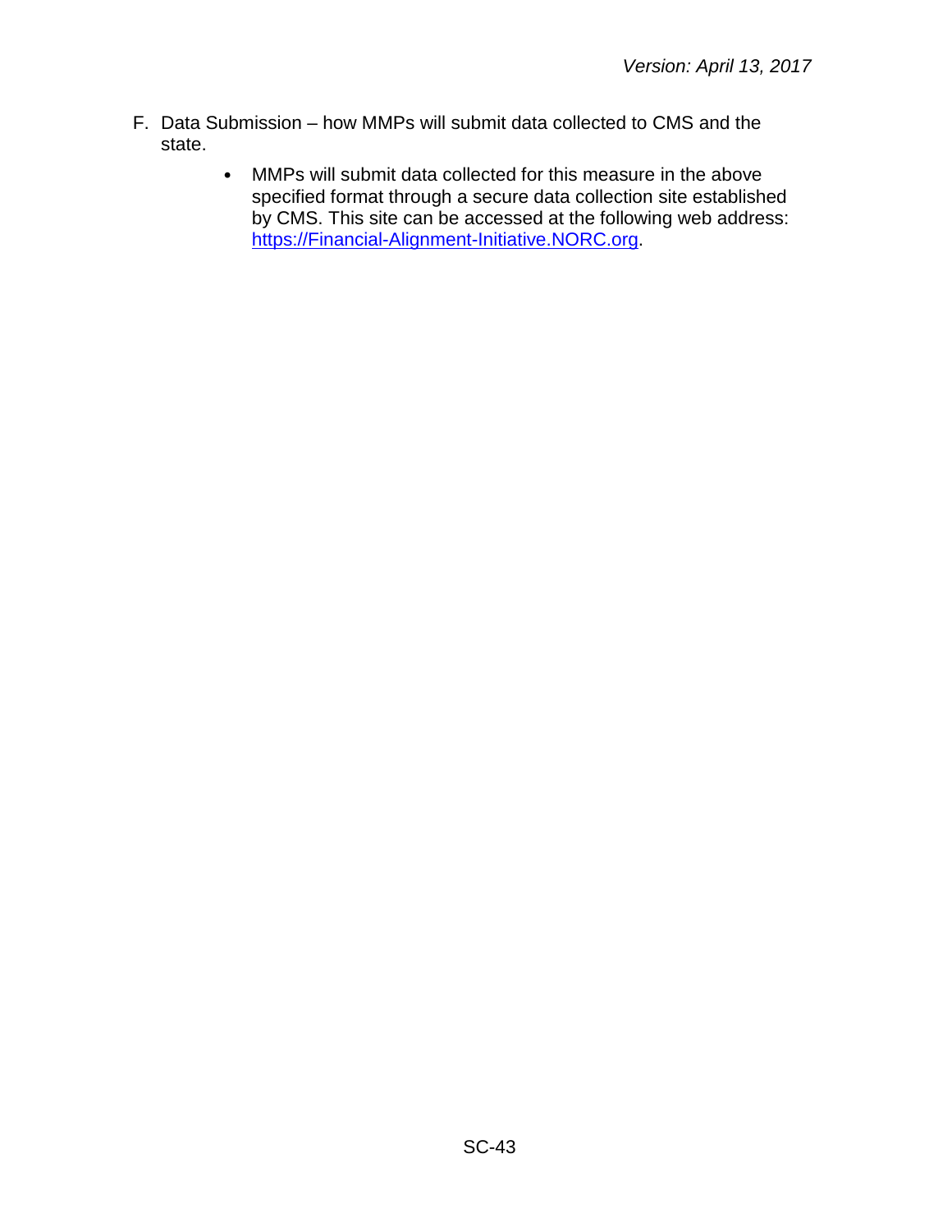F. Data Submission – how MMPs will submit data collected to CMS and the state.

   - MMPs will submit data collected for this measure in the above specified format through a secure data collection site established by CMS. This site can be accessed at the following web address: [https://Financial-Alignment-Initiative.NORC.org](https://Financial-Alignment-Initiative.NORC.org).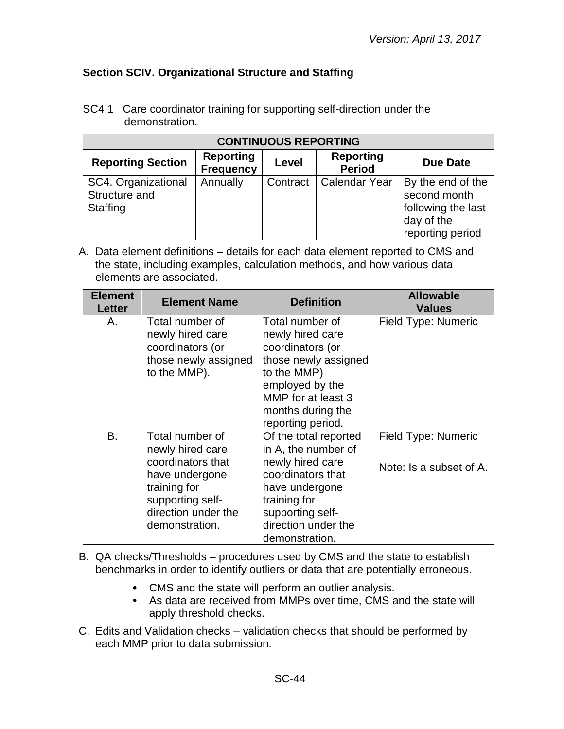### Section SCIV. Organizational Structure and Staffing

SC4.1 Care coordinator training for supporting self-direction under the demonstration.

| CONTINUOUS REPORTING | | | | |
|---|---|---|---|---|
| **Reporting Section** | **Reporting Frequency** | **Level** | **Reporting Period** | **Due Date** |
| SC4. Organizational Structure and Staffing | Annually | Contract | Calendar Year | By the end of the second month following the last day of the reporting period |

A. Data element definitions – details for each data element reported to CMS and the state, including examples, calculation methods, and how various data elements are associated.

| Element Letter | Element Name | Definition | Allowable Values |
|---|---|---|---|
| A. | Total number of newly hired care coordinators (or those newly assigned to the MMP). | Total number of newly hired care coordinators (or those newly assigned to the MMP) employed by the MMP for at least 3 months during the reporting period. | Field Type: Numeric |
| B. | Total number of newly hired care coordinators that have undergone training for supporting self-direction under the demonstration. | Of the total reported in A, the number of newly hired care coordinators that have undergone training for supporting self-direction under the demonstration. | Field Type: Numeric<br><br>Note: Is a subset of A. |

B. QA checks/Thresholds – procedures used by CMS and the state to establish benchmarks in order to identify outliers or data that are potentially erroneous.

- CMS and the state will perform an outlier analysis.
- As data are received from MMPs over time, CMS and the state will apply threshold checks.

C. Edits and Validation checks – validation checks that should be performed by each MMP prior to data submission.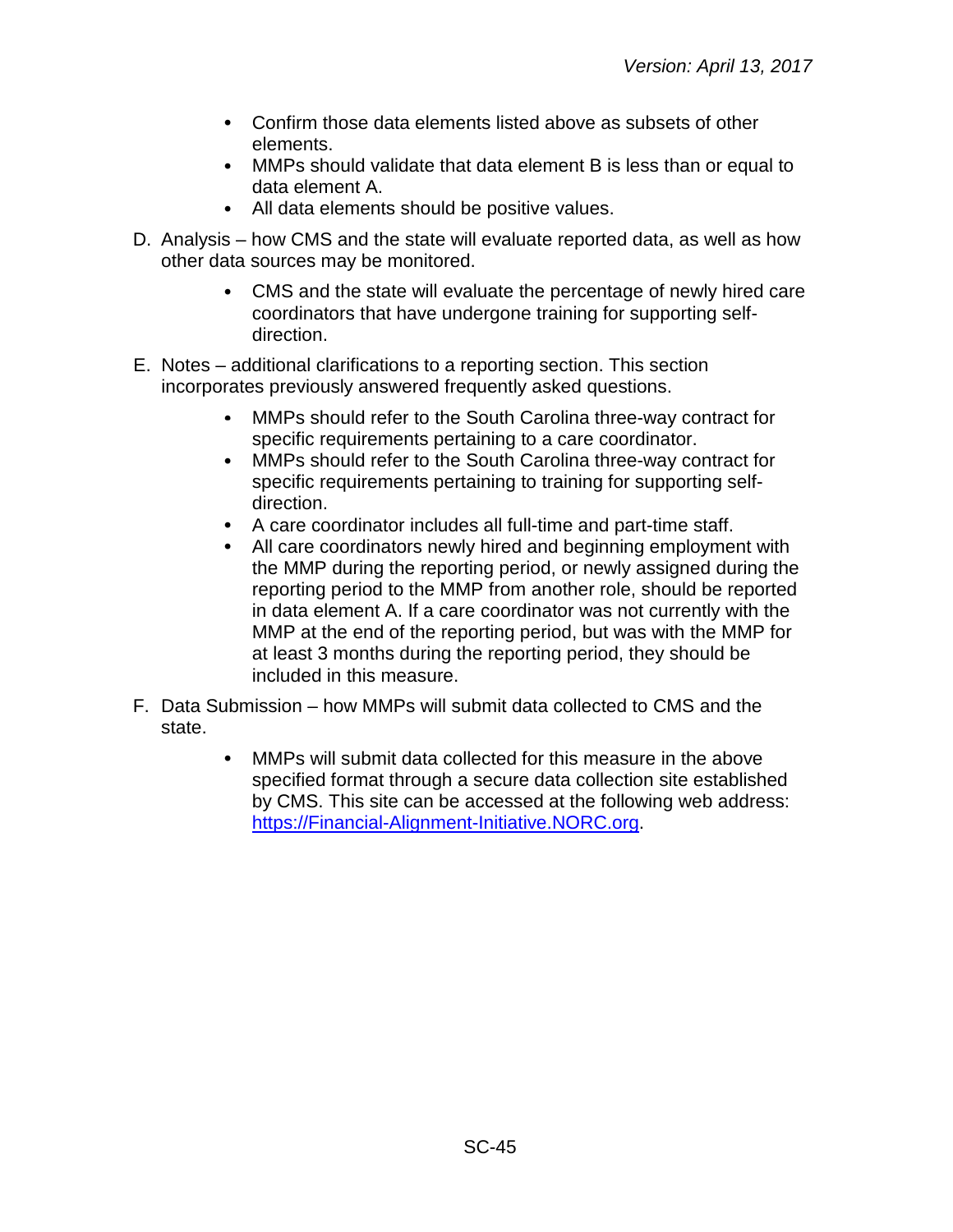- Confirm those data elements listed above as subsets of other elements.
- MMPs should validate that data element B is less than or equal to data element A.
- All data elements should be positive values.

D. Analysis – how CMS and the state will evaluate reported data, as well as how other data sources may be monitored.

- CMS and the state will evaluate the percentage of newly hired care coordinators that have undergone training for supporting self-direction.

E. Notes – additional clarifications to a reporting section. This section incorporates previously answered frequently asked questions.

- MMPs should refer to the South Carolina three-way contract for specific requirements pertaining to a care coordinator.
- MMPs should refer to the South Carolina three-way contract for specific requirements pertaining to training for supporting self-direction.
- A care coordinator includes all full-time and part-time staff.
- All care coordinators newly hired and beginning employment with the MMP during the reporting period, or newly assigned during the reporting period to the MMP from another role, should be reported in data element A. If a care coordinator was not currently with the MMP at the end of the reporting period, but was with the MMP for at least 3 months during the reporting period, they should be included in this measure.

F. Data Submission – how MMPs will submit data collected to CMS and the state.

- MMPs will submit data collected for this measure in the above specified format through a secure data collection site established by CMS. This site can be accessed at the following web address: https://Financial-Alignment-Initiative.NORC.org.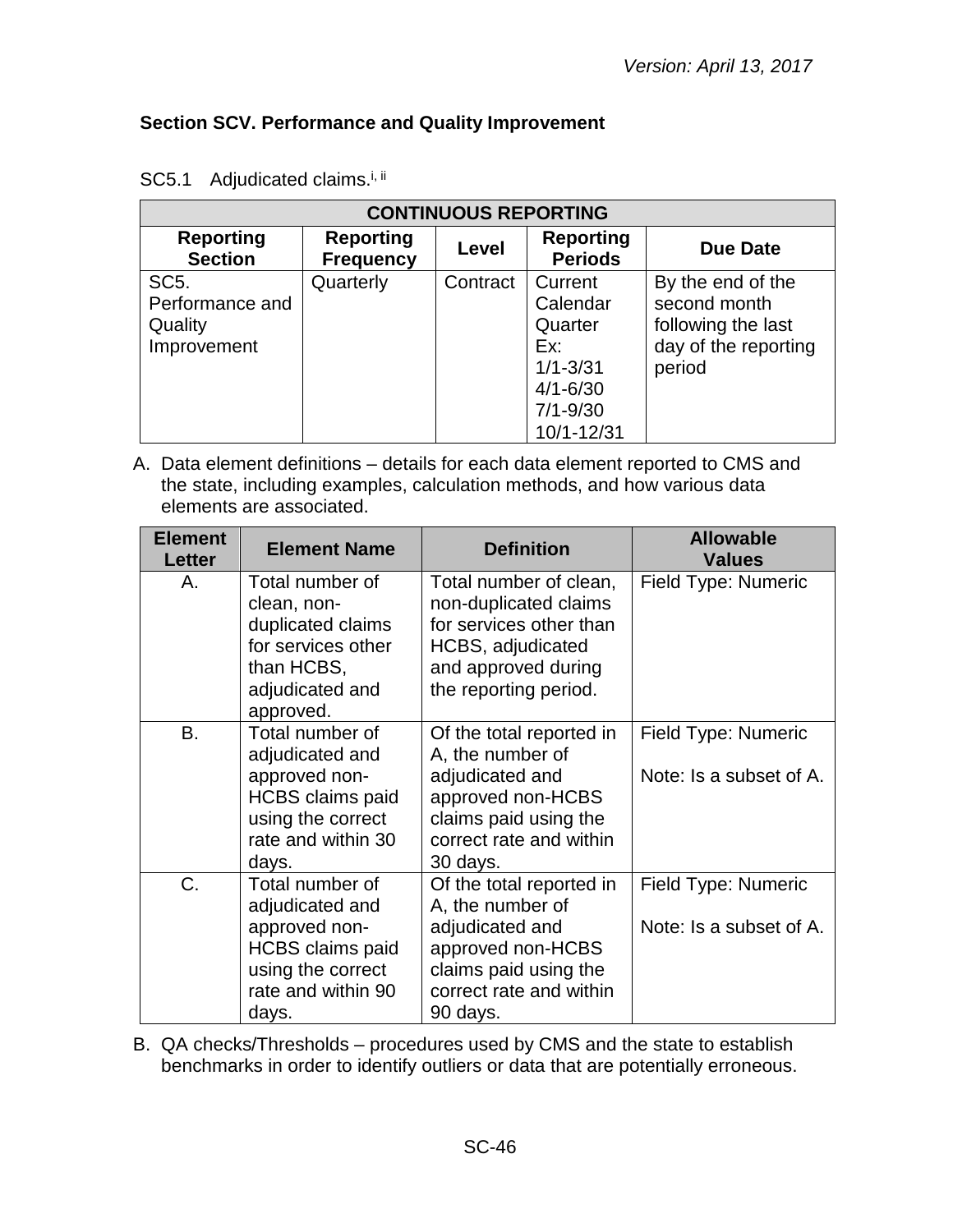## Section SCV. Performance and Quality Improvement

SC5.1 Adjudicated claims.[i, ii]

| CONTINUOUS REPORTING | | | | |
|---|---|---|---|---|
| **Reporting Section** | **Reporting Frequency** | **Level** | **Reporting Periods** | **Due Date** |
| SC5. Performance and Quality Improvement | Quarterly | Contract | Current Calendar Quarter Ex: 1/1-3/31 4/1-6/30 7/1-9/30 10/1-12/31 | By the end of the second month following the last day of the reporting period |

A. Data element definitions – details for each data element reported to CMS and the state, including examples, calculation methods, and how various data elements are associated.

| Element Letter | Element Name | Definition | Allowable Values |
|---|---|---|---|
| A. | Total number of clean, non-duplicated claims for services other than HCBS, adjudicated and approved. | Total number of clean, non-duplicated claims for services other than HCBS, adjudicated and approved during the reporting period. | Field Type: Numeric |
| B. | Total number of adjudicated and approved non-HCBS claims paid using the correct rate and within 30 days. | Of the total reported in A, the number of adjudicated and approved non-HCBS claims paid using the correct rate and within 30 days. | Field Type: Numeric<br><br>Note: Is a subset of A. |
| C. | Total number of adjudicated and approved non-HCBS claims paid using the correct rate and within 90 days. | Of the total reported in A, the number of adjudicated and approved non-HCBS claims paid using the correct rate and within 90 days. | Field Type: Numeric<br><br>Note: Is a subset of A. |

B. QA checks/Thresholds – procedures used by CMS and the state to establish benchmarks in order to identify outliers or data that are potentially erroneous.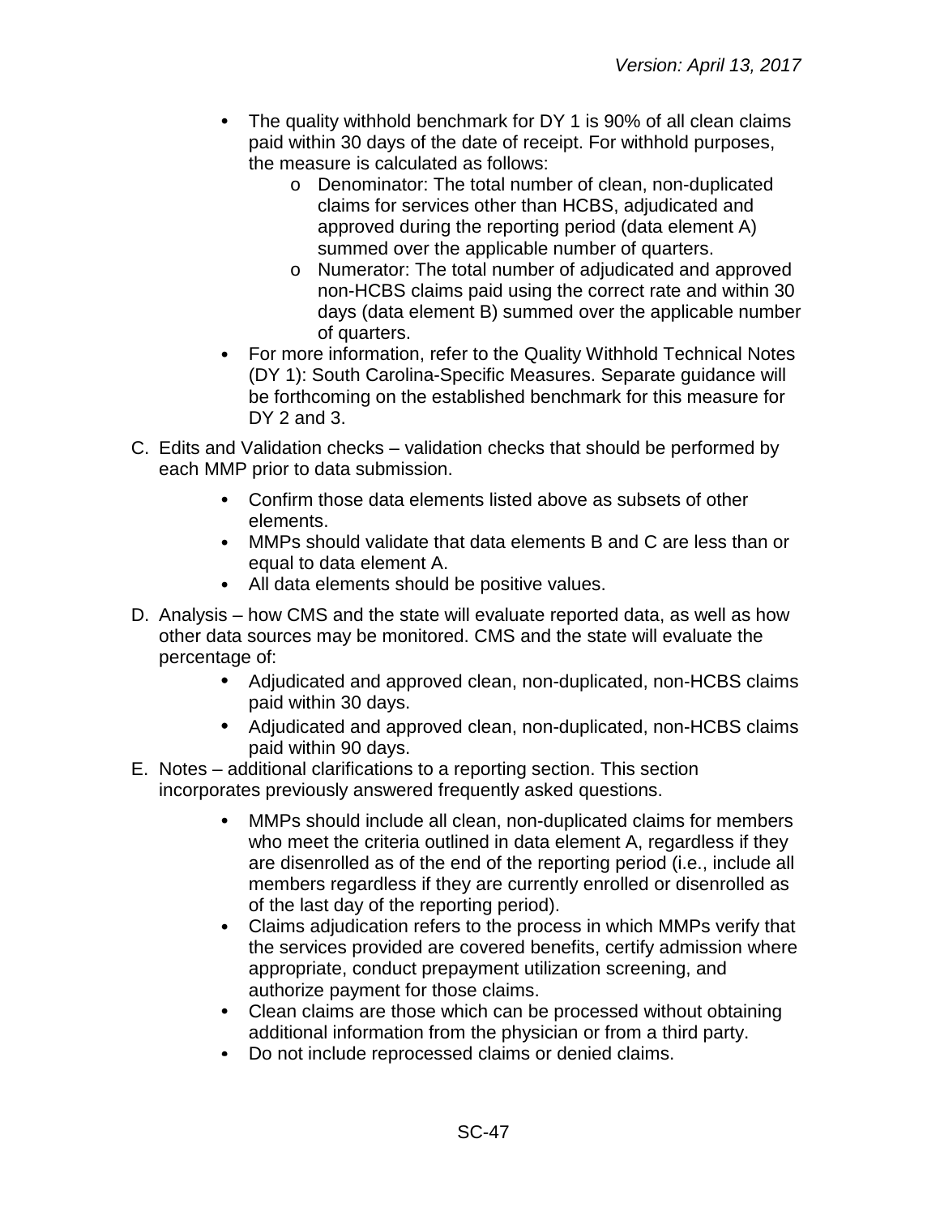- The quality withhold benchmark for DY 1 is 90% of all clean claims paid within 30 days of the date of receipt. For withhold purposes, the measure is calculated as follows:
  - o Denominator: The total number of clean, non-duplicated claims for services other than HCBS, adjudicated and approved during the reporting period (data element A) summed over the applicable number of quarters.
  - o Numerator: The total number of adjudicated and approved non-HCBS claims paid using the correct rate and within 30 days (data element B) summed over the applicable number of quarters.
- For more information, refer to the Quality Withhold Technical Notes (DY 1): South Carolina-Specific Measures. Separate guidance will be forthcoming on the established benchmark for this measure for DY 2 and 3.

C. Edits and Validation checks – validation checks that should be performed by each MMP prior to data submission.

- Confirm those data elements listed above as subsets of other elements.
- MMPs should validate that data elements B and C are less than or equal to data element A.
- All data elements should be positive values.

D. Analysis – how CMS and the state will evaluate reported data, as well as how other data sources may be monitored. CMS and the state will evaluate the percentage of:

- Adjudicated and approved clean, non-duplicated, non-HCBS claims paid within 30 days.
- Adjudicated and approved clean, non-duplicated, non-HCBS claims paid within 90 days.

E. Notes – additional clarifications to a reporting section. This section incorporates previously answered frequently asked questions.

- MMPs should include all clean, non-duplicated claims for members who meet the criteria outlined in data element A, regardless if they are disenrolled as of the end of the reporting period (i.e., include all members regardless if they are currently enrolled or disenrolled as of the last day of the reporting period).
- Claims adjudication refers to the process in which MMPs verify that the services provided are covered benefits, certify admission where appropriate, conduct prepayment utilization screening, and authorize payment for those claims.
- Clean claims are those which can be processed without obtaining additional information from the physician or from a third party.
- Do not include reprocessed claims or denied claims.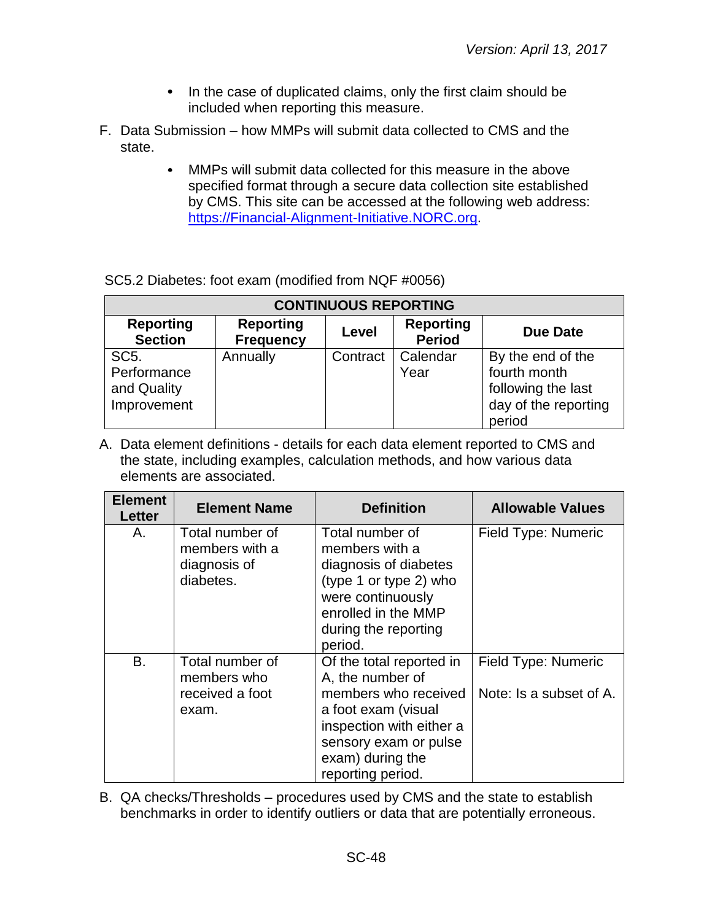- In the case of duplicated claims, only the first claim should be included when reporting this measure.

F. Data Submission – how MMPs will submit data collected to CMS and the state.

- MMPs will submit data collected for this measure in the above specified format through a secure data collection site established by CMS. This site can be accessed at the following web address: https://Financial-Alignment-Initiative.NORC.org.

SC5.2 Diabetes: foot exam (modified from NQF #0056)

| CONTINUOUS REPORTING | | | | |
|---|---|---|---|---|
| **Reporting Section** | **Reporting Frequency** | **Level** | **Reporting Period** | **Due Date** |
| SC5. Performance and Quality Improvement | Annually | Contract | Calendar Year | By the end of the fourth month following the last day of the reporting period |

A. Data element definitions - details for each data element reported to CMS and the state, including examples, calculation methods, and how various data elements are associated.

| Element Letter | Element Name | Definition | Allowable Values |
|---|---|---|---|
| A. | Total number of members with a diagnosis of diabetes. | Total number of members with a diagnosis of diabetes (type 1 or type 2) who were continuously enrolled in the MMP during the reporting period. | Field Type: Numeric |
| B. | Total number of members who received a foot exam. | Of the total reported in A, the number of members who received a foot exam (visual inspection with either a sensory exam or pulse exam) during the reporting period. | Field Type: Numeric<br><br>Note: Is a subset of A. |

B. QA checks/Thresholds – procedures used by CMS and the state to establish benchmarks in order to identify outliers or data that are potentially erroneous.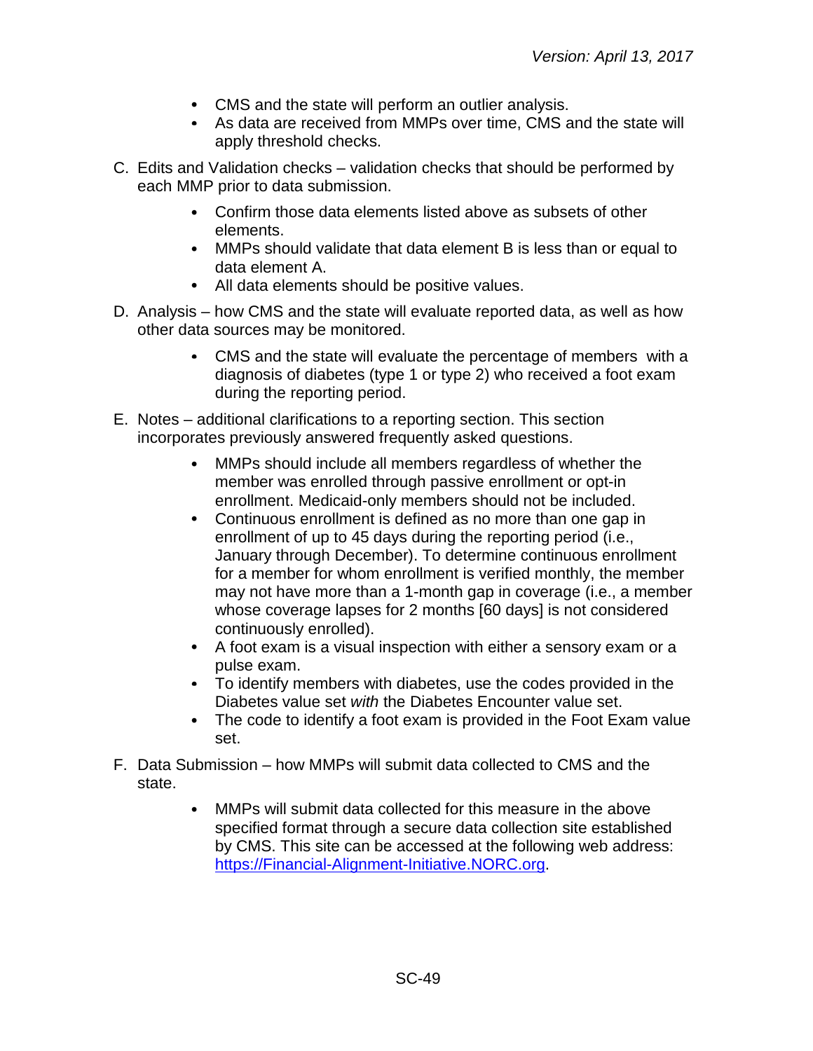- CMS and the state will perform an outlier analysis.
- As data are received from MMPs over time, CMS and the state will apply threshold checks.

C. Edits and Validation checks – validation checks that should be performed by each MMP prior to data submission.

- Confirm those data elements listed above as subsets of other elements.
- MMPs should validate that data element B is less than or equal to data element A.
- All data elements should be positive values.

D. Analysis – how CMS and the state will evaluate reported data, as well as how other data sources may be monitored.

- CMS and the state will evaluate the percentage of members with a diagnosis of diabetes (type 1 or type 2) who received a foot exam during the reporting period.

E. Notes – additional clarifications to a reporting section. This section incorporates previously answered frequently asked questions.

- MMPs should include all members regardless of whether the member was enrolled through passive enrollment or opt-in enrollment. Medicaid-only members should not be included.
- Continuous enrollment is defined as no more than one gap in enrollment of up to 45 days during the reporting period (i.e., January through December). To determine continuous enrollment for a member for whom enrollment is verified monthly, the member may not have more than a 1-month gap in coverage (i.e., a member whose coverage lapses for 2 months [60 days] is not considered continuously enrolled).
- A foot exam is a visual inspection with either a sensory exam or a pulse exam.
- To identify members with diabetes, use the codes provided in the Diabetes value set *with* the Diabetes Encounter value set.
- The code to identify a foot exam is provided in the Foot Exam value set.

F. Data Submission – how MMPs will submit data collected to CMS and the state.

- MMPs will submit data collected for this measure in the above specified format through a secure data collection site established by CMS. This site can be accessed at the following web address: [https://Financial-Alignment-Initiative.NORC.org](https://Financial-Alignment-Initiative.NORC.org).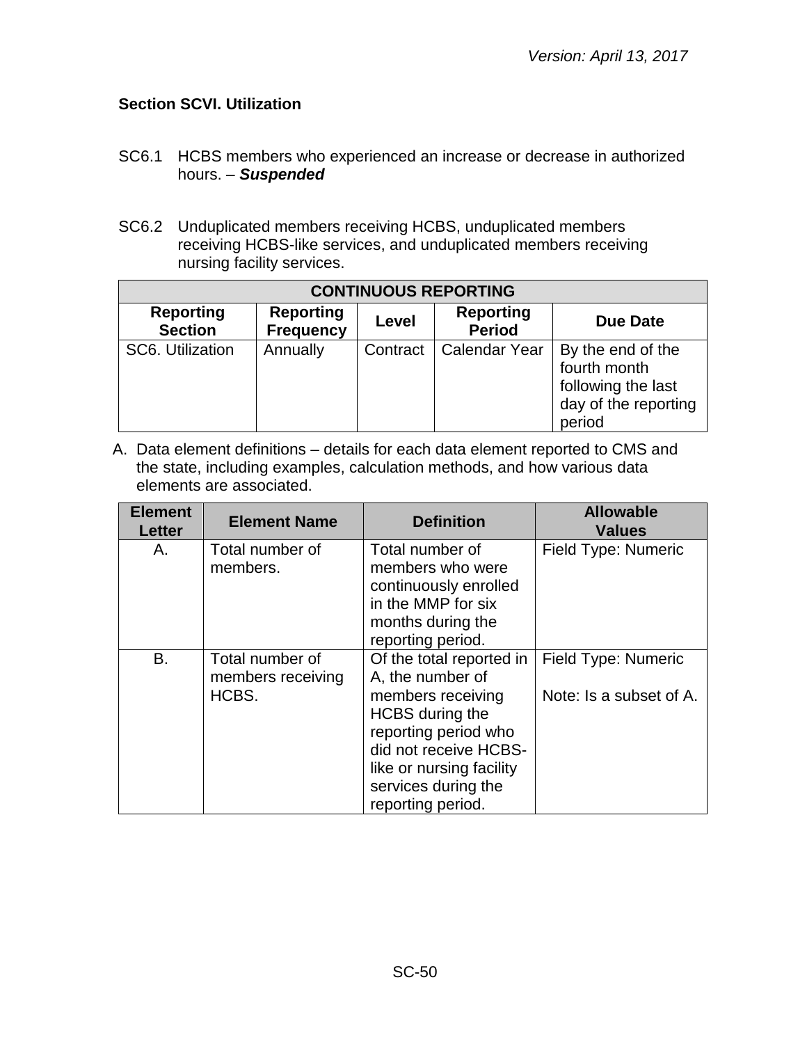## Section SCVI. Utilization

SC6.1 HCBS members who experienced an increase or decrease in authorized hours. – ***Suspended***

SC6.2 Unduplicated members receiving HCBS, unduplicated members receiving HCBS-like services, and unduplicated members receiving nursing facility services.

| CONTINUOUS REPORTING | | | | |
|---|---|---|---|---|
| **Reporting Section** | **Reporting Frequency** | **Level** | **Reporting Period** | **Due Date** |
| SC6. Utilization | Annually | Contract | Calendar Year | By the end of the fourth month following the last day of the reporting period |

A. Data element definitions – details for each data element reported to CMS and the state, including examples, calculation methods, and how various data elements are associated.

| Element Letter | Element Name | Definition | Allowable Values |
|---|---|---|---|
| A. | Total number of members. | Total number of members who were continuously enrolled in the MMP for six months during the reporting period. | Field Type: Numeric |
| B. | Total number of members receiving HCBS. | Of the total reported in A, the number of members receiving HCBS during the reporting period who did not receive HCBS-like or nursing facility services during the reporting period. | Field Type: Numeric<br><br>Note: Is a subset of A. |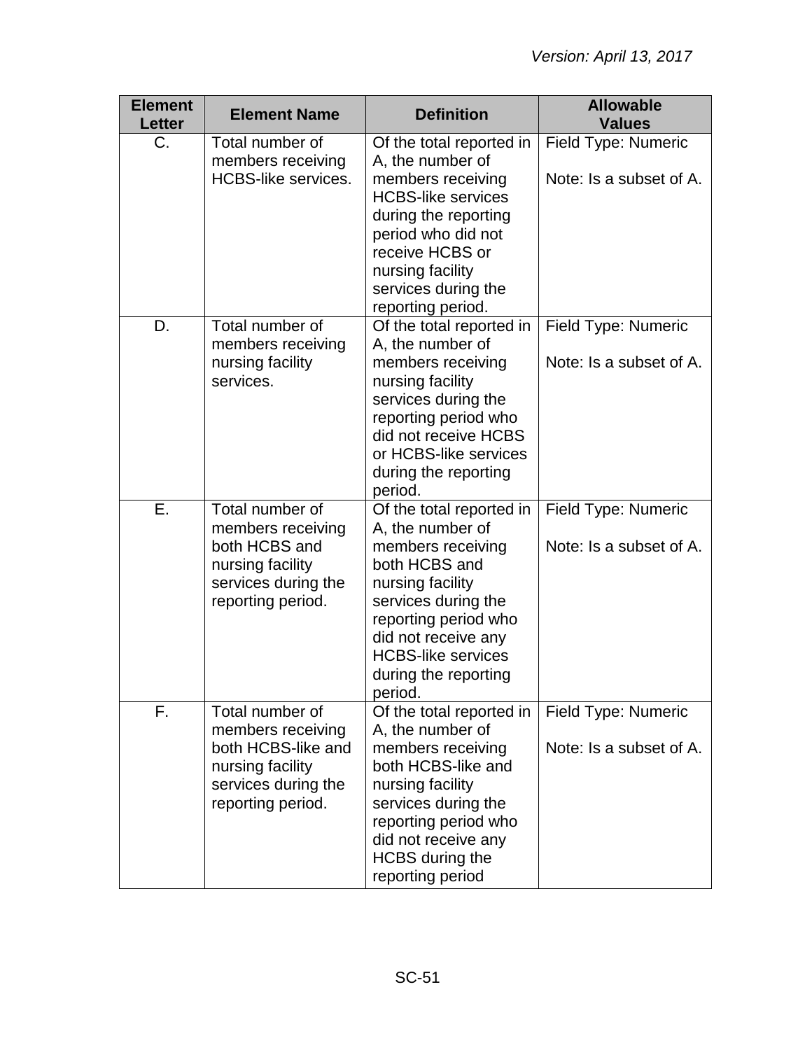| Element Letter | Element Name | Definition | Allowable Values |
|---|---|---|---|
| C. | Total number of members receiving HCBS-like services. | Of the total reported in A, the number of members receiving HCBS-like services during the reporting period who did not receive HCBS or nursing facility services during the reporting period. | Field Type: Numeric<br><br>Note: Is a subset of A. |
| D. | Total number of members receiving nursing facility services. | Of the total reported in A, the number of members receiving nursing facility services during the reporting period who did not receive HCBS or HCBS-like services during the reporting period. | Field Type: Numeric<br><br>Note: Is a subset of A. |
| E. | Total number of members receiving both HCBS and nursing facility services during the reporting period. | Of the total reported in A, the number of members receiving both HCBS and nursing facility services during the reporting period who did not receive any HCBS-like services during the reporting period. | Field Type: Numeric<br><br>Note: Is a subset of A. |
| F. | Total number of members receiving both HCBS-like and nursing facility services during the reporting period. | Of the total reported in A, the number of members receiving both HCBS-like and nursing facility services during the reporting period who did not receive any HCBS during the reporting period | Field Type: Numeric<br><br>Note: Is a subset of A. |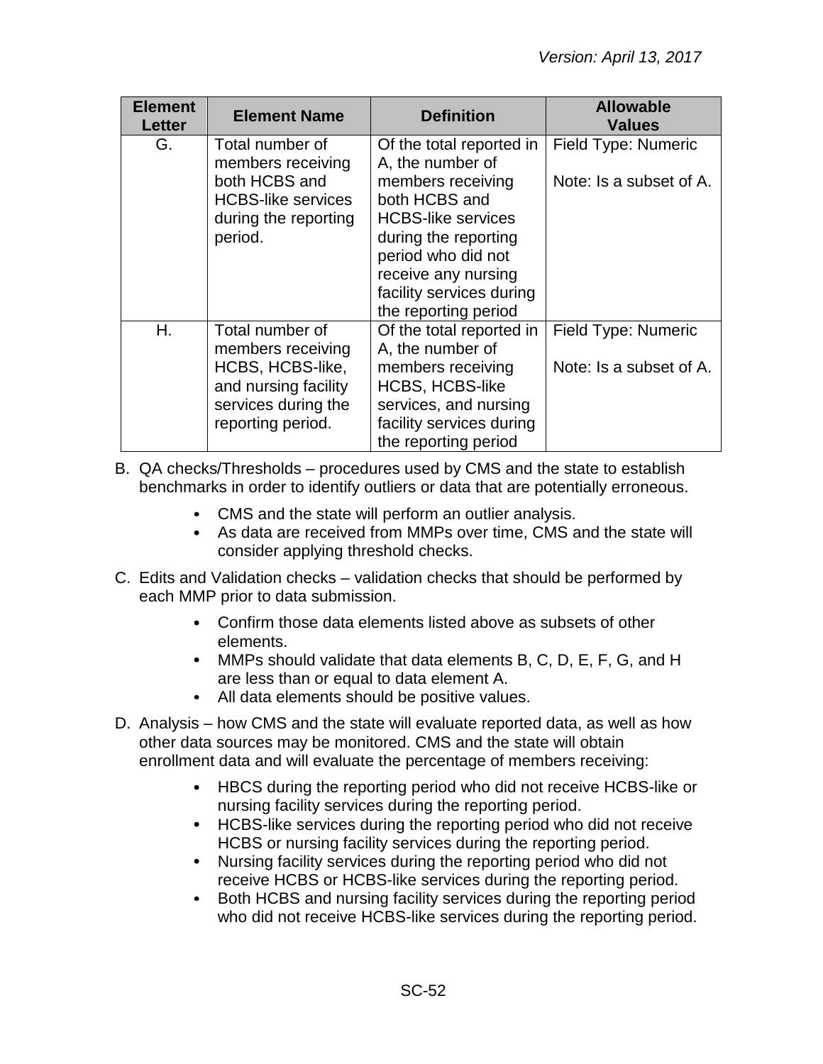| Element Letter | Element Name | Definition | Allowable Values |
|---|---|---|---|
| G. | Total number of members receiving both HCBS and HCBS-like services during the reporting period. | Of the total reported in A, the number of members receiving both HCBS and HCBS-like services during the reporting period who did not receive any nursing facility services during the reporting period | Field Type: Numeric<br><br>Note: Is a subset of A. |
| H. | Total number of members receiving HCBS, HCBS-like, and nursing facility services during the reporting period. | Of the total reported in A, the number of members receiving HCBS, HCBS-like services, and nursing facility services during the reporting period | Field Type: Numeric<br><br>Note: Is a subset of A. |

B. QA checks/Thresholds – procedures used by CMS and the state to establish benchmarks in order to identify outliers or data that are potentially erroneous.

- CMS and the state will perform an outlier analysis.
- As data are received from MMPs over time, CMS and the state will consider applying threshold checks.

C. Edits and Validation checks – validation checks that should be performed by each MMP prior to data submission.

- Confirm those data elements listed above as subsets of other elements.
- MMPs should validate that data elements B, C, D, E, F, G, and H are less than or equal to data element A.
- All data elements should be positive values.

D. Analysis – how CMS and the state will evaluate reported data, as well as how other data sources may be monitored. CMS and the state will obtain enrollment data and will evaluate the percentage of members receiving:

- HBCS during the reporting period who did not receive HCBS-like or nursing facility services during the reporting period.
- HCBS-like services during the reporting period who did not receive HCBS or nursing facility services during the reporting period.
- Nursing facility services during the reporting period who did not receive HCBS or HCBS-like services during the reporting period.
- Both HCBS and nursing facility services during the reporting period who did not receive HCBS-like services during the reporting period.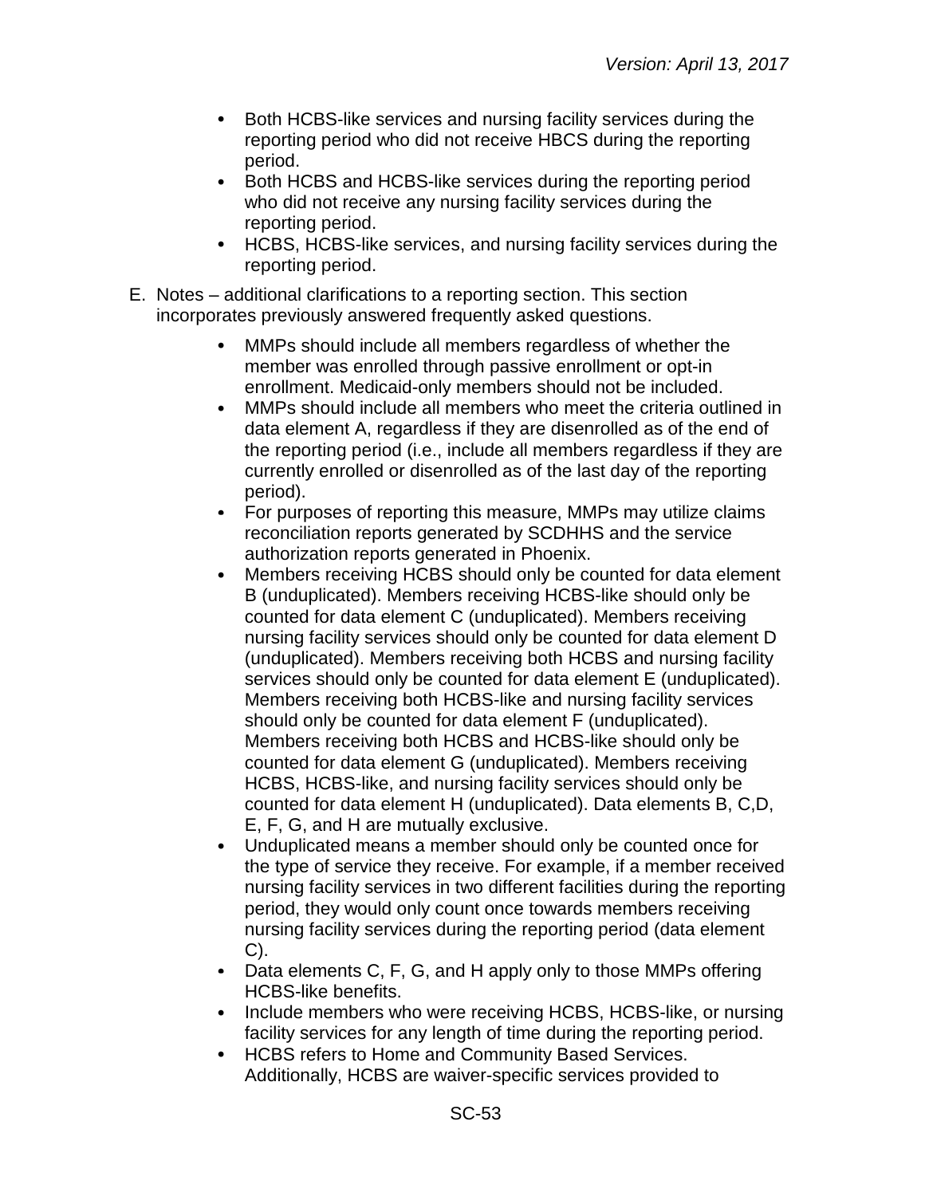- Both HCBS-like services and nursing facility services during the reporting period who did not receive HBCS during the reporting period.
- Both HCBS and HCBS-like services during the reporting period who did not receive any nursing facility services during the reporting period.
- HCBS, HCBS-like services, and nursing facility services during the reporting period.

E. Notes – additional clarifications to a reporting section. This section incorporates previously answered frequently asked questions.

- MMPs should include all members regardless of whether the member was enrolled through passive enrollment or opt-in enrollment. Medicaid-only members should not be included.
- MMPs should include all members who meet the criteria outlined in data element A, regardless if they are disenrolled as of the end of the reporting period (i.e., include all members regardless if they are currently enrolled or disenrolled as of the last day of the reporting period).
- For purposes of reporting this measure, MMPs may utilize claims reconciliation reports generated by SCDHHS and the service authorization reports generated in Phoenix.
- Members receiving HCBS should only be counted for data element B (unduplicated). Members receiving HCBS-like should only be counted for data element C (unduplicated). Members receiving nursing facility services should only be counted for data element D (unduplicated). Members receiving both HCBS and nursing facility services should only be counted for data element E (unduplicated). Members receiving both HCBS-like and nursing facility services should only be counted for data element F (unduplicated). Members receiving both HCBS and HCBS-like should only be counted for data element G (unduplicated). Members receiving HCBS, HCBS-like, and nursing facility services should only be counted for data element H (unduplicated). Data elements B, C,D, E, F, G, and H are mutually exclusive.
- Unduplicated means a member should only be counted once for the type of service they receive. For example, if a member received nursing facility services in two different facilities during the reporting period, they would only count once towards members receiving nursing facility services during the reporting period (data element C).
- Data elements C, F, G, and H apply only to those MMPs offering HCBS-like benefits.
- Include members who were receiving HCBS, HCBS-like, or nursing facility services for any length of time during the reporting period.
- HCBS refers to Home and Community Based Services. Additionally, HCBS are waiver-specific services provided to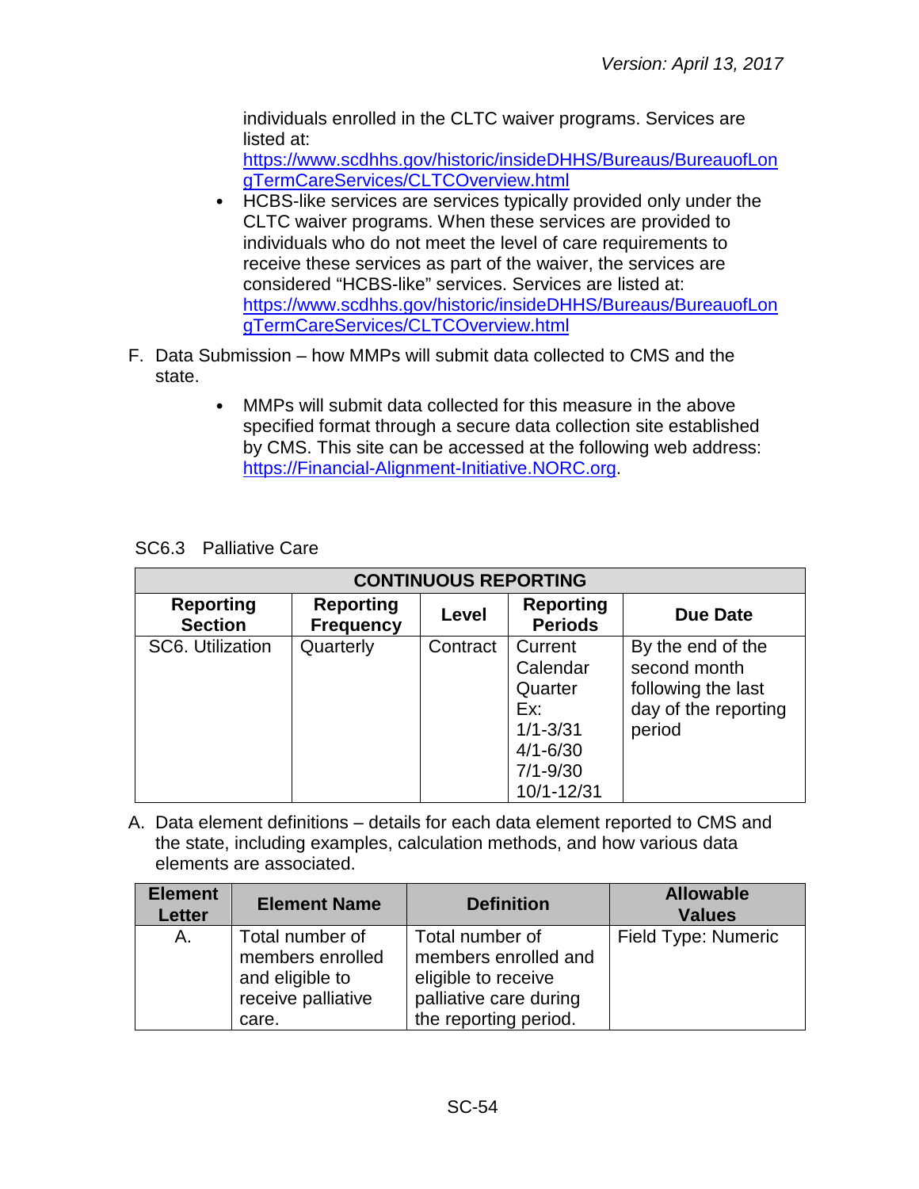individuals enrolled in the CLTC waiver programs. Services are listed at: https://www.scdhhs.gov/historic/insideDHHS/Bureaus/BureauofLongTermCareServices/CLTCOverview.html

- HCBS-like services are services typically provided only under the CLTC waiver programs. When these services are provided to individuals who do not meet the level of care requirements to receive these services as part of the waiver, the services are considered “HCBS-like” services. Services are listed at: https://www.scdhhs.gov/historic/insideDHHS/Bureaus/BureauofLongTermCareServices/CLTCOverview.html

F. Data Submission – how MMPs will submit data collected to CMS and the state.

- MMPs will submit data collected for this measure in the above specified format through a secure data collection site established by CMS. This site can be accessed at the following web address: https://Financial-Alignment-Initiative.NORC.org.

SC6.3 Palliative Care

| CONTINUOUS REPORTING | | | | |
|---|---|---|---|---|
| **Reporting Section** | **Reporting Frequency** | **Level** | **Reporting Periods** | **Due Date** |
| SC6. Utilization | Quarterly | Contract | Current Calendar Quarter Ex: 1/1-3/31 4/1-6/30 7/1-9/30 10/1-12/31 | By the end of the second month following the last day of the reporting period |

A. Data element definitions – details for each data element reported to CMS and the state, including examples, calculation methods, and how various data elements are associated.

| Element Letter | Element Name | Definition | Allowable Values |
|---|---|---|---|
| A. | Total number of members enrolled and eligible to receive palliative care. | Total number of members enrolled and eligible to receive palliative care during the reporting period. | Field Type: Numeric |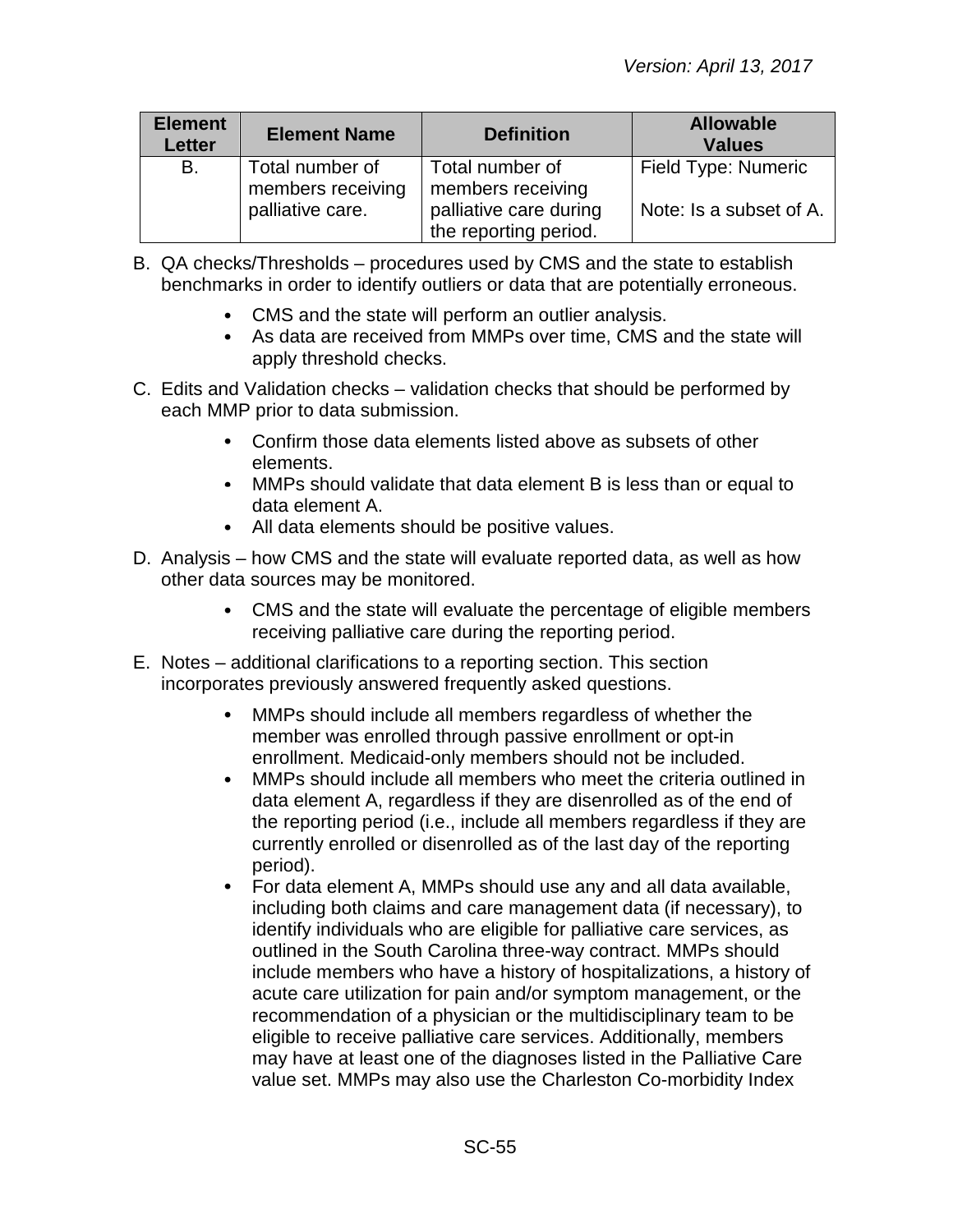| Element Letter | Element Name | Definition | Allowable Values |
|---|---|---|---|
| B. | Total number of members receiving palliative care. | Total number of members receiving palliative care during the reporting period. | Field Type: Numeric<br><br>Note: Is a subset of A. |

B. QA checks/Thresholds – procedures used by CMS and the state to establish benchmarks in order to identify outliers or data that are potentially erroneous.

- CMS and the state will perform an outlier analysis.
- As data are received from MMPs over time, CMS and the state will apply threshold checks.

C. Edits and Validation checks – validation checks that should be performed by each MMP prior to data submission.

- Confirm those data elements listed above as subsets of other elements.
- MMPs should validate that data element B is less than or equal to data element A.
- All data elements should be positive values.

D. Analysis – how CMS and the state will evaluate reported data, as well as how other data sources may be monitored.

- CMS and the state will evaluate the percentage of eligible members receiving palliative care during the reporting period.

E. Notes – additional clarifications to a reporting section. This section incorporates previously answered frequently asked questions.

- MMPs should include all members regardless of whether the member was enrolled through passive enrollment or opt-in enrollment. Medicaid-only members should not be included.
- MMPs should include all members who meet the criteria outlined in data element A, regardless if they are disenrolled as of the end of the reporting period (i.e., include all members regardless if they are currently enrolled or disenrolled as of the last day of the reporting period).
- For data element A, MMPs should use any and all data available, including both claims and care management data (if necessary), to identify individuals who are eligible for palliative care services, as outlined in the South Carolina three-way contract. MMPs should include members who have a history of hospitalizations, a history of acute care utilization for pain and/or symptom management, or the recommendation of a physician or the multidisciplinary team to be eligible to receive palliative care services. Additionally, members may have at least one of the diagnoses listed in the Palliative Care value set. MMPs may also use the Charleston Co-morbidity Index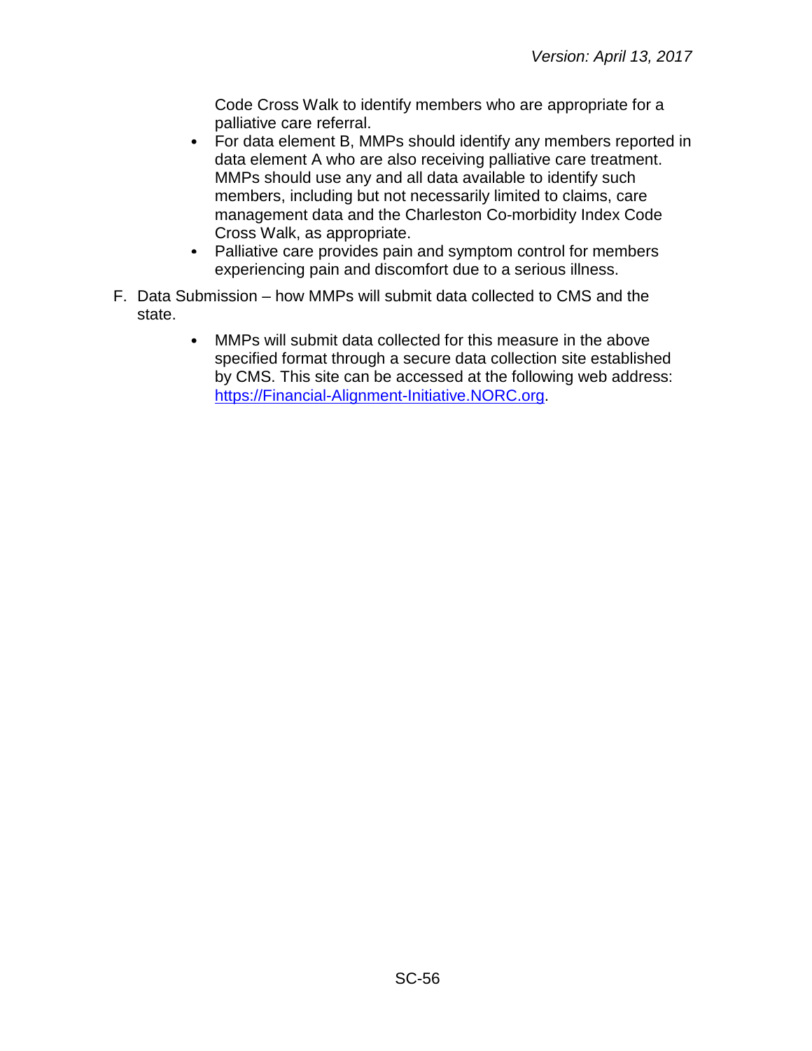Code Cross Walk to identify members who are appropriate for a palliative care referral.

- For data element B, MMPs should identify any members reported in data element A who are also receiving palliative care treatment. MMPs should use any and all data available to identify such members, including but not necessarily limited to claims, care management data and the Charleston Co-morbidity Index Code Cross Walk, as appropriate.
- Palliative care provides pain and symptom control for members experiencing pain and discomfort due to a serious illness.

F. Data Submission – how MMPs will submit data collected to CMS and the state.

- MMPs will submit data collected for this measure in the above specified format through a secure data collection site established by CMS. This site can be accessed at the following web address: [https://Financial-Alignment-Initiative.NORC.org](https://Financial-Alignment-Initiative.NORC.org).